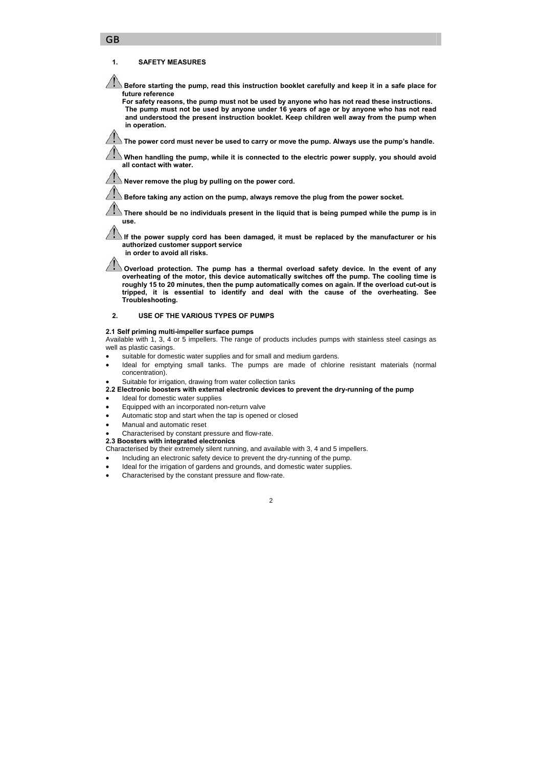## 1. SAFETY MEASURES

⚠ **Before starting the pump, read this instruction booklet carefully and keep it in a safe place for future reference**
**For safety reasons, the pump must not be used by anyone who has not read these instructions.**
**The pump must not be used by anyone under 16 years of age or by anyone who has not read and understood the present instruction booklet. Keep children well away from the pump when in operation.**

⚠ **The power cord must never be used to carry or move the pump. Always use the pump's handle.**

⚠ **When handling the pump, while it is connected to the electric power supply, you should avoid all contact with water.**

⚠ **Never remove the plug by pulling on the power cord.**

⚠ **Before taking any action on the pump, always remove the plug from the power socket.**

⚠ **There should be no individuals present in the liquid that is being pumped while the pump is in use.**

⚠ **If the power supply cord has been damaged, it must be replaced by the manufacturer or his authorized customer support service in order to avoid all risks.**

⚠ **Overload protection. The pump has a thermal overload safety device. In the event of any overheating of the motor, this device automatically switches off the pump. The cooling time is roughly 15 to 20 minutes, then the pump automatically comes on again. If the overload cut-out is tripped, it is essential to identify and deal with the cause of the overheating. See Troubleshooting.**

## 2. USE OF THE VARIOUS TYPES OF PUMPS

**2.1 Self priming multi-impeller surface pumps**

Available with 1, 3, 4 or 5 impellers. The range of products includes pumps with stainless steel casings as well as plastic casings.

- suitable for domestic water supplies and for small and medium gardens.
- Ideal for emptying small tanks. The pumps are made of chlorine resistant materials (normal concentration).
- Suitable for irrigation, drawing from water collection tanks

**2.2 Electronic boosters with external electronic devices to prevent the dry-running of the pump**

- Ideal for domestic water supplies
- Equipped with an incorporated non-return valve
- Automatic stop and start when the tap is opened or closed
- Manual and automatic reset
- Characterised by constant pressure and flow-rate.

**2.3 Boosters with integrated electronics**

Characterised by their extremely silent running, and available with 3, 4 and 5 impellers.

- Including an electronic safety device to prevent the dry-running of the pump.
- Ideal for the irrigation of gardens and grounds, and domestic water supplies.
- Characterised by the constant pressure and flow-rate.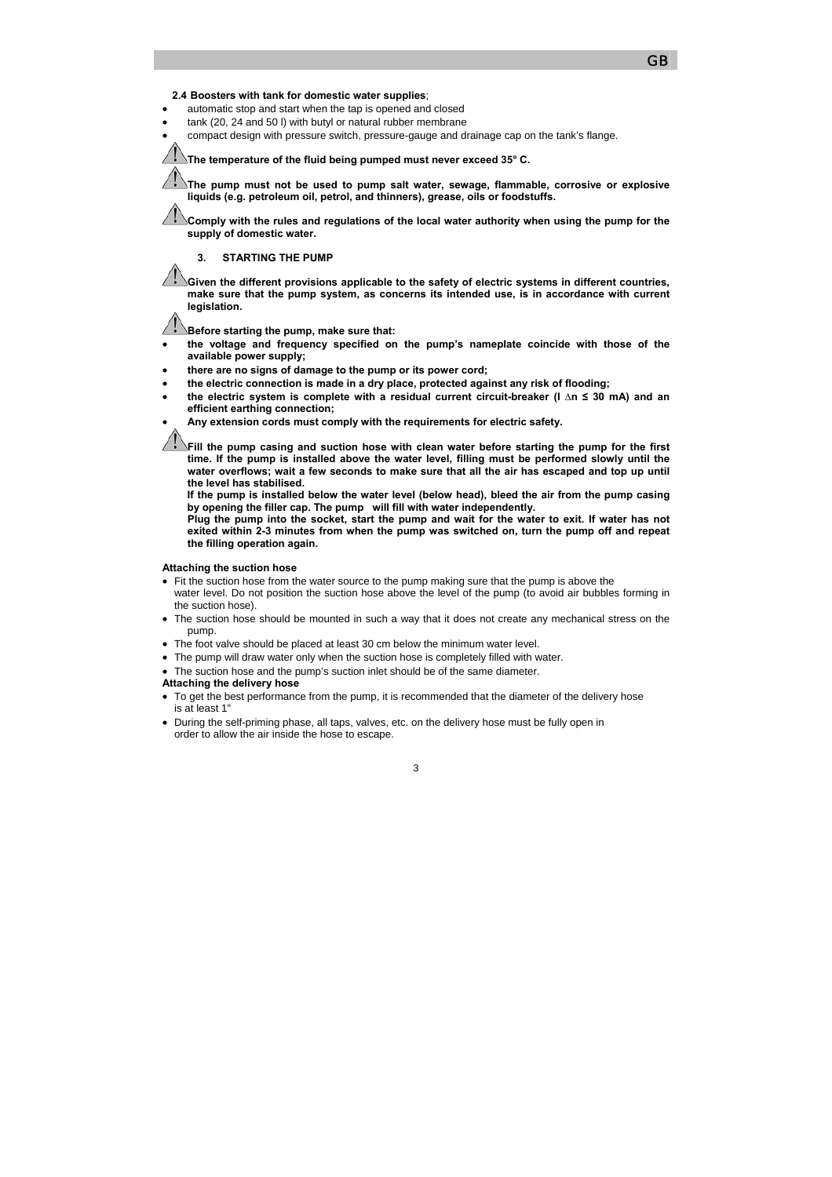**2.4 Boosters with tank for domestic water supplies**;

- automatic stop and start when the tap is opened and closed
- tank (20, 24 and 50 l) with butyl or natural rubber membrane
- compact design with pressure switch, pressure-gauge and drainage cap on the tank's flange.

⚠ **The temperature of the fluid being pumped must never exceed 35° C.**

⚠ **The pump must not be used to pump salt water, sewage, flammable, corrosive or explosive liquids (e.g. petroleum oil, petrol, and thinners), grease, oils or foodstuffs.**

⚠ **Comply with the rules and regulations of the local water authority when using the pump for the supply of domestic water.**

## 3. STARTING THE PUMP

⚠ **Given the different provisions applicable to the safety of electric systems in different countries, make sure that the pump system, as concerns its intended use, is in accordance with current legislation.**

⚠ **Before starting the pump, make sure that:**

- **the voltage and frequency specified on the pump's nameplate coincide with those of the available power supply;**
- **there are no signs of damage to the pump or its power cord;**
- **the electric connection is made in a dry place, protected against any risk of flooding;**
- **the electric system is complete with a residual current circuit-breaker (I ∆n ≤ 30 mA) and an efficient earthing connection;**
- **Any extension cords must comply with the requirements for electric safety.**

⚠ **Fill the pump casing and suction hose with clean water before starting the pump for the first time. If the pump is installed above the water level, filling must be performed slowly until the water overflows; wait a few seconds to make sure that all the air has escaped and top up until the level has stabilised.**
**If the pump is installed below the water level (below head), bleed the air from the pump casing by opening the filler cap. The pump will fill with water independently.**
**Plug the pump into the socket, start the pump and wait for the water to exit. If water has not exited within 2-3 minutes from when the pump was switched on, turn the pump off and repeat the filling operation again.**

**Attaching the suction hose**

- Fit the suction hose from the water source to the pump making sure that the pump is above the water level. Do not position the suction hose above the level of the pump (to avoid air bubbles forming in the suction hose).
- The suction hose should be mounted in such a way that it does not create any mechanical stress on the pump.
- The foot valve should be placed at least 30 cm below the minimum water level.
- The pump will draw water only when the suction hose is completely filled with water.
- The suction hose and the pump's suction inlet should be of the same diameter.

**Attaching the delivery hose**

- To get the best performance from the pump, it is recommended that the diameter of the delivery hose is at least 1"
- During the self-priming phase, all taps, valves, etc. on the delivery hose must be fully open in order to allow the air inside the hose to escape.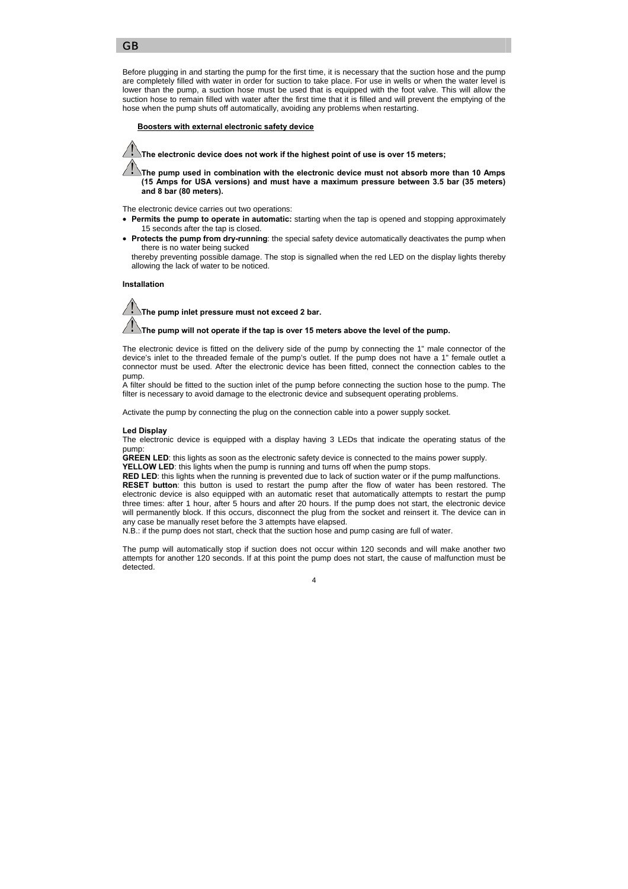Before plugging in and starting the pump for the first time, it is necessary that the suction hose and the pump are completely filled with water in order for suction to take place. For use in wells or when the water level is lower than the pump, a suction hose must be used that is equipped with the foot valve. This will allow the suction hose to remain filled with water after the first time that it is filled and will prevent the emptying of the hose when the pump shuts off automatically, avoiding any problems when restarting.

**Boosters with external electronic safety device**

⚠ **The electronic device does not work if the highest point of use is over 15 meters;**

⚠ **The pump used in combination with the electronic device must not absorb more than 10 Amps (15 Amps for USA versions) and must have a maximum pressure between 3.5 bar (35 meters) and 8 bar (80 meters).**

The electronic device carries out two operations:

- **Permits the pump to operate in automatic:** starting when the tap is opened and stopping approximately 15 seconds after the tap is closed.
- **Protects the pump from dry-running**: the special safety device automatically deactivates the pump when there is no water being sucked

thereby preventing possible damage. The stop is signalled when the red LED on the display lights thereby allowing the lack of water to be noticed.

**Installation**

⚠ **The pump inlet pressure must not exceed 2 bar.**

⚠ **The pump will not operate if the tap is over 15 meters above the level of the pump.**

The electronic device is fitted on the delivery side of the pump by connecting the 1" male connector of the device's inlet to the threaded female of the pump's outlet. If the pump does not have a 1" female outlet a connector must be used. After the electronic device has been fitted, connect the connection cables to the pump.
A filter should be fitted to the suction inlet of the pump before connecting the suction hose to the pump. The filter is necessary to avoid damage to the electronic device and subsequent operating problems.

Activate the pump by connecting the plug on the connection cable into a power supply socket.

**Led Display**
The electronic device is equipped with a display having 3 LEDs that indicate the operating status of the pump:
**GREEN LED**: this lights as soon as the electronic safety device is connected to the mains power supply.
**YELLOW LED**: this lights when the pump is running and turns off when the pump stops.
**RED LED**: this lights when the running is prevented due to lack of suction water or if the pump malfunctions.
**RESET button**: this button is used to restart the pump after the flow of water has been restored. The electronic device is also equipped with an automatic reset that automatically attempts to restart the pump three times: after 1 hour, after 5 hours and after 20 hours. If the pump does not start, the electronic device will permanently block. If this occurs, disconnect the plug from the socket and reinsert it. The device can in any case be manually reset before the 3 attempts have elapsed.
N.B.: if the pump does not start, check that the suction hose and pump casing are full of water.

The pump will automatically stop if suction does not occur within 120 seconds and will make another two attempts for another 120 seconds. If at this point the pump does not start, the cause of malfunction must be detected.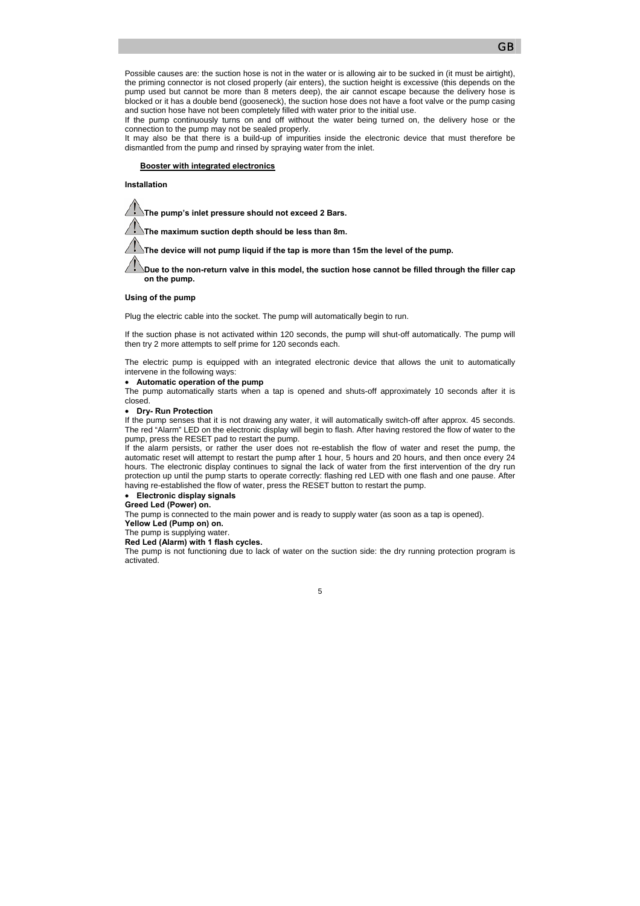Possible causes are: the suction hose is not in the water or is allowing air to be sucked in (it must be airtight), the priming connector is not closed properly (air enters), the suction height is excessive (this depends on the pump used but cannot be more than 8 meters deep), the air cannot escape because the delivery hose is blocked or it has a double bend (gooseneck), the suction hose does not have a foot valve or the pump casing and suction hose have not been completely filled with water prior to the initial use.

If the pump continuously turns on and off without the water being turned on, the delivery hose or the connection to the pump may not be sealed properly.

It may also be that there is a build-up of impurities inside the electronic device that must therefore be dismantled from the pump and rinsed by spraying water from the inlet.

**Booster with integrated electronics**

**Installation**

⚠ **The pump's inlet pressure should not exceed 2 Bars.**

⚠ **The maximum suction depth should be less than 8m.**

⚠ **The device will not pump liquid if the tap is more than 15m the level of the pump.**

⚠ **Due to the non-return valve in this model, the suction hose cannot be filled through the filler cap on the pump.**

**Using of the pump**

Plug the electric cable into the socket. The pump will automatically begin to run.

If the suction phase is not activated within 120 seconds, the pump will shut-off automatically. The pump will then try 2 more attempts to self prime for 120 seconds each.

The electric pump is equipped with an integrated electronic device that allows the unit to automatically intervene in the following ways:

- **Automatic operation of the pump**

The pump automatically starts when a tap is opened and shuts-off approximately 10 seconds after it is closed.

- **Dry- Run Protection**

If the pump senses that it is not drawing any water, it will automatically switch-off after approx. 45 seconds. The red "Alarm" LED on the electronic display will begin to flash. After having restored the flow of water to the pump, press the RESET pad to restart the pump.

If the alarm persists, or rather the user does not re-establish the flow of water and reset the pump, the automatic reset will attempt to restart the pump after 1 hour, 5 hours and 20 hours, and then once every 24 hours. The electronic display continues to signal the lack of water from the first intervention of the dry run protection up until the pump starts to operate correctly: flashing red LED with one flash and one pause. After having re-established the flow of water, press the RESET button to restart the pump.

- **Electronic display signals**

**Greed Led (Power) on.**

The pump is connected to the main power and is ready to supply water (as soon as a tap is opened).

**Yellow Led (Pump on) on.**

The pump is supplying water.

**Red Led (Alarm) with 1 flash cycles.**

The pump is not functioning due to lack of water on the suction side: the dry running protection program is activated.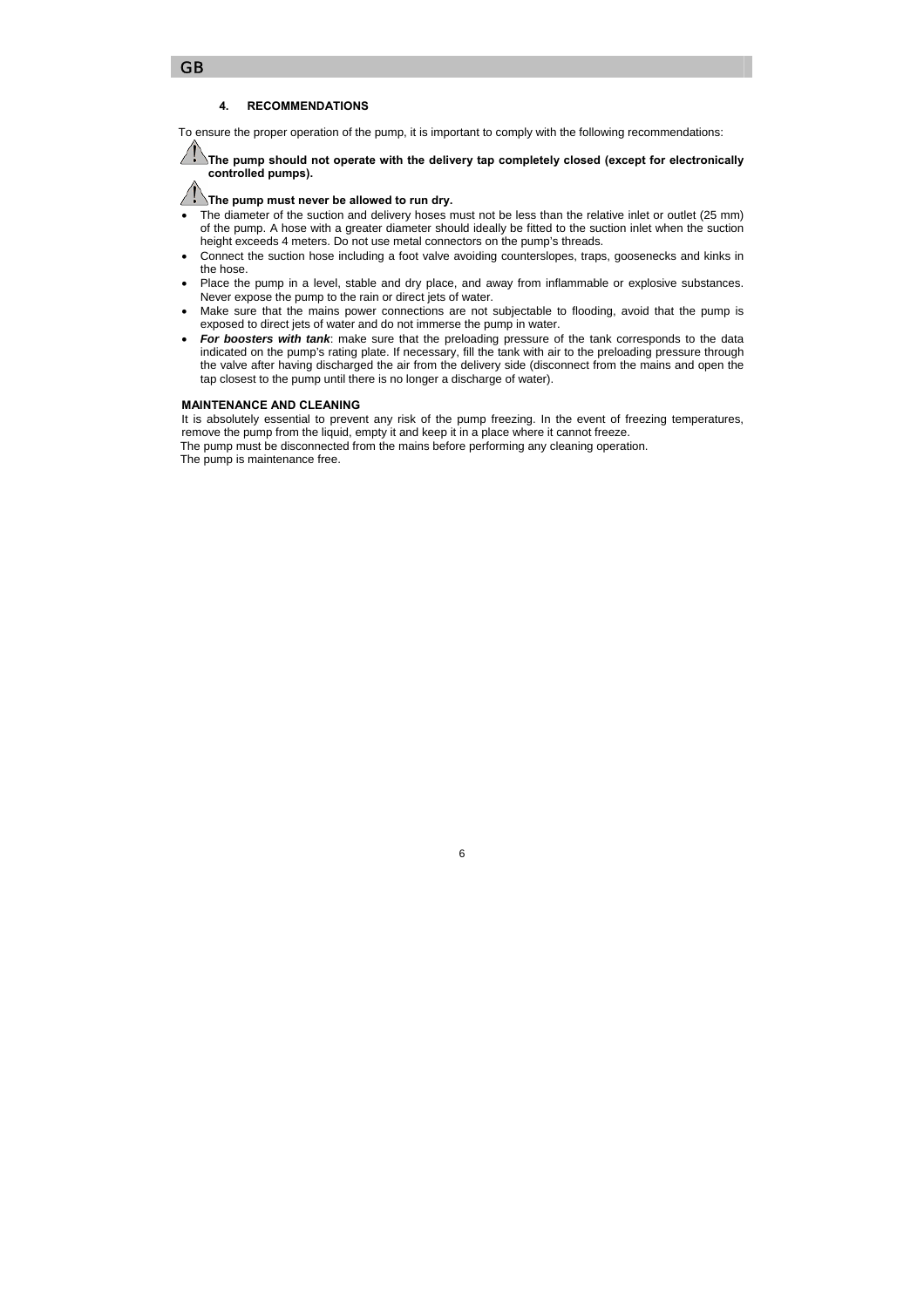### 4. RECOMMENDATIONS

To ensure the proper operation of the pump, it is important to comply with the following recommendations:

**⚠ The pump should not operate with the delivery tap completely closed (except for electronically controlled pumps).**

**⚠ The pump must never be allowed to run dry.**

- The diameter of the suction and delivery hoses must not be less than the relative inlet or outlet (25 mm) of the pump. A hose with a greater diameter should ideally be fitted to the suction inlet when the suction height exceeds 4 meters. Do not use metal connectors on the pump's threads.
- Connect the suction hose including a foot valve avoiding counterslopes, traps, goosenecks and kinks in the hose.
- Place the pump in a level, stable and dry place, and away from inflammable or explosive substances. Never expose the pump to the rain or direct jets of water.
- Make sure that the mains power connections are not subjectable to flooding, avoid that the pump is exposed to direct jets of water and do not immerse the pump in water.
- ***For boosters with tank***: make sure that the preloading pressure of the tank corresponds to the data indicated on the pump's rating plate. If necessary, fill the tank with air to the preloading pressure through the valve after having discharged the air from the delivery side (disconnect from the mains and open the tap closest to the pump until there is no longer a discharge of water).

**MAINTENANCE AND CLEANING**

It is absolutely essential to prevent any risk of the pump freezing. In the event of freezing temperatures, remove the pump from the liquid, empty it and keep it in a place where it cannot freeze.

The pump must be disconnected from the mains before performing any cleaning operation.

The pump is maintenance free.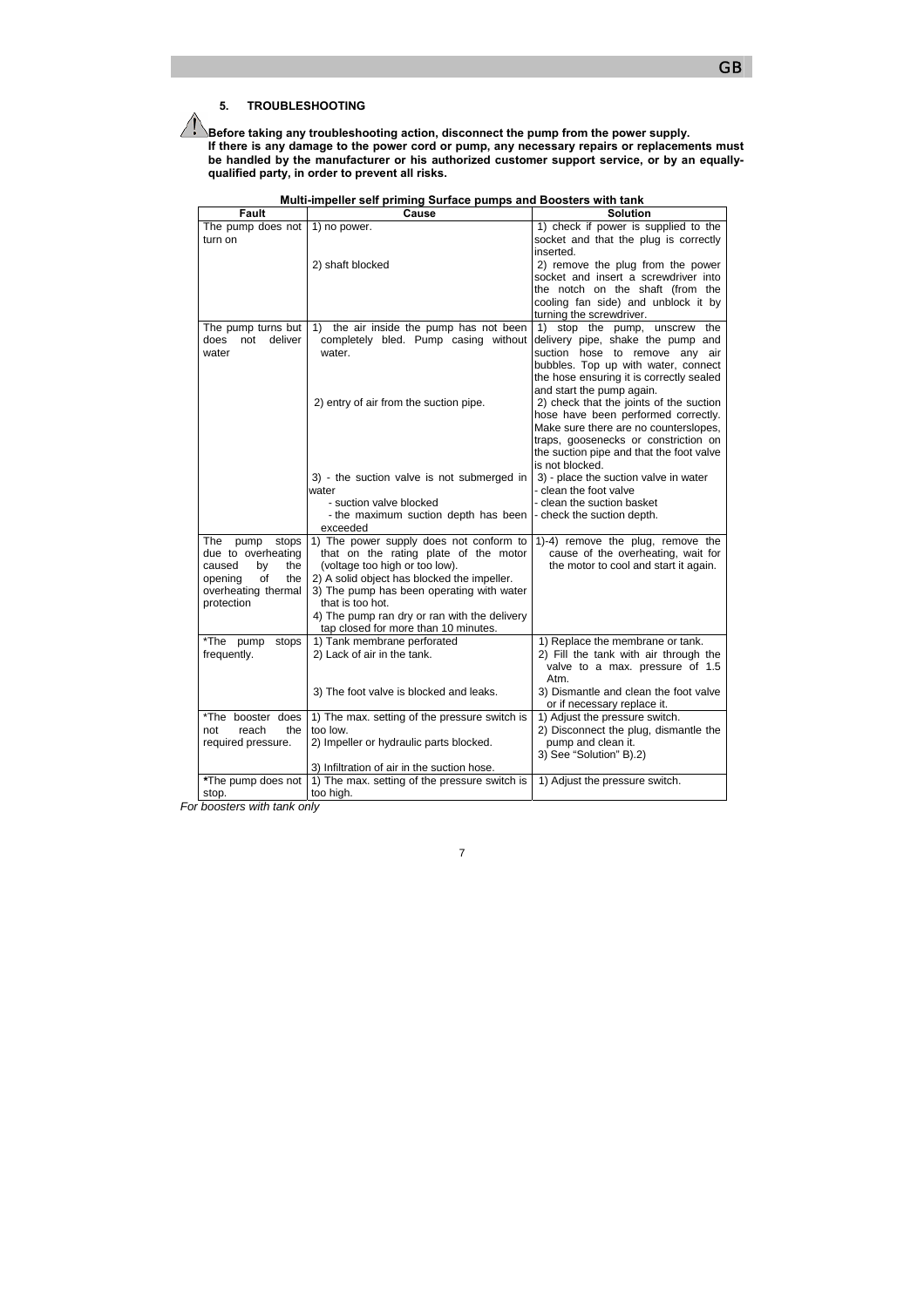## 5. TROUBLESHOOTING

**Before taking any troubleshooting action, disconnect the pump from the power supply.**
**If there is any damage to the power cord or pump, any necessary repairs or replacements must be handled by the manufacturer or his authorized customer support service, or by an equally-qualified party, in order to prevent all risks.**

**Multi-impeller self priming Surface pumps and Boosters with tank**

| Fault | Cause | Solution |
|---|---|---|
| The pump does not turn on | 1) no power.<br><br>2) shaft blocked | 1) check if power is supplied to the socket and that the plug is correctly inserted.<br>2) remove the plug from the power socket and insert a screwdriver into the notch on the shaft (from the cooling fan side) and unblock it by turning the screwdriver. |
| The pump turns but does not deliver water | 1) the air inside the pump has not been completely bled. Pump casing without water.<br><br>2) entry of air from the suction pipe.<br><br>3) - the suction valve is not submerged in water<br>- suction valve blocked<br>- the maximum suction depth has been exceeded | 1) stop the pump, unscrew the delivery pipe, shake the pump and suction hose to remove any air bubbles. Top up with water, connect the hose ensuring it is correctly sealed and start the pump again.<br>2) check that the joints of the suction hose have been performed correctly. Make sure there are no counterslopes, traps, goosenecks or constriction on the suction pipe and that the foot valve is not blocked.<br>3) - place the suction valve in water<br>- clean the foot valve<br>- clean the suction basket<br>- check the suction depth. |
| The pump stops due to overheating caused by the opening of the overheating thermal protection | 1) The power supply does not conform to that on the rating plate of the motor (voltage too high or too low).<br>2) A solid object has blocked the impeller.<br>3) The pump has been operating with water that is too hot.<br>4) The pump ran dry or ran with the delivery tap closed for more than 10 minutes. | 1)-4) remove the plug, remove the cause of the overheating, wait for the motor to cool and start it again. |
| *The pump stops frequently. | 1) Tank membrane perforated<br>2) Lack of air in the tank.<br><br>3) The foot valve is blocked and leaks. | 1) Replace the membrane or tank.<br>2) Fill the tank with air through the valve to a max. pressure of 1.5 Atm.<br>3) Dismantle and clean the foot valve or if necessary replace it. |
| *The booster does not reach the required pressure. | 1) The max. setting of the pressure switch is too low.<br>2) Impeller or hydraulic parts blocked.<br><br>3) Infiltration of air in the suction hose. | 1) Adjust the pressure switch.<br>2) Disconnect the plug, dismantle the pump and clean it.<br>3) See "Solution" B).2) |
| *The pump does not stop. | 1) The max. setting of the pressure switch is too high. | 1) Adjust the pressure switch. |

*For boosters with tank only*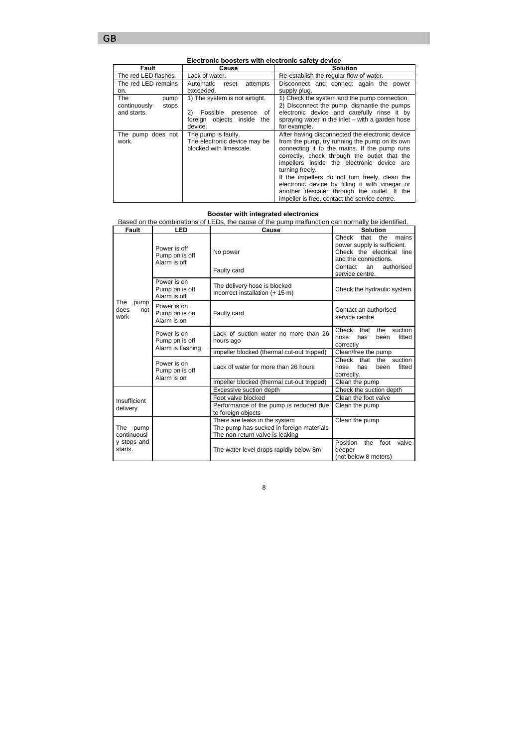**Electronic boosters with electronic safety device**

| Fault | Cause | Solution |
|---|---|---|
| The red LED flashes. | Lack of water. | Re-establish the regular flow of water. |
| The red LED remains on. | Automatic reset attempts exceeded. | Disconnect and connect again the power supply plug. |
| The pump continuously stops and starts. | 1) The system is not airtight.<br>2) Possible presence of foreign objects inside the device. | 1) Check the system and the pump connection.<br>2) Disconnect the pump, dismantle the pumps electronic device and carefully rinse it by spraying water in the inlet – with a garden hose for example. |
| The pump does not work. | The pump is faulty.<br>The electronic device may be blocked with limescale. | After having disconnected the electronic device from the pump, try running the pump on its own connecting it to the mains. If the pump runs correctly, check through the outlet that the impellers inside the electronic device are turning freely.<br>If the impellers do not turn freely, clean the electronic device by filling it with vinegar or another descaler through the outlet. If the impeller is free, contact the service centre. |

**Booster with integrated electronics**

Based on the combinations of LEDs, the cause of the pump malfunction can normally be identified.

| Fault | LED | Cause | Solution |
|---|---|---|---|
| The pump does not work | Power is off<br>Pump on is off<br>Alarm is off | No power | Check that the mains power supply is sufficient. Check the electrical line and the connections. |
| | | Faulty card | Contact an authorised service centre. |
| | Power is on<br>Pump on is off<br>Alarm is off | The delivery hose is blocked<br>Incorrect installation (+ 15 m) | Check the hydraulic system |
| | Power is on<br>Pump on is on<br>Alarm is on | Faulty card | Contact an authorised service centre |
| | Power is on<br>Pump on is off<br>Alarm is flashing | Lack of suction water no more than 26 hours ago | Check that the suction hose has been fitted correctly |
| | | Impeller blocked (thermal cut-out tripped) | Clean/free the pump |
| | Power is on<br>Pump on is off<br>Alarm is on | Lack of water for more than 26 hours | Check that the suction hose has been fitted correctly. |
| | | Impeller blocked (thermal cut-out tripped) | Clean the pump |
| Insufficient delivery | | Excessive suction depth | Check the suction depth |
| | | Foot valve blocked | Clean the foot valve |
| | | Performance of the pump is reduced due to foreign objects | Clean the pump |
| The pump continuously stops and starts. | | There are leaks in the system<br>The pump has sucked in foreign materials<br>The non-return valve is leaking | Clean the pump |
| | | The water level drops rapidly below 8m | Position the foot valve deeper<br>(not below 8 meters) |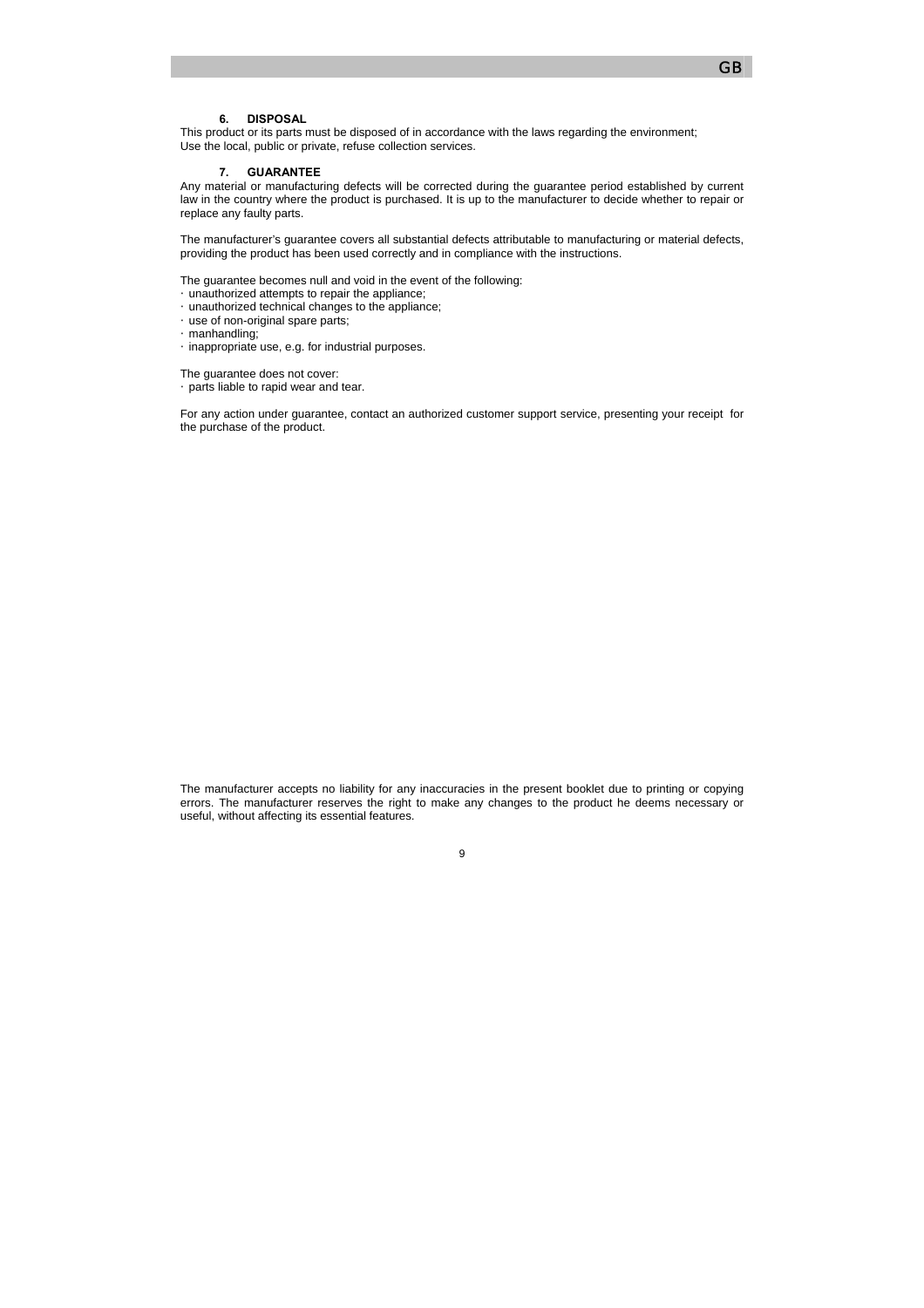## 6. DISPOSAL

This product or its parts must be disposed of in accordance with the laws regarding the environment;
Use the local, public or private, refuse collection services.

## 7. GUARANTEE

Any material or manufacturing defects will be corrected during the guarantee period established by current law in the country where the product is purchased. It is up to the manufacturer to decide whether to repair or replace any faulty parts.

The manufacturer's guarantee covers all substantial defects attributable to manufacturing or material defects, providing the product has been used correctly and in compliance with the instructions.

The guarantee becomes null and void in the event of the following:

- unauthorized attempts to repair the appliance;
- unauthorized technical changes to the appliance;
- use of non-original spare parts;
- manhandling;
- inappropriate use, e.g. for industrial purposes.

The guarantee does not cover:

- parts liable to rapid wear and tear.

For any action under guarantee, contact an authorized customer support service, presenting your receipt for the purchase of the product.

The manufacturer accepts no liability for any inaccuracies in the present booklet due to printing or copying errors. The manufacturer reserves the right to make any changes to the product he deems necessary or useful, without affecting its essential features.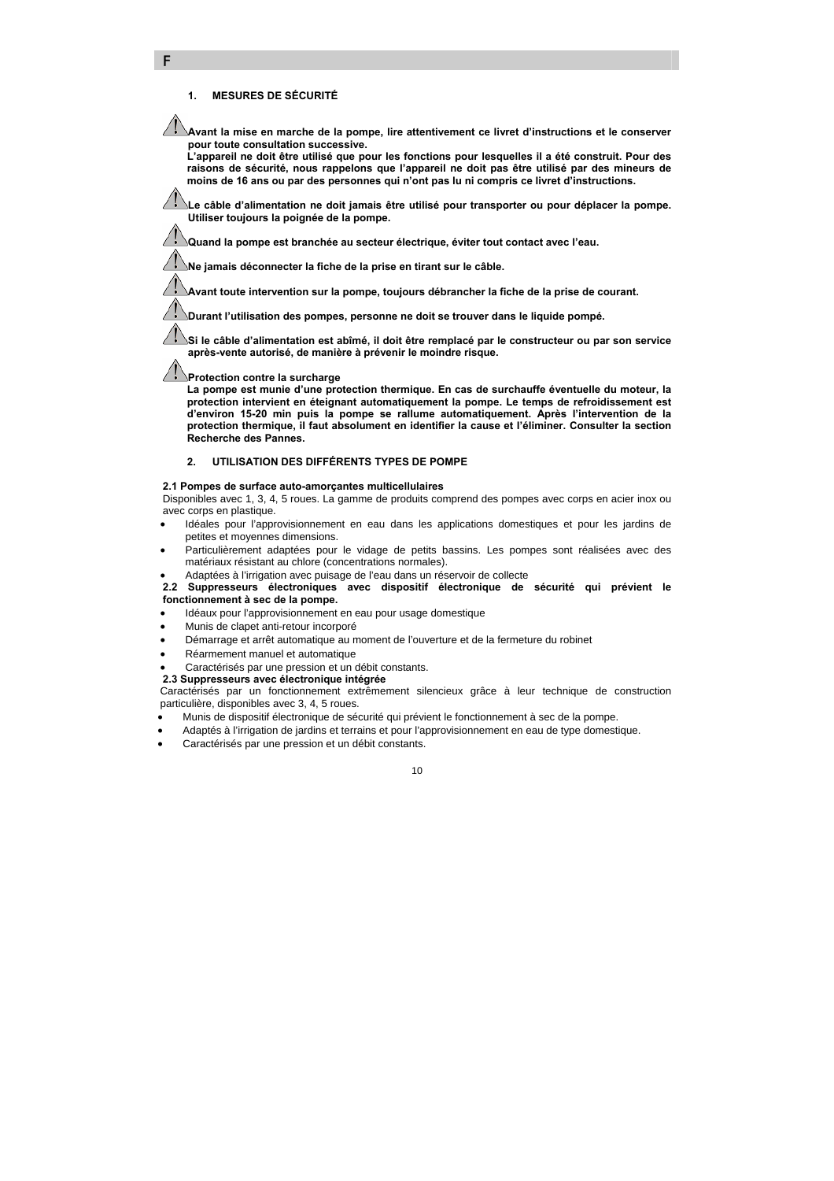## 1. MESURES DE SÉCURITÉ

⚠ **Avant la mise en marche de la pompe, lire attentivement ce livret d'instructions et le conserver pour toute consultation successive.**
**L'appareil ne doit être utilisé que pour les fonctions pour lesquelles il a été construit. Pour des raisons de sécurité, nous rappelons que l'appareil ne doit pas être utilisé par des mineurs de moins de 16 ans ou par des personnes qui n'ont pas lu ni compris ce livret d'instructions.**

⚠ **Le câble d'alimentation ne doit jamais être utilisé pour transporter ou pour déplacer la pompe. Utiliser toujours la poignée de la pompe.**

⚠ **Quand la pompe est branchée au secteur électrique, éviter tout contact avec l'eau.**

⚠ **Ne jamais déconnecter la fiche de la prise en tirant sur le câble.**

⚠ **Avant toute intervention sur la pompe, toujours débrancher la fiche de la prise de courant.**

⚠ **Durant l'utilisation des pompes, personne ne doit se trouver dans le liquide pompé.**

⚠ **Si le câble d'alimentation est abîmé, il doit être remplacé par le constructeur ou par son service après-vente autorisé, de manière à prévenir le moindre risque.**

⚠ **Protection contre la surcharge**
**La pompe est munie d'une protection thermique. En cas de surchauffe éventuelle du moteur, la protection intervient en éteignant automatiquement la pompe. Le temps de refroidissement est d'environ 15-20 min puis la pompe se rallume automatiquement. Après l'intervention de la protection thermique, il faut absolument en identifier la cause et l'éliminer. Consulter la section Recherche des Pannes.**

## 2. UTILISATION DES DIFFÉRENTS TYPES DE POMPE

### 2.1 Pompes de surface auto-amorçantes multicellulaires

Disponibles avec 1, 3, 4, 5 roues. La gamme de produits comprend des pompes avec corps en acier inox ou avec corps en plastique.

- Idéales pour l'approvisionnement en eau dans les applications domestiques et pour les jardins de petites et moyennes dimensions.
- Particulièrement adaptées pour le vidage de petits bassins. Les pompes sont réalisées avec des matériaux résistant au chlore (concentrations normales).
- Adaptées à l'irrigation avec puisage de l'eau dans un réservoir de collecte

### 2.2 Suppresseurs électroniques avec dispositif électronique de sécurité qui prévient le fonctionnement à sec de la pompe.

- Idéaux pour l'approvisionnement en eau pour usage domestique
- Munis de clapet anti-retour incorporé
- Démarrage et arrêt automatique au moment de l'ouverture et de la fermeture du robinet
- Réarmement manuel et automatique
- Caractérisés par une pression et un débit constants.

### 2.3 Suppresseurs avec électronique intégrée

Caractérisés par un fonctionnement extrêmement silencieux grâce à leur technique de construction particulière, disponibles avec 3, 4, 5 roues.

- Munis de dispositif électronique de sécurité qui prévient le fonctionnement à sec de la pompe.
- Adaptés à l'irrigation de jardins et terrains et pour l'approvisionnement en eau de type domestique.
- Caractérisés par une pression et un débit constants.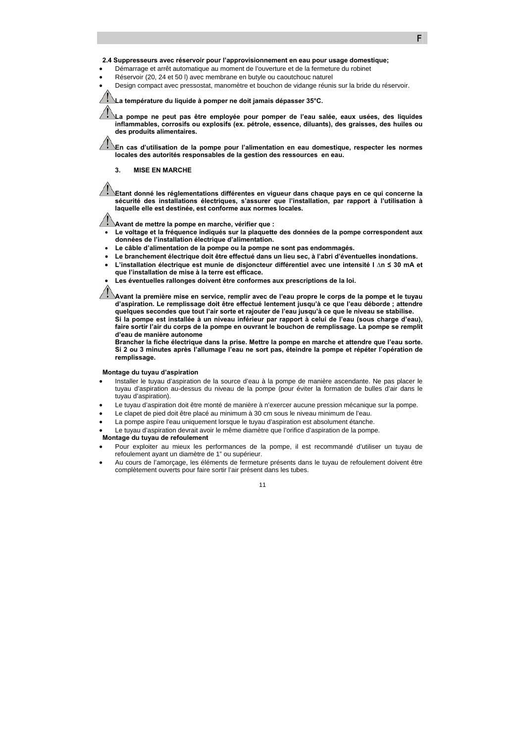**2.4 Suppresseurs avec réservoir pour l'approvisionnement en eau pour usage domestique;**

- Démarrage et arrêt automatique au moment de l'ouverture et de la fermeture du robinet
- Réservoir (20, 24 et 50 l) avec membrane en butyle ou caoutchouc naturel
- Design compact avec pressostat, manomètre et bouchon de vidange réunis sur la bride du réservoir.

⚠ **La température du liquide à pomper ne doit jamais dépasser 35°C.**

⚠ **La pompe ne peut pas être employée pour pomper de l'eau salée, eaux usées, des liquides inflammables, corrosifs ou explosifs (ex. pétrole, essence, diluants), des graisses, des huiles ou des produits alimentaires.**

⚠ **En cas d'utilisation de la pompe pour l'alimentation en eau domestique, respecter les normes locales des autorités responsables de la gestion des ressources en eau.**

## 3. MISE EN MARCHE

⚠ **Etant donné les réglementations différentes en vigueur dans chaque pays en ce qui concerne la sécurité des installations électriques, s'assurer que l'installation, par rapport à l'utilisation à laquelle elle est destinée, est conforme aux normes locales.**

⚠ **Avant de mettre la pompe en marche, vérifier que :**

- **Le voltage et la fréquence indiqués sur la plaquette des données de la pompe correspondent aux données de l'installation électrique d'alimentation.**
- **Le câble d'alimentation de la pompe ou la pompe ne sont pas endommagés.**
- **Le branchement électrique doit être effectué dans un lieu sec, à l'abri d'éventuelles inondations.**
- **L'installation électrique est munie de disjoncteur différentiel avec une intensité I ∆n ≤ 30 mA et que l'installation de mise à la terre est efficace.**
- **Les éventuelles rallonges doivent être conformes aux prescriptions de la loi.**

⚠ **Avant la première mise en service, remplir avec de l'eau propre le corps de la pompe et le tuyau d'aspiration. Le remplissage doit être effectué lentement jusqu'à ce que l'eau déborde ; attendre quelques secondes que tout l'air sorte et rajouter de l'eau jusqu'à ce que le niveau se stabilise.**
**Si la pompe est installée à un niveau inférieur par rapport à celui de l'eau (sous charge d'eau), faire sortir l'air du corps de la pompe en ouvrant le bouchon de remplissage. La pompe se remplit d'eau de manière autonome**
**Brancher la fiche électrique dans la prise. Mettre la pompe en marche et attendre que l'eau sorte. Si 2 ou 3 minutes après l'allumage l'eau ne sort pas, éteindre la pompe et répéter l'opération de remplissage.**

**Montage du tuyau d'aspiration**

- Installer le tuyau d'aspiration de la source d'eau à la pompe de manière ascendante. Ne pas placer le tuyau d'aspiration au-dessus du niveau de la pompe (pour éviter la formation de bulles d'air dans le tuyau d'aspiration).
- Le tuyau d'aspiration doit être monté de manière à n'exercer aucune pression mécanique sur la pompe.
- Le clapet de pied doit être placé au minimum à 30 cm sous le niveau minimum de l'eau.
- La pompe aspire l'eau uniquement lorsque le tuyau d'aspiration est absolument étanche.
- Le tuyau d'aspiration devrait avoir le même diamètre que l'orifice d'aspiration de la pompe.

**Montage du tuyau de refoulement**

- Pour exploiter au mieux les performances de la pompe, il est recommandé d'utiliser un tuyau de refoulement ayant un diamètre de 1" ou supérieur.
- Au cours de l'amorçage, les éléments de fermeture présents dans le tuyau de refoulement doivent être complètement ouverts pour faire sortir l'air présent dans les tubes.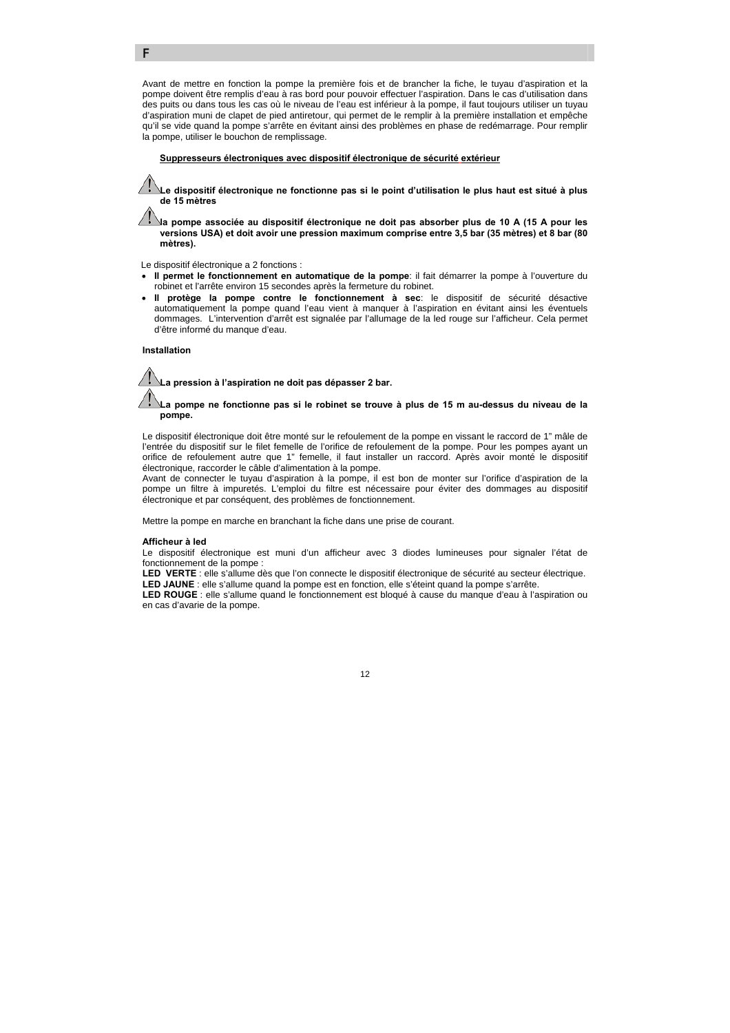Avant de mettre en fonction la pompe la première fois et de brancher la fiche, le tuyau d'aspiration et la pompe doivent être remplis d'eau à ras bord pour pouvoir effectuer l'aspiration. Dans le cas d'utilisation dans des puits ou dans tous les cas où le niveau de l'eau est inférieur à la pompe, il faut toujours utiliser un tuyau d'aspiration muni de clapet de pied antiretour, qui permet de le remplir à la première installation et empêche qu'il se vide quand la pompe s'arrête en évitant ainsi des problèmes en phase de redémarrage. Pour remplir la pompe, utiliser le bouchon de remplissage.

**Suppresseurs électroniques avec dispositif électronique de sécurité extérieur**

⚠ **Le dispositif électronique ne fonctionne pas si le point d'utilisation le plus haut est situé à plus de 15 mètres**

⚠ **la pompe associée au dispositif électronique ne doit pas absorber plus de 10 A (15 A pour les versions USA) et doit avoir une pression maximum comprise entre 3,5 bar (35 mètres) et 8 bar (80 mètres).**

Le dispositif électronique a 2 fonctions :

- **Il permet le fonctionnement en automatique de la pompe**: il fait démarrer la pompe à l'ouverture du robinet et l'arrête environ 15 secondes après la fermeture du robinet.
- **Il protège la pompe contre le fonctionnement à sec**: le dispositif de sécurité désactive automatiquement la pompe quand l'eau vient à manquer à l'aspiration en évitant ainsi les éventuels dommages. L'intervention d'arrêt est signalée par l'allumage de la led rouge sur l'afficheur. Cela permet d'être informé du manque d'eau.

**Installation**

⚠ **La pression à l'aspiration ne doit pas dépasser 2 bar.**

⚠ **La pompe ne fonctionne pas si le robinet se trouve à plus de 15 m au-dessus du niveau de la pompe.**

Le dispositif électronique doit être monté sur le refoulement de la pompe en vissant le raccord de 1" mâle de l'entrée du dispositif sur le filet femelle de l'orifice de refoulement de la pompe. Pour les pompes ayant un orifice de refoulement autre que 1" femelle, il faut installer un raccord. Après avoir monté le dispositif électronique, raccorder le câble d'alimentation à la pompe.
Avant de connecter le tuyau d'aspiration à la pompe, il est bon de monter sur l'orifice d'aspiration de la pompe un filtre à impuretés. L'emploi du filtre est nécessaire pour éviter des dommages au dispositif électronique et par conséquent, des problèmes de fonctionnement.

Mettre la pompe en marche en branchant la fiche dans une prise de courant.

**Afficheur à led**

Le dispositif électronique est muni d'un afficheur avec 3 diodes lumineuses pour signaler l'état de fonctionnement de la pompe :

**LED VERTE** : elle s'allume dès que l'on connecte le dispositif électronique de sécurité au secteur électrique.
**LED JAUNE** : elle s'allume quand la pompe est en fonction, elle s'éteint quand la pompe s'arrête.
**LED ROUGE** : elle s'allume quand le fonctionnement est bloqué à cause du manque d'eau à l'aspiration ou en cas d'avarie de la pompe.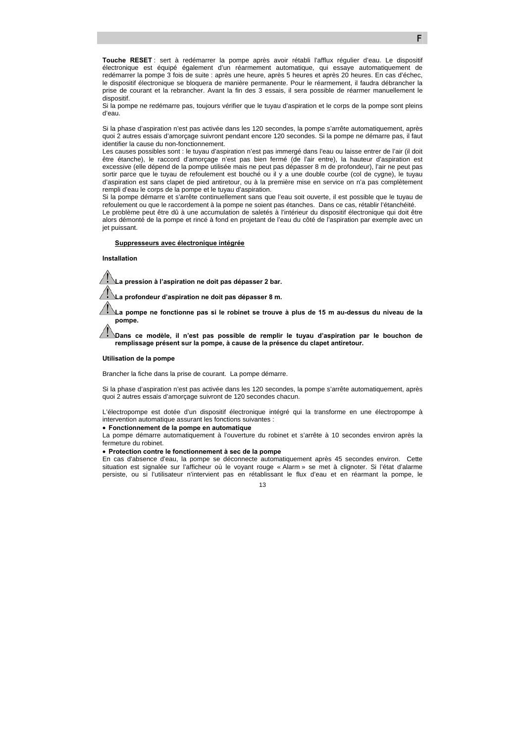**Touche RESET** : sert à redémarrer la pompe après avoir rétabli l'afflux régulier d'eau. Le dispositif électronique est équipé également d'un réarmement automatique, qui essaye automatiquement de redémarrer la pompe 3 fois de suite : après une heure, après 5 heures et après 20 heures. En cas d'échec, le dispositif électronique se bloquera de manière permanente. Pour le réarmement, il faudra débrancher la prise de courant et la rebrancher. Avant la fin des 3 essais, il sera possible de réarmer manuellement le dispositif.

Si la pompe ne redémarre pas, toujours vérifier que le tuyau d'aspiration et le corps de la pompe sont pleins d'eau.

Si la phase d'aspiration n'est pas activée dans les 120 secondes, la pompe s'arrête automatiquement, après quoi 2 autres essais d'amorçage suivront pendant encore 120 secondes. Si la pompe ne démarre pas, il faut identifier la cause du non-fonctionnement.

Les causes possibles sont : le tuyau d'aspiration n'est pas immergé dans l'eau ou laisse entrer de l'air (il doit être étanche), le raccord d'amorçage n'est pas bien fermé (de l'air entre), la hauteur d'aspiration est excessive (elle dépend de la pompe utilisée mais ne peut pas dépasser 8 m de profondeur), l'air ne peut pas sortir parce que le tuyau de refoulement est bouché ou il y a une double courbe (col de cygne), le tuyau d'aspiration est sans clapet de pied antiretour, ou à la première mise en service on n'a pas complètement rempli d'eau le corps de la pompe et le tuyau d'aspiration.

Si la pompe démarre et s'arrête continuellement sans que l'eau soit ouverte, il est possible que le tuyau de refoulement ou que le raccordement à la pompe ne soient pas étanches. Dans ce cas, rétablir l'étanchéité.

Le problème peut être dû à une accumulation de saletés à l'intérieur du dispositif électronique qui doit être alors démonté de la pompe et rincé à fond en projetant de l'eau du côté de l'aspiration par exemple avec un jet puissant.

## Suppresseurs avec électronique intégrée

### Installation

⚠ **La pression à l'aspiration ne doit pas dépasser 2 bar.**

⚠ **La profondeur d'aspiration ne doit pas dépasser 8 m.**

⚠ **La pompe ne fonctionne pas si le robinet se trouve à plus de 15 m au-dessus du niveau de la pompe.**

⚠ **Dans ce modèle, il n'est pas possible de remplir le tuyau d'aspiration par le bouchon de remplissage présent sur la pompe, à cause de la présence du clapet antiretour.**

### Utilisation de la pompe

Brancher la fiche dans la prise de courant. La pompe démarre.

Si la phase d'aspiration n'est pas activée dans les 120 secondes, la pompe s'arrête automatiquement, après quoi 2 autres essais d'amorçage suivront de 120 secondes chacun.

L'électropompe est dotée d'un dispositif électronique intégré qui la transforme en une électropompe à intervention automatique assurant les fonctions suivantes :

- **Fonctionnement de la pompe en automatique**

La pompe démarre automatiquement à l'ouverture du robinet et s'arrête à 10 secondes environ après la fermeture du robinet.

- **Protection contre le fonctionnement à sec de la pompe**

En cas d'absence d'eau, la pompe se déconnecte automatiquement après 45 secondes environ. Cette situation est signalée sur l'afficheur où le voyant rouge « Alarm » se met à clignoter. Si l'état d'alarme persiste, ou si l'utilisateur n'intervient pas en rétablissant le flux d'eau et en réarmant la pompe, le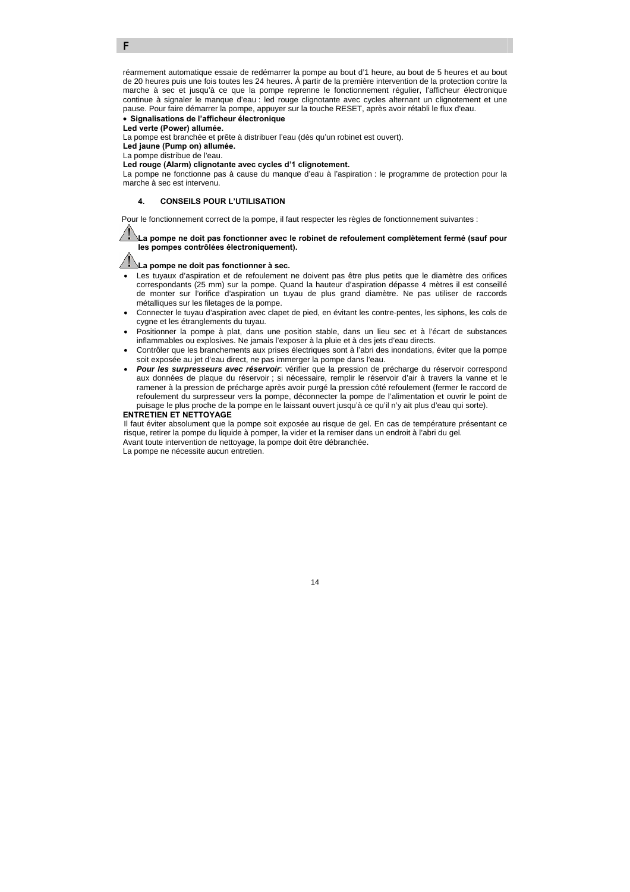réarmement automatique essaie de redémarrer la pompe au bout d'1 heure, au bout de 5 heures et au bout de 20 heures puis une fois toutes les 24 heures. À partir de la première intervention de la protection contre la marche à sec et jusqu'à ce que la pompe reprenne le fonctionnement régulier, l'afficheur électronique continue à signaler le manque d'eau : led rouge clignotante avec cycles alternant un clignotement et une pause. Pour faire démarrer la pompe, appuyer sur la touche RESET, après avoir rétabli le flux d'eau.

- **Signalisations de l'afficheur électronique**

**Led verte (Power) allumée.**
La pompe est branchée et prête à distribuer l'eau (dès qu'un robinet est ouvert).

**Led jaune (Pump on) allumée.**
La pompe distribue de l'eau.

**Led rouge (Alarm) clignotante avec cycles d'1 clignotement.**
La pompe ne fonctionne pas à cause du manque d'eau à l'aspiration : le programme de protection pour la marche à sec est intervenu.

## 4. CONSEILS POUR L'UTILISATION

Pour le fonctionnement correct de la pompe, il faut respecter les règles de fonctionnement suivantes :

⚠ **La pompe ne doit pas fonctionner avec le robinet de refoulement complètement fermé (sauf pour les pompes contrôlées électroniquement).**

⚠ **La pompe ne doit pas fonctionner à sec.**

- Les tuyaux d'aspiration et de refoulement ne doivent pas être plus petits que le diamètre des orifices correspondants (25 mm) sur la pompe. Quand la hauteur d'aspiration dépasse 4 mètres il est conseillé de monter sur l'orifice d'aspiration un tuyau de plus grand diamètre. Ne pas utiliser de raccords métalliques sur les filetages de la pompe.
- Connecter le tuyau d'aspiration avec clapet de pied, en évitant les contre-pentes, les siphons, les cols de cygne et les étranglements du tuyau.
- Positionner la pompe à plat, dans une position stable, dans un lieu sec et à l'écart de substances inflammables ou explosives. Ne jamais l'exposer à la pluie et à des jets d'eau directs.
- Contrôler que les branchements aux prises électriques sont à l'abri des inondations, éviter que la pompe soit exposée au jet d'eau direct, ne pas immerger la pompe dans l'eau.
- ***Pour les surpresseurs avec réservoir***: vérifier que la pression de précharge du réservoir correspond aux données de plaque du réservoir ; si nécessaire, remplir le réservoir d'air à travers la vanne et le ramener à la pression de précharge après avoir purgé la pression côté refoulement (fermer le raccord de refoulement du surpresseur vers la pompe, déconnecter la pompe de l'alimentation et ouvrir le point de puisage le plus proche de la pompe en le laissant ouvert jusqu'à ce qu'il n'y ait plus d'eau qui sorte).

**ENTRETIEN ET NETTOYAGE**

Il faut éviter absolument que la pompe soit exposée au risque de gel. En cas de température présentant ce risque, retirer la pompe du liquide à pomper, la vider et la remiser dans un endroit à l'abri du gel.

Avant toute intervention de nettoyage, la pompe doit être débranchée.

La pompe ne nécessite aucun entretien.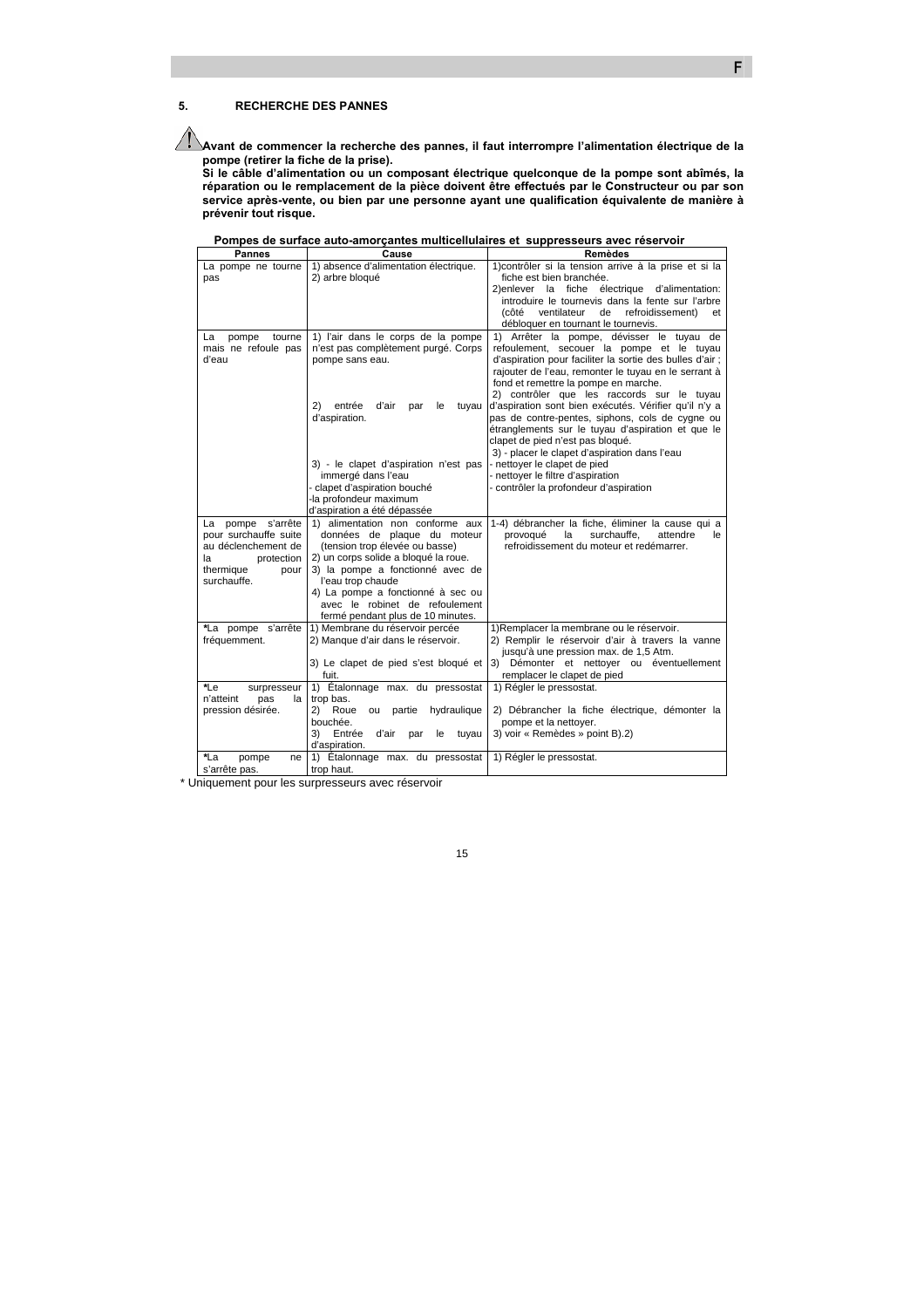## 5. RECHERCHE DES PANNES

⚠ **Avant de commencer la recherche des pannes, il faut interrompre l'alimentation électrique de la pompe (retirer la fiche de la prise).**
**Si le câble d'alimentation ou un composant électrique quelconque de la pompe sont abîmés, la réparation ou le remplacement de la pièce doivent être effectués par le Constructeur ou par son service après-vente, ou bien par une personne ayant une qualification équivalente de manière à prévenir tout risque.**

**Pompes de surface auto-amorçantes multicellulaires et suppresseurs avec réservoir**

| Pannes | Cause | Remèdes |
|---|---|---|
| La pompe ne tourne pas | 1) absence d'alimentation électrique.<br>2) arbre bloqué | 1)contrôler si la tension arrive à la prise et si la fiche est bien branchée.<br>2)enlever la fiche électrique d'alimentation: introduire le tournevis dans la fente sur l'arbre (côté ventilateur de refroidissement) et débloquer en tournant le tournevis. |
| La pompe tourne mais ne refoule pas d'eau | 1) l'air dans le corps de la pompe n'est pas complètement purgé. Corps pompe sans eau.<br><br>2) entrée d'air par le tuyau d'aspiration.<br><br>3) - le clapet d'aspiration n'est pas immergé dans l'eau<br>- clapet d'aspiration bouché<br>-la profondeur maximum d'aspiration a été dépassée | 1) Arrêter la pompe, dévisser le tuyau de refoulement, secouer la pompe et le tuyau d'aspiration pour faciliter la sortie des bulles d'air ; rajouter de l'eau, remonter le tuyau en le serrant à fond et remettre la pompe en marche.<br>2) contrôler que les raccords sur le tuyau d'aspiration sont bien exécutés. Vérifier qu'il n'y a pas de contre-pentes, siphons, cols de cygne ou étranglements sur le tuyau d'aspiration et que le clapet de pied n'est pas bloqué.<br>3) - placer le clapet d'aspiration dans l'eau<br>- nettoyer le clapet de pied<br>- nettoyer le filtre d'aspiration<br>- contrôler la profondeur d'aspiration |
| La pompe s'arrête pour surchauffe suite au déclenchement de la protection thermique pour surchauffe. | 1) alimentation non conforme aux données de plaque du moteur (tension trop élevée ou basse)<br>2) un corps solide a bloqué la roue.<br>3) la pompe a fonctionné avec de l'eau trop chaude<br>4) La pompe a fonctionné à sec ou avec le robinet de refoulement fermé pendant plus de 10 minutes. | 1-4) débrancher la fiche, éliminer la cause qui a provoqué la surchauffe, attendre le refroidissement du moteur et redémarrer. |
| *La pompe s'arrête fréquemment. | 1) Membrane du réservoir percée<br>2) Manque d'air dans le réservoir.<br><br>3) Le clapet de pied s'est bloqué et fuit. | 1)Remplacer la membrane ou le réservoir.<br>2) Remplir le réservoir d'air à travers la vanne jusqu'à une pression max. de 1,5 Atm.<br>3) Démonter et nettoyer ou éventuellement remplacer le clapet de pied |
| *Le surpresseur n'atteint pas la pression désirée. | 1) Étalonnage max. du pressostat trop bas.<br>2) Roue ou partie hydraulique bouchée.<br>3) Entrée d'air par le tuyau d'aspiration. | 1) Régler le pressostat.<br><br>2) Débrancher la fiche électrique, démonter la pompe et la nettoyer.<br>3) voir « Remèdes » point B).2) |
| *La pompe ne s'arrête pas. | 1) Étalonnage max. du pressostat trop haut. | 1) Régler le pressostat. |

\* Uniquement pour les surpresseurs avec réservoir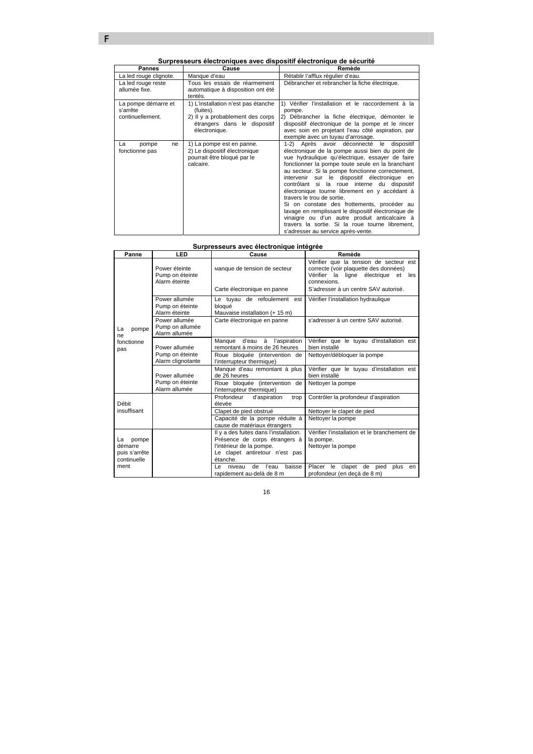### Surpresseurs électroniques avec dispositif électronique de sécurité

| Pannes | Cause | Remède |
|---|---|---|
| La led rouge clignote. | Manque d'eau | Rétablir l'afflux régulier d'eau. |
| La led rouge reste allumée fixe. | Tous les essais de réarmement automatique à disposition ont été tentés. | Débrancher et rebrancher la fiche électrique. |
| La pompe démarre et s'arrête continuellement. | 1) L'installation n'est pas étanche (fuites).<br>2) Il y a probablement des corps étrangers dans le dispositif électronique. | 1) Vérifier l'installation et le raccordement à la pompe.<br>2) Débrancher la fiche électrique, démonter le dispositif électronique de la pompe et le rincer avec soin en projetant l'eau côté aspiration, par exemple avec un tuyau d'arrosage. |
| La pompe ne fonctionne pas | 1) La pompe est en panne.<br>2) Le dispositif électronique pourrait être bloqué par le calcaire. | 1-2) Après avoir déconnecté le dispositif électronique de la pompe aussi bien du point de vue hydraulique qu'électrique, essayer de faire fonctionner la pompe toute seule en la branchant au secteur. Si la pompe fonctionne correctement, intervenir sur le dispositif électronique en contrôlant si la roue interne du dispositif électronique tourne librement en y accédant à travers le trou de sortie.<br>Si on constate des frottements, procéder au lavage en remplissant le dispositif électronique de vinaigre ou d'un autre produit anticalcaire à travers la sortie. Si la roue tourne librement, s'adresser au service après-vente. |

### Surpresseurs avec électronique intégrée

| Panne | LED | Cause | Remède |
|---|---|---|---|
| La pompe ne fonctionne pas | Power éteinte<br>Pump on éteinte<br>Alarm éteinte | Manque de tension de secteur | Vérifier que la tension de secteur est correcte (voir plaquette des données)<br>Vérifier la ligne électrique et les connexions. |
| | | Carte électronique en panne | S'adresser à un centre SAV autorisé. |
| | Power allumée<br>Pump on éteinte<br>Alarm éteinte | Le tuyau de refoulement est bloqué<br>Mauvaise installation (+ 15 m) | Vérifier l'installation hydraulique |
| | Power allumée<br>Pump on allumée<br>Alarm allumée | Carte électronique en panne | s'adresser à un centre SAV autorisé. |
| | Power allumée<br>Pump on éteinte<br>Alarm clignotante | Manque d'eau à l'aspiration remontant à moins de 26 heures | Vérifier que le tuyau d'installation est bien installé |
| | | Roue bloquée (intervention de l'interrupteur thermique) | Nettoyer/débloquer la pompe |
| | Power allumée<br>Pump on éteinte<br>Alarm allumée | Manque d'eau remontant à plus de 26 heures | Vérifier que le tuyau d'installation est bien installé |
| | | Roue bloquée (intervention de l'interrupteur thermique) | Nettoyer la pompe |
| Débit insuffisant | | Profondeur d'aspiration trop élevée | Contrôler la profondeur d'aspiration |
| | | Clapet de pied obstrué | Nettoyer le clapet de pied |
| | | Capacité de la pompe réduite à cause de matériaux étrangers | Nettoyer la pompe |
| La pompe démarre puis s'arrête continuellement | | Il y a des fuites dans l'installation.<br>Présence de corps étrangers à l'intérieur de la pompe.<br>Le clapet antiretour n'est pas étanche. | Vérifier l'installation et le branchement de la pompe.<br>Nettoyer la pompe |
| | | Le niveau de l'eau baisse rapidement au-delà de 8 m | Placer le clapet de pied plus en profondeur (en deçà de 8 m) |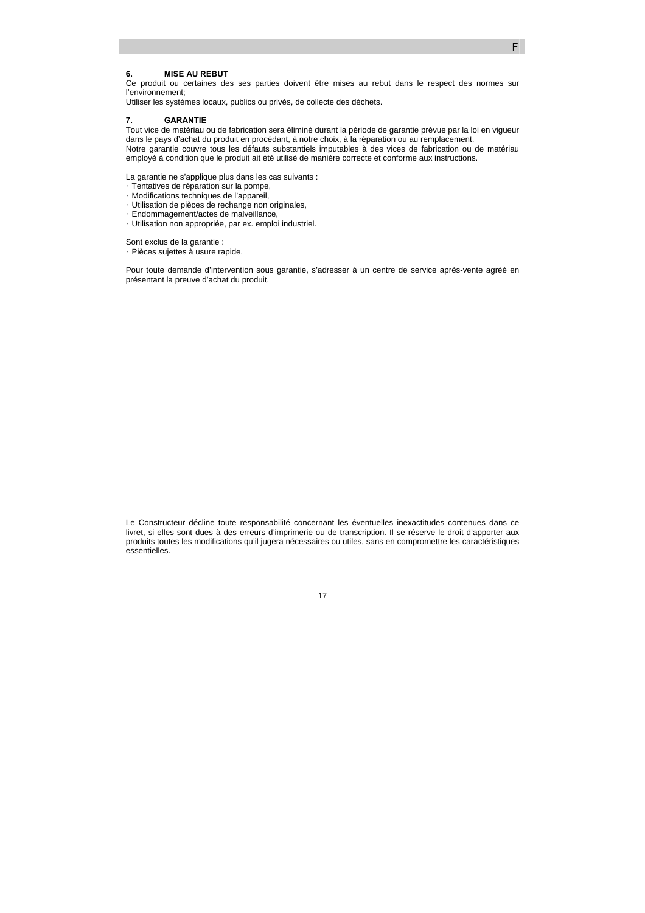## 6. MISE AU REBUT

Ce produit ou certaines des ses parties doivent être mises au rebut dans le respect des normes sur l'environnement;

Utiliser les systèmes locaux, publics ou privés, de collecte des déchets.

## 7. GARANTIE

Tout vice de matériau ou de fabrication sera éliminé durant la période de garantie prévue par la loi en vigueur dans le pays d'achat du produit en procédant, à notre choix, à la réparation ou au remplacement.
Notre garantie couvre tous les défauts substantiels imputables à des vices de fabrication ou de matériau employé à condition que le produit ait été utilisé de manière correcte et conforme aux instructions.

La garantie ne s'applique plus dans les cas suivants :

- Tentatives de réparation sur la pompe,
- Modifications techniques de l'appareil,
- Utilisation de pièces de rechange non originales,
- Endommagement/actes de malveillance,
- Utilisation non appropriée, par ex. emploi industriel.

Sont exclus de la garantie :

- Pièces sujettes à usure rapide.

Pour toute demande d'intervention sous garantie, s'adresser à un centre de service après-vente agréé en présentant la preuve d'achat du produit.

Le Constructeur décline toute responsabilité concernant les éventuelles inexactitudes contenues dans ce livret, si elles sont dues à des erreurs d'imprimerie ou de transcription. Il se réserve le droit d'apporter aux produits toutes les modifications qu'il jugera nécessaires ou utiles, sans en compromettre les caractéristiques essentielles.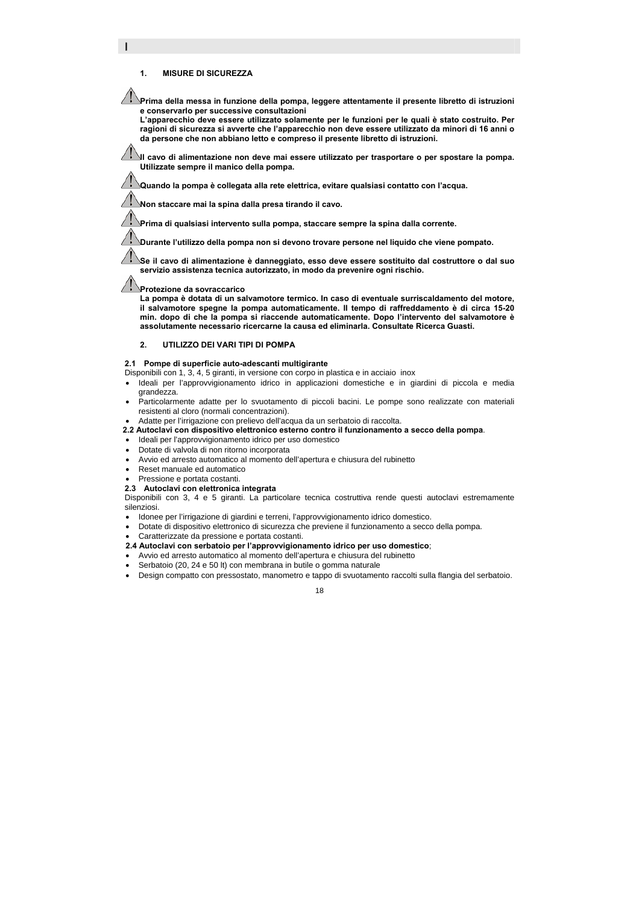## 1. MISURE DI SICUREZZA

⚠ **Prima della messa in funzione della pompa, leggere attentamente il presente libretto di istruzioni e conservarlo per successive consultazioni**
**L'apparecchio deve essere utilizzato solamente per le funzioni per le quali è stato costruito. Per ragioni di sicurezza si avverte che l'apparecchio non deve essere utilizzato da minori di 16 anni o da persone che non abbiano letto e compreso il presente libretto di istruzioni.**

⚠ **Il cavo di alimentazione non deve mai essere utilizzato per trasportare o per spostare la pompa. Utilizzate sempre il manico della pompa.**

⚠ **Quando la pompa è collegata alla rete elettrica, evitare qualsiasi contatto con l'acqua.**

⚠ **Non staccare mai la spina dalla presa tirando il cavo.**

⚠ **Prima di qualsiasi intervento sulla pompa, staccare sempre la spina dalla corrente.**

⚠ **Durante l'utilizzo della pompa non si devono trovare persone nel liquido che viene pompato.**

⚠ **Se il cavo di alimentazione è danneggiato, esso deve essere sostituito dal costruttore o dal suo servizio assistenza tecnica autorizzato, in modo da prevenire ogni rischio.**

⚠ **Protezione da sovraccarico**
**La pompa è dotata di un salvamotore termico. In caso di eventuale surriscaldamento del motore, il salvamotore spegne la pompa automaticamente. Il tempo di raffreddamento è di circa 15-20 min. dopo di che la pompa si riaccende automaticamente. Dopo l'intervento del salvamotore è assolutamente necessario ricercarne la causa ed eliminarla. Consultate Ricerca Guasti.**

## 2. UTILIZZO DEI VARI TIPI DI POMPA

### 2.1 Pompe di superficie auto-adescanti multigirante

Disponibili con 1, 3, 4, 5 giranti, in versione con corpo in plastica e in acciaio inox

- Ideali per l'approvvigionamento idrico in applicazioni domestiche e in giardini di piccola e media grandezza.
- Particolarmente adatte per lo svuotamento di piccoli bacini. Le pompe sono realizzate con materiali resistenti al cloro (normali concentrazioni).
- Adatte per l'irrigazione con prelievo dell'acqua da un serbatoio di raccolta.

### 2.2 Autoclavi con dispositivo elettronico esterno contro il funzionamento a secco della pompa.

- Ideali per l'approvvigionamento idrico per uso domestico
- Dotate di valvola di non ritorno incorporata
- Avvio ed arresto automatico al momento dell'apertura e chiusura del rubinetto
- Reset manuale ed automatico
- Pressione e portata costanti.

### 2.3 Autoclavi con elettronica integrata

Disponibili con 3, 4 e 5 giranti. La particolare tecnica costruttiva rende questi autoclavi estremamente silenziosi.

- Idonee per l'irrigazione di giardini e terreni, l'approvvigionamento idrico domestico.
- Dotate di dispositivo elettronico di sicurezza che previene il funzionamento a secco della pompa.
- Caratterizzate da pressione e portata costanti.

### 2.4 Autoclavi con serbatoio per l'approvvigionamento idrico per uso domestico;

- Avvio ed arresto automatico al momento dell'apertura e chiusura del rubinetto
- Serbatoio (20, 24 e 50 lt) con membrana in butile o gomma naturale
- Design compatto con pressostato, manometro e tappo di svuotamento raccolti sulla flangia del serbatoio.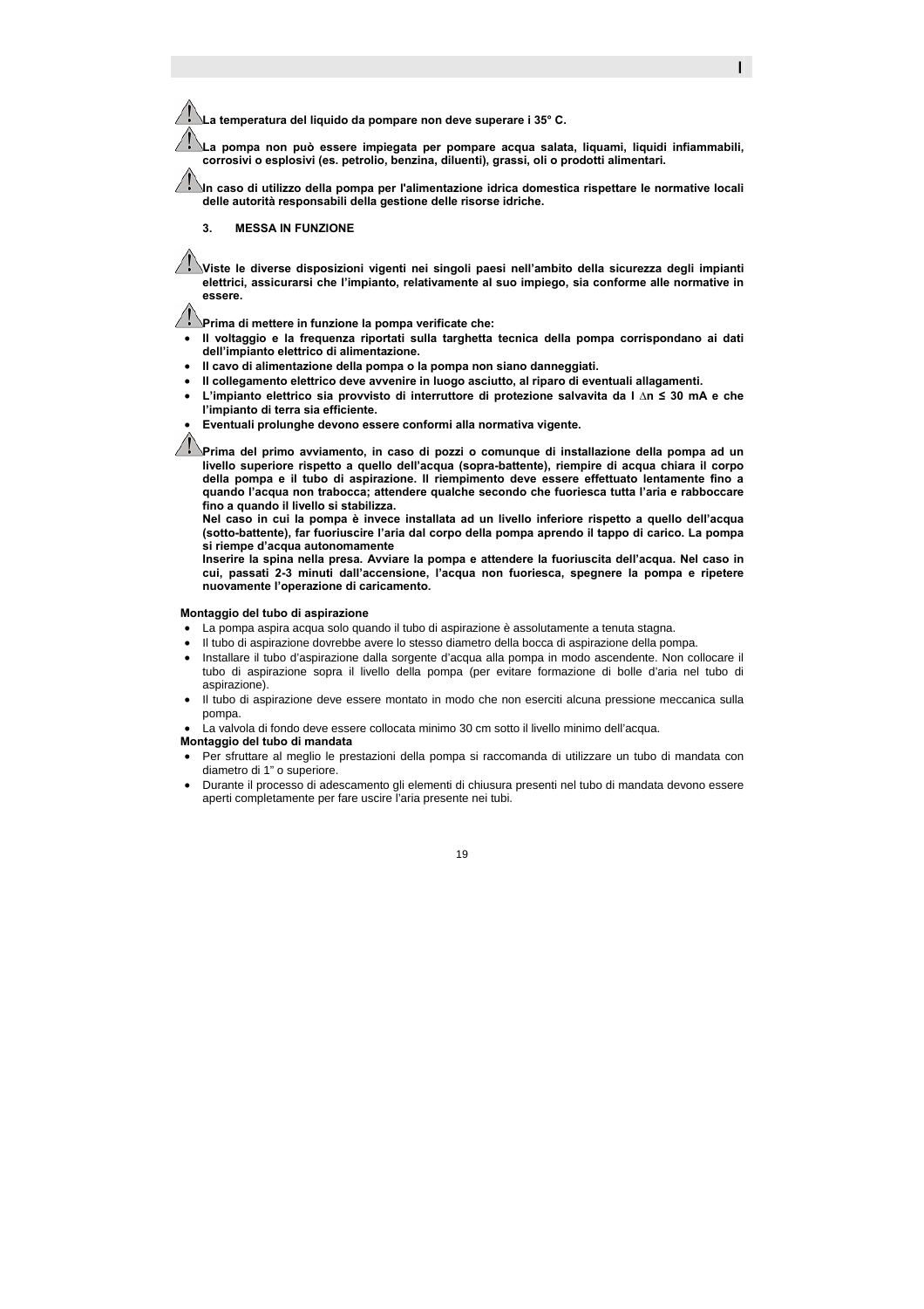**⚠ La temperatura del liquido da pompare non deve superare i 35° C.**

**⚠ La pompa non può essere impiegata per pompare acqua salata, liquami, liquidi infiammabili, corrosivi o esplosivi (es. petrolio, benzina, diluenti), grassi, oli o prodotti alimentari.**

**⚠ In caso di utilizzo della pompa per l'alimentazione idrica domestica rispettare le normative locali delle autorità responsabili della gestione delle risorse idriche.**

### 3. MESSA IN FUNZIONE

**⚠ Viste le diverse disposizioni vigenti nei singoli paesi nell'ambito della sicurezza degli impianti elettrici, assicurarsi che l'impianto, relativamente al suo impiego, sia conforme alle normative in essere.**

**⚠ Prima di mettere in funzione la pompa verificate che:**

- **Il voltaggio e la frequenza riportati sulla targhetta tecnica della pompa corrispondano ai dati dell'impianto elettrico di alimentazione.**
- **Il cavo di alimentazione della pompa o la pompa non siano danneggiati.**
- **Il collegamento elettrico deve avvenire in luogo asciutto, al riparo di eventuali allagamenti.**
- **L'impianto elettrico sia provvisto di interruttore di protezione salvavita da I $\Delta$n ≤ 30 mA e che l'impianto di terra sia efficiente.**
- **Eventuali prolunghe devono essere conformi alla normativa vigente.**

**⚠ Prima del primo avviamento, in caso di pozzi o comunque di installazione della pompa ad un livello superiore rispetto a quello dell'acqua (sopra-battente), riempire di acqua chiara il corpo della pompa e il tubo di aspirazione. Il riempimento deve essere effettuato lentamente fino a quando l'acqua non trabocca; attendere qualche secondo che fuoriesca tutta l'aria e rabboccare fino a quando il livello si stabilizza.**
**Nel caso in cui la pompa è invece installata ad un livello inferiore rispetto a quello dell'acqua (sotto-battente), far fuoriuscire l'aria dal corpo della pompa aprendo il tappo di carico. La pompa si riempe d'acqua autonomamente**
**Inserire la spina nella presa. Avviare la pompa e attendere la fuoriuscita dell'acqua. Nel caso in cui, passati 2-3 minuti dall'accensione, l'acqua non fuoriesca, spegnere la pompa e ripetere nuovamente l'operazione di caricamento.**

**Montaggio del tubo di aspirazione**

- La pompa aspira acqua solo quando il tubo di aspirazione è assolutamente a tenuta stagna.
- Il tubo di aspirazione dovrebbe avere lo stesso diametro della bocca di aspirazione della pompa.
- Installare il tubo d'aspirazione dalla sorgente d'acqua alla pompa in modo ascendente. Non collocare il tubo di aspirazione sopra il livello della pompa (per evitare formazione di bolle d'aria nel tubo di aspirazione).
- Il tubo di aspirazione deve essere montato in modo che non eserciti alcuna pressione meccanica sulla pompa.
- La valvola di fondo deve essere collocata minimo 30 cm sotto il livello minimo dell'acqua.

**Montaggio del tubo di mandata**

- Per sfruttare al meglio le prestazioni della pompa si raccomanda di utilizzare un tubo di mandata con diametro di 1" o superiore.
- Durante il processo di adescamento gli elementi di chiusura presenti nel tubo di mandata devono essere aperti completamente per fare uscire l'aria presente nei tubi.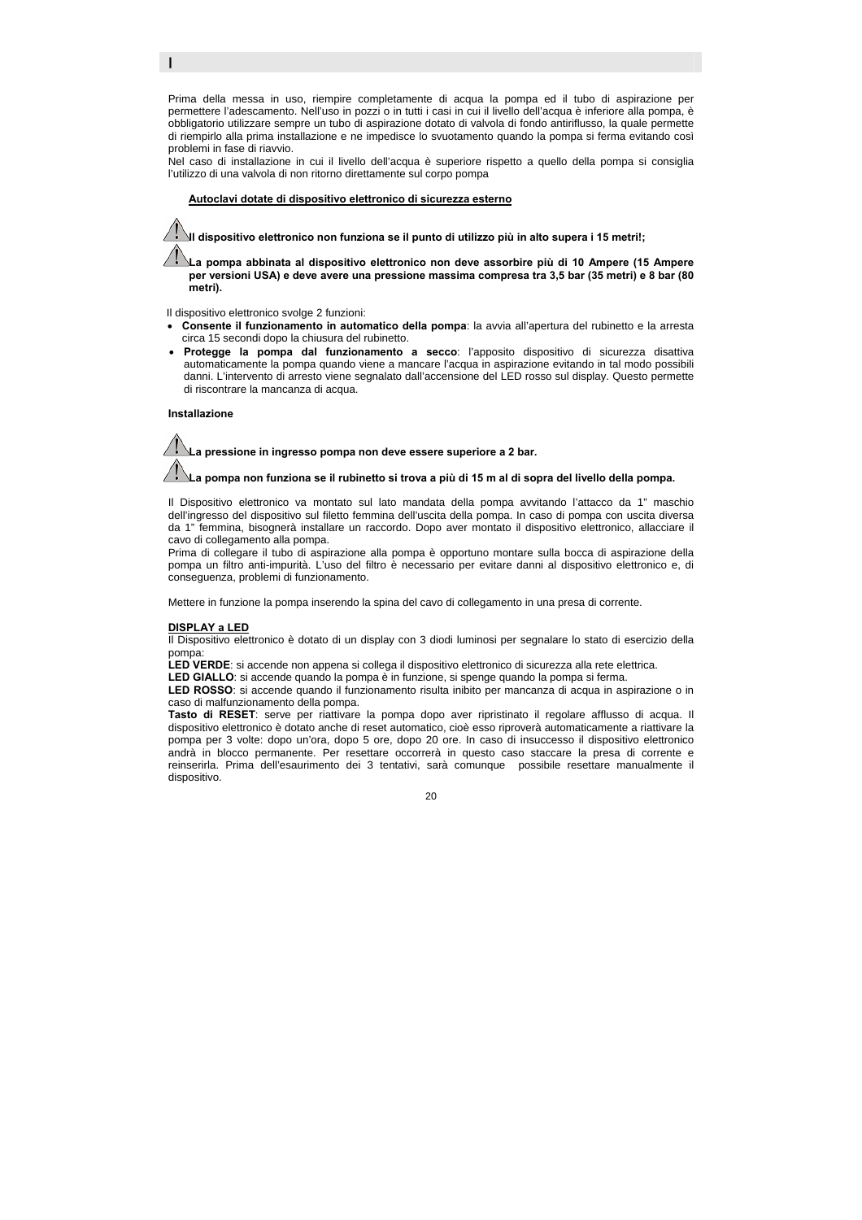Prima della messa in uso, riempire completamente di acqua la pompa ed il tubo di aspirazione per permettere l'adescamento. Nell'uso in pozzi o in tutti i casi in cui il livello dell'acqua è inferiore alla pompa, è obbligatorio utilizzare sempre un tubo di aspirazione dotato di valvola di fondo antiriflusso, la quale permette di riempirlo alla prima installazione e ne impedisce lo svuotamento quando la pompa si ferma evitando così problemi in fase di riavvio.
Nel caso di installazione in cui il livello dell'acqua è superiore rispetto a quello della pompa si consiglia l'utilizzo di una valvola di non ritorno direttamente sul corpo pompa

**Autoclavi dotate di dispositivo elettronico di sicurezza esterno**

⚠ **Il dispositivo elettronico non funziona se il punto di utilizzo più in alto supera i 15 metri!;**

⚠ **La pompa abbinata al dispositivo elettronico non deve assorbire più di 10 Ampere (15 Ampere per versioni USA) e deve avere una pressione massima compresa tra 3,5 bar (35 metri) e 8 bar (80 metri).**

Il dispositivo elettronico svolge 2 funzioni:

- **Consente il funzionamento in automatico della pompa**: la avvia all'apertura del rubinetto e la arresta circa 15 secondi dopo la chiusura del rubinetto.
- **Protegge la pompa dal funzionamento a secco**: l'apposito dispositivo di sicurezza disattiva automaticamente la pompa quando viene a mancare l'acqua in aspirazione evitando in tal modo possibili danni. L'intervento di arresto viene segnalato dall'accensione del LED rosso sul display. Questo permette di riscontrare la mancanza di acqua.

**Installazione**

⚠ **La pressione in ingresso pompa non deve essere superiore a 2 bar.**

⚠ **La pompa non funziona se il rubinetto si trova a più di 15 m al di sopra del livello della pompa.**

Il Dispositivo elettronico va montato sul lato mandata della pompa avvitando l'attacco da 1" maschio dell'ingresso del dispositivo sul filetto femmina dell'uscita della pompa. In caso di pompa con uscita diversa da 1" femmina, bisognerà installare un raccordo. Dopo aver montato il dispositivo elettronico, allacciare il cavo di collegamento alla pompa.
Prima di collegare il tubo di aspirazione alla pompa è opportuno montare sulla bocca di aspirazione della pompa un filtro anti-impurità. L'uso del filtro è necessario per evitare danni al dispositivo elettronico e, di conseguenza, problemi di funzionamento.

Mettere in funzione la pompa inserendo la spina del cavo di collegamento in una presa di corrente.

**DISPLAY a LED**

Il Dispositivo elettronico è dotato di un display con 3 diodi luminosi per segnalare lo stato di esercizio della pompa:
**LED VERDE**: si accende non appena si collega il dispositivo elettronico di sicurezza alla rete elettrica.
**LED GIALLO**: si accende quando la pompa è in funzione, si spegne quando la pompa si ferma.
**LED ROSSO**: si accende quando il funzionamento risulta inibito per mancanza di acqua in aspirazione o in caso di malfunzionamento della pompa.
**Tasto di RESET**: serve per riattivare la pompa dopo aver ripristinato il regolare afflusso di acqua. Il dispositivo elettronico è dotato anche di reset automatico, cioè esso riproverà automaticamente a riattivare la pompa per 3 volte: dopo un'ora, dopo 5 ore, dopo 20 ore. In caso di insuccesso il dispositivo elettronico andrà in blocco permanente. Per resettare occorrerà in questo caso staccare la presa di corrente e reinserirla. Prima dell'esaurimento dei 3 tentativi, sarà comunque possibile resettare manualmente il dispositivo.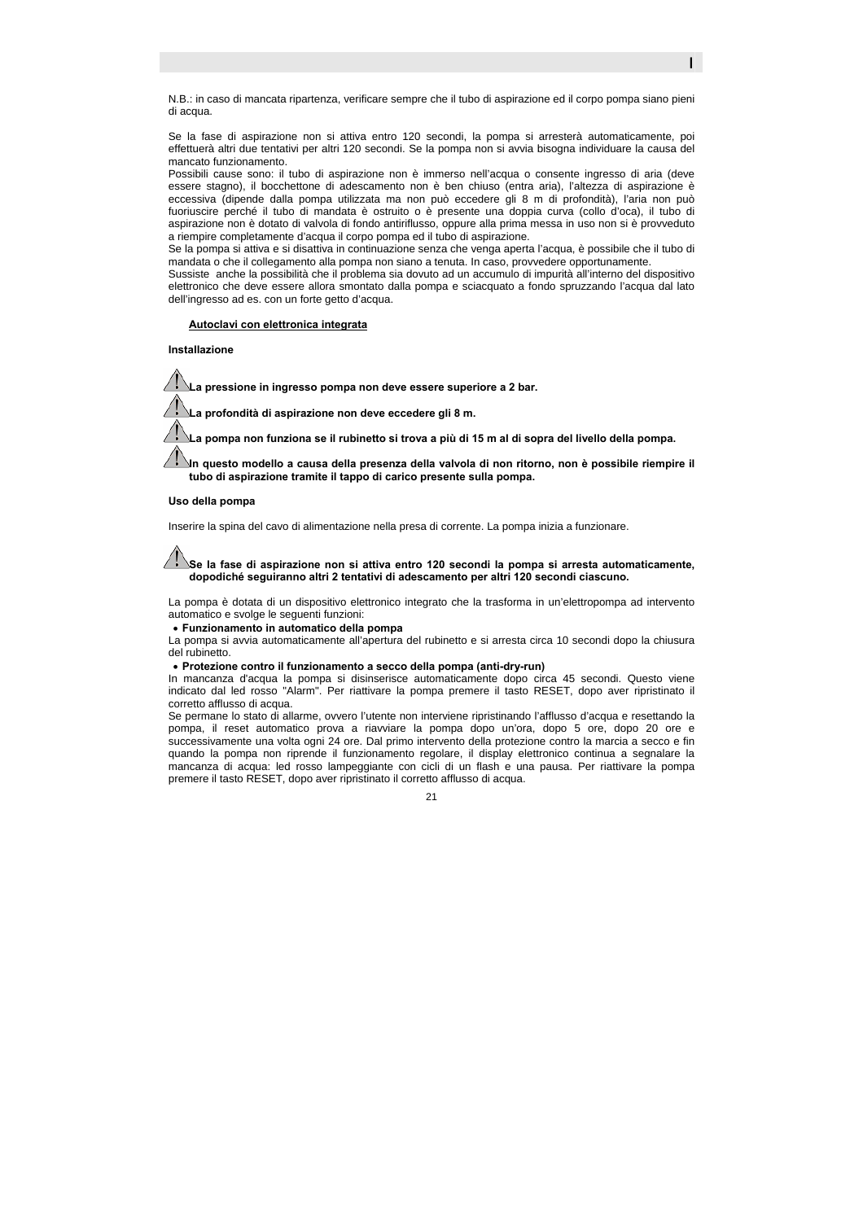N.B.: in caso di mancata ripartenza, verificare sempre che il tubo di aspirazione ed il corpo pompa siano pieni di acqua.

Se la fase di aspirazione non si attiva entro 120 secondi, la pompa si arresterà automaticamente, poi effettuerà altri due tentativi per altri 120 secondi. Se la pompa non si avvia bisogna individuare la causa del mancato funzionamento.
Possibili cause sono: il tubo di aspirazione non è immerso nell'acqua o consente ingresso di aria (deve essere stagno), il bocchettone di adescamento non è ben chiuso (entra aria), l'altezza di aspirazione è eccessiva (dipende dalla pompa utilizzata ma non può eccedere gli 8 m di profondità), l'aria non può fuoriuscire perché il tubo di mandata è ostruito o è presente una doppia curva (collo d'oca), il tubo di aspirazione non è dotato di valvola di fondo antiriflusso, oppure alla prima messa in uso non si è provveduto a riempire completamente d'acqua il corpo pompa ed il tubo di aspirazione.
Se la pompa si attiva e si disattiva in continuazione senza che venga aperta l'acqua, è possibile che il tubo di mandata o che il collegamento alla pompa non siano a tenuta. In caso, provvedere opportunamente.
Sussiste anche la possibilità che il problema sia dovuto ad un accumulo di impurità all'interno del dispositivo elettronico che deve essere allora smontato dalla pompa e sciacquato a fondo spruzzando l'acqua dal lato dell'ingresso ad es. con un forte getto d'acqua.

## Autoclavi con elettronica integrata

### Installazione

⚠ **La pressione in ingresso pompa non deve essere superiore a 2 bar.**

⚠ **La profondità di aspirazione non deve eccedere gli 8 m.**

⚠ **La pompa non funziona se il rubinetto si trova a più di 15 m al di sopra del livello della pompa.**

⚠ **In questo modello a causa della presenza della valvola di non ritorno, non è possibile riempire il tubo di aspirazione tramite il tappo di carico presente sulla pompa.**

### Uso della pompa

Inserire la spina del cavo di alimentazione nella presa di corrente. La pompa inizia a funzionare.

⚠ **Se la fase di aspirazione non si attiva entro 120 secondi la pompa si arresta automaticamente, dopodiché seguiranno altri 2 tentativi di adescamento per altri 120 secondi ciascuno.**

La pompa è dotata di un dispositivo elettronico integrato che la trasforma in un'elettropompa ad intervento automatico e svolge le seguenti funzioni:

- **Funzionamento in automatico della pompa**

La pompa si avvia automaticamente all'apertura del rubinetto e si arresta circa 10 secondi dopo la chiusura del rubinetto.

- **Protezione contro il funzionamento a secco della pompa (anti-dry-run)**

In mancanza d'acqua la pompa si disinserisce automaticamente dopo circa 45 secondi. Questo viene indicato dal led rosso "Alarm". Per riattivare la pompa premere il tasto RESET, dopo aver ripristinato il corretto afflusso di acqua.
Se permane lo stato di allarme, ovvero l'utente non interviene ripristinando l'afflusso d'acqua e resettando la pompa, il reset automatico prova a riavviare la pompa dopo un'ora, dopo 5 ore, dopo 20 ore e successivamente una volta ogni 24 ore. Dal primo intervento della protezione contro la marcia a secco e fin quando la pompa non riprende il funzionamento regolare, il display elettronico continua a segnalare la mancanza di acqua: led rosso lampeggiante con cicli di un flash e una pausa. Per riattivare la pompa premere il tasto RESET, dopo aver ripristinato il corretto afflusso di acqua.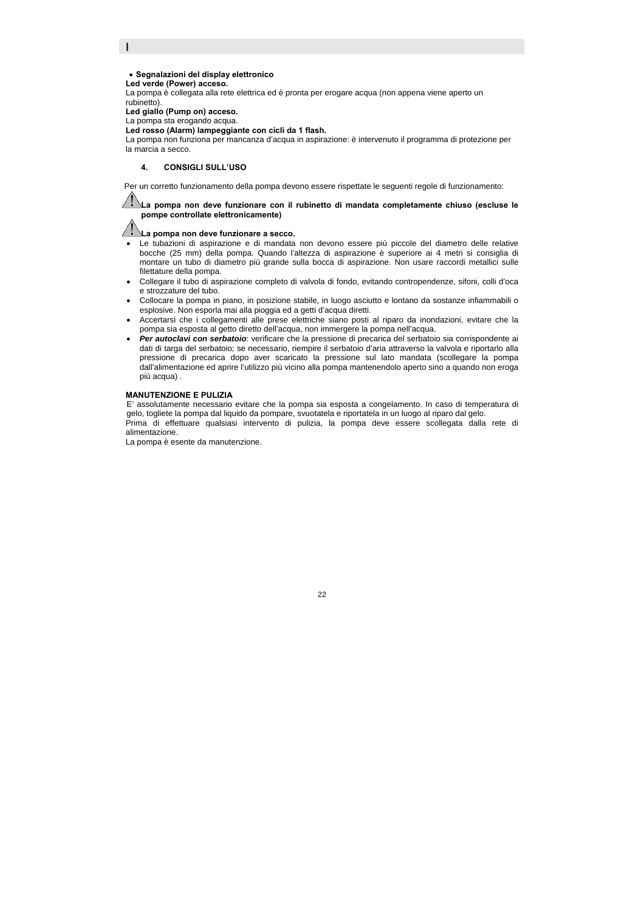- **Segnalazioni del display elettronico**

**Led verde (Power) acceso.**

La pompa è collegata alla rete elettrica ed è pronta per erogare acqua (non appena viene aperto un rubinetto).

**Led giallo (Pump on) acceso.**

La pompa sta erogando acqua.

**Led rosso (Alarm) lampeggiante con cicli da 1 flash.**

La pompa non funziona per mancanza d'acqua in aspirazione: è intervenuto il programma di protezione per la marcia a secco.

## 4. CONSIGLI SULL'USO

Per un corretto funzionamento della pompa devono essere rispettate le seguenti regole di funzionamento:

⚠ **La pompa non deve funzionare con il rubinetto di mandata completamente chiuso (escluse le pompe controllate elettronicamente)**

⚠ **La pompa non deve funzionare a secco.**

- Le tubazioni di aspirazione e di mandata non devono essere più piccole del diametro delle relative bocche (25 mm) della pompa. Quando l'altezza di aspirazione è superiore ai 4 metri si consiglia di montare un tubo di diametro più grande sulla bocca di aspirazione. Non usare raccordi metallici sulle filettature della pompa.
- Collegare il tubo di aspirazione completo di valvola di fondo, evitando contropendenze, sifoni, colli d'oca e strozzature del tubo.
- Collocare la pompa in piano, in posizione stabile, in luogo asciutto e lontano da sostanze infiammabili o esplosive. Non esporla mai alla pioggia ed a getti d'acqua diretti.
- Accertarsi che i collegamenti alle prese elettriche siano posti al riparo da inondazioni, evitare che la pompa sia esposta al getto diretto dell'acqua, non immergere la pompa nell'acqua.
- ***Per autoclavi con serbatoio***: verificare che la pressione di precarica del serbatoio sia corrispondente ai dati di targa del serbatoio; se necessario, riempire il serbatoio d'aria attraverso la valvola e riportarlo alla pressione di precarica dopo aver scaricato la pressione sul lato mandata (scollegare la pompa dall'alimentazione ed aprire l'utilizzo più vicino alla pompa mantenendolo aperto sino a quando non eroga più acqua) .

### MANUTENZIONE E PULIZIA

E' assolutamente necessario evitare che la pompa sia esposta a congelamento. In caso di temperatura di gelo, togliete la pompa dal liquido da pompare, svuotatela e riportatela in un luogo al riparo dal gelo.

Prima di effettuare qualsiasi intervento di pulizia, la pompa deve essere scollegata dalla rete di alimentazione.

La pompa è esente da manutenzione.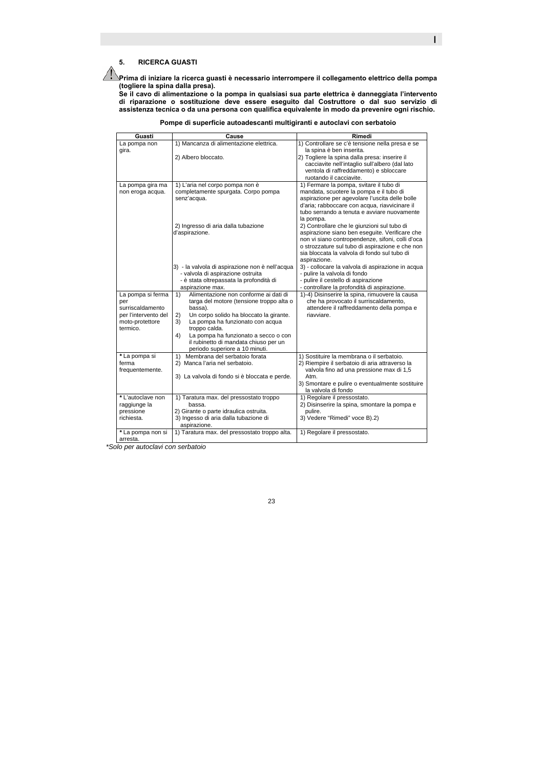## 5. RICERCA GUASTI

**Prima di iniziare la ricerca guasti è necessario interrompere il collegamento elettrico della pompa (togliere la spina dalla presa).**

**Se il cavo di alimentazione o la pompa in qualsiasi sua parte elettrica è danneggiata l'intervento di riparazione o sostituzione deve essere eseguito dal Costruttore o dal suo servizio di assistenza tecnica o da una persona con qualifica equivalente in modo da prevenire ogni rischio.**

**Pompe di superficie autoadescanti multigiranti e autoclavi con serbatoio**

| Guasti | Cause | Rimedi |
|---|---|---|
| La pompa non gira. | 1) Mancanza di alimentazione elettrica.<br><br>2) Albero bloccato. | 1) Controllare se c'è tensione nella presa e se la spina è ben inserita.<br>2) Togliere la spina dalla presa: inserire il cacciavite nell'intaglio sull'albero (dal lato ventola di raffreddamento) e sbloccare ruotando il cacciavite. |
| La pompa gira ma non eroga acqua. | 1) L'aria nel corpo pompa non è completamente spurgata. Corpo pompa senz'acqua.<br><br>2) Ingresso di aria dalla tubazione d'aspirazione.<br><br>3) - la valvola di aspirazione non è nell'acqua<br>- valvola di aspirazione ostruita<br>- è stata oltrepassata la profondità di aspirazione max. | 1) Fermare la pompa, svitare il tubo di mandata, scuotere la pompa e il tubo di aspirazione per agevolare l'uscita delle bolle d'aria; rabboccare con acqua, riavvicinare il tubo serrando a tenuta e avviare nuovamente la pompa.<br>2) Controllare che le giunzioni sul tubo di aspirazione siano ben eseguite. Verificare che non vi siano contropendenze, sifoni, colli d'oca o strozzature sul tubo di aspirazione e che non sia bloccata la valvola di fondo sul tubo di aspirazione.<br>3) - collocare la valvola di aspirazione in acqua<br>- pulire la valvola di fondo<br>- pulire il cestello di aspirazione<br>- controllare la profondità di aspirazione. |
| La pompa si ferma per surriscaldamento per l'intervento del moto-protettore termico. | 1) Alimentazione non conforme ai dati di targa del motore (tensione troppo alta o bassa).<br>2) Un corpo solido ha bloccato la girante.<br>3) La pompa ha funzionato con acqua troppo calda.<br>4) La pompa ha funzionato a secco o con il rubinetto di mandata chiuso per un periodo superiore a 10 minuti. | 1)-4) Disinserire la spina, rimuovere la causa che ha provocato il surriscaldamento, attendere il raffreddamento della pompa e riavviare. |
| * La pompa si ferma frequentemente. | 1) Membrana del serbatoio forata<br>2) Manca l'aria nel serbatoio.<br><br>3) La valvola di fondo si è bloccata e perde. | 1) Sostituire la membrana o il serbatoio.<br>2) Riempire il serbatoio di aria attraverso la valvola fino ad una pressione max di 1,5 Atm.<br>3) Smontare e pulire o eventualmente sostituire la valvola di fondo |
| * L'autoclave non raggiunge la pressione richiesta. | 1) Taratura max. del pressostato troppo bassa.<br>2) Girante o parte idraulica ostruita.<br>3) Ingesso di aria dalla tubazione di aspirazione. | 1) Regolare il pressostato.<br>2) Disinserire la spina, smontare la pompa e pulire.<br>3) Vedere "Rimedi" voce B).2) |
| * La pompa non si arresta. | 1) Taratura max. del pressostato troppo alta. | 1) Regolare il pressostato. |

*\*Solo per autoclavi con serbatoio*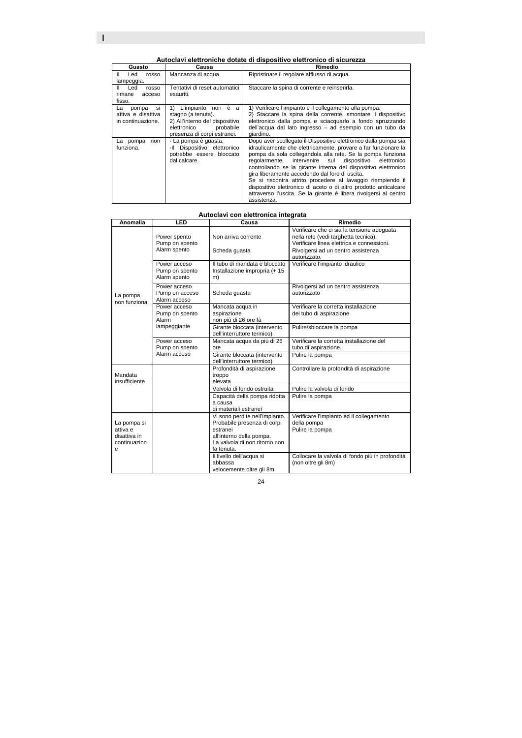### Autoclavi elettroniche dotate di dispositivo elettronico di sicurezza

| Guasto | Causa | Rimedio |
|---|---|---|
| Il Led rosso lampeggia. | Mancanza di acqua. | Ripristinare il regolare afflusso di acqua. |
| Il Led rosso rimane acceso fisso. | Tentativi di reset automatici esauriti. | Staccare la spina di corrente e reinserirla. |
| La pompa si attiva e disattiva in continuazione. | 1) L'impianto non è a stagno (a tenuta).<br>2) All'interno del dispositivo elettronico probabile presenza di corpi estranei. | 1) Verificare l'impianto e il collegamento alla pompa.<br>2) Staccare la spina della corrente, smontare il dispositivo elettronico dalla pompa e sciacquarlo a fondo spruzzando dell'acqua dal lato ingresso – ad esempio con un tubo da giardino. |
| La pompa non funziona. | - La pompa è guasta.<br>-Il Dispositivo elettronico potrebbe essere bloccato dal calcare. | Dopo aver scollegato il Dispositivo elettronico dalla pompa sia idraulicamente che elettricamente, provare a far funzionare la pompa da sola collegandola alla rete. Se la pompa funziona regolarmente, intervenire sul dispositivo elettronico controllando se la girante interna del dispositivo elettronico gira liberamente accedendo dal foro di uscita.<br>Se si riscontra attrito procedere al lavaggio riempiendo il dispositivo elettronico di aceto o di altro prodotto anticalcare attraverso l'uscita. Se la girante è libera rivolgersi al centro assistenza. |

### Autoclavi con elettronica integrata

| Anomalia | LED | Causa | Rimedio |
|---|---|---|---|
| La pompa non funziona | Power spento<br>Pump on spento<br>Alarm spento | Non arriva corrente<br><br>Scheda guasta | Verificare che ci sia la tensione adeguata nella rete (vedi targhetta tecnica).<br>Verificare linea elettrica e connessioni.<br>Rivolgersi ad un centro assistenza autorizzato. |
| | Power acceso<br>Pump on spento<br>Alarm spento | Il tubo di mandata è bloccato<br>Installazione impropria (+ 15 m) | Verificare l'impianto idraulico |
| | Power acceso<br>Pump on acceso<br>Alarm acceso | Scheda guasta | Rivolgersi ad un centro assistenza autorizzato |
| | Power acceso<br>Pump on spento<br>Alarm lampeggiante | Mancata acqua in aspirazione non più di 26 ore fà | Verificare la corretta installazione del tubo di aspirazione |
| | | Girante bloccata (intervento dell'interruttore termico) | Pulire/sbloccare la pompa |
| | Power acceso<br>Pump on spento<br>Alarm acceso | Mancata acqua da più di 26 ore | Verificare la corretta installazione del tubo di aspirazione. |
| | | Girante bloccata (intervento dell'interruttore termico) | Pulire la pompa |
| Mandata insufficiente | | Profondità di aspirazione troppo elevata | Controllare la profondità di aspirazione |
| | | Valvola di fondo ostruita | Pulire la valvola di fondo |
| | | Capacità della pompa ridotta a causa di materiali estranei | Pulire la pompa |
| La pompa si attiva e disattiva in continuazione | | Vi sono perdite nell'impianto.<br>Probabile presenza di corpi estranei all'interno della pompa.<br>La valvola di non ritorno non fa tenuta. | Verificare l'impianto ed il collegamento della pompa<br>Pulire la pompa |
| | | Il livello dell'acqua si abbassa velocemente oltre gli 8m | Collocare la valvola di fondo più in profondità (non oltre gli 8m) |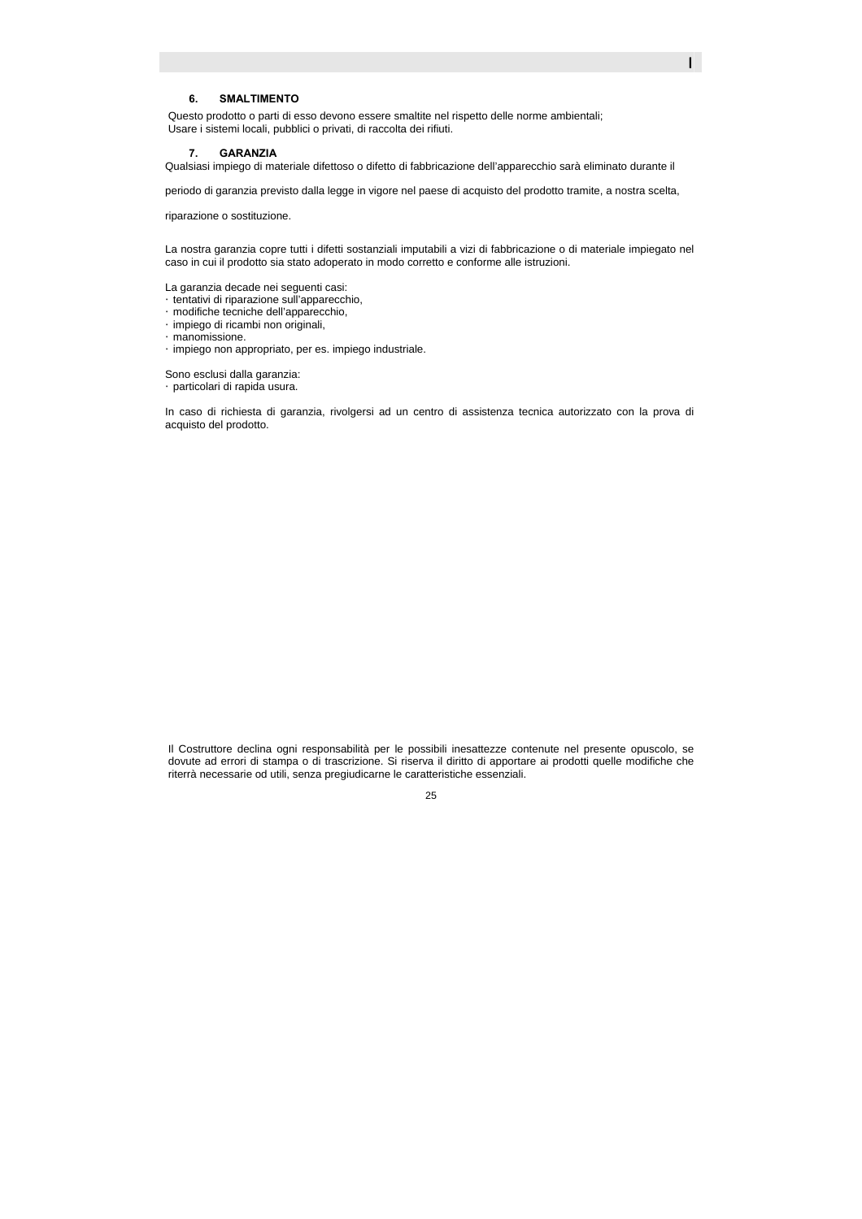## 6. SMALTIMENTO

Questo prodotto o parti di esso devono essere smaltite nel rispetto delle norme ambientali;
Usare i sistemi locali, pubblici o privati, di raccolta dei rifiuti.

## 7. GARANZIA

Qualsiasi impiego di materiale difettoso o difetto di fabbricazione dell'apparecchio sarà eliminato durante il periodo di garanzia previsto dalla legge in vigore nel paese di acquisto del prodotto tramite, a nostra scelta, riparazione o sostituzione.

La nostra garanzia copre tutti i difetti sostanziali imputabili a vizi di fabbricazione o di materiale impiegato nel caso in cui il prodotto sia stato adoperato in modo corretto e conforme alle istruzioni.

La garanzia decade nei seguenti casi:

- tentativi di riparazione sull'apparecchio,
- modifiche tecniche dell'apparecchio,
- impiego di ricambi non originali,
- manomissione.
- impiego non appropriato, per es. impiego industriale.

Sono esclusi dalla garanzia:

- particolari di rapida usura.

In caso di richiesta di garanzia, rivolgersi ad un centro di assistenza tecnica autorizzato con la prova di acquisto del prodotto.

Il Costruttore declina ogni responsabilità per le possibili inesattezze contenute nel presente opuscolo, se dovute ad errori di stampa o di trascrizione. Si riserva il diritto di apportare ai prodotti quelle modifiche che riterrà necessarie od utili, senza pregiudicarne le caratteristiche essenziali.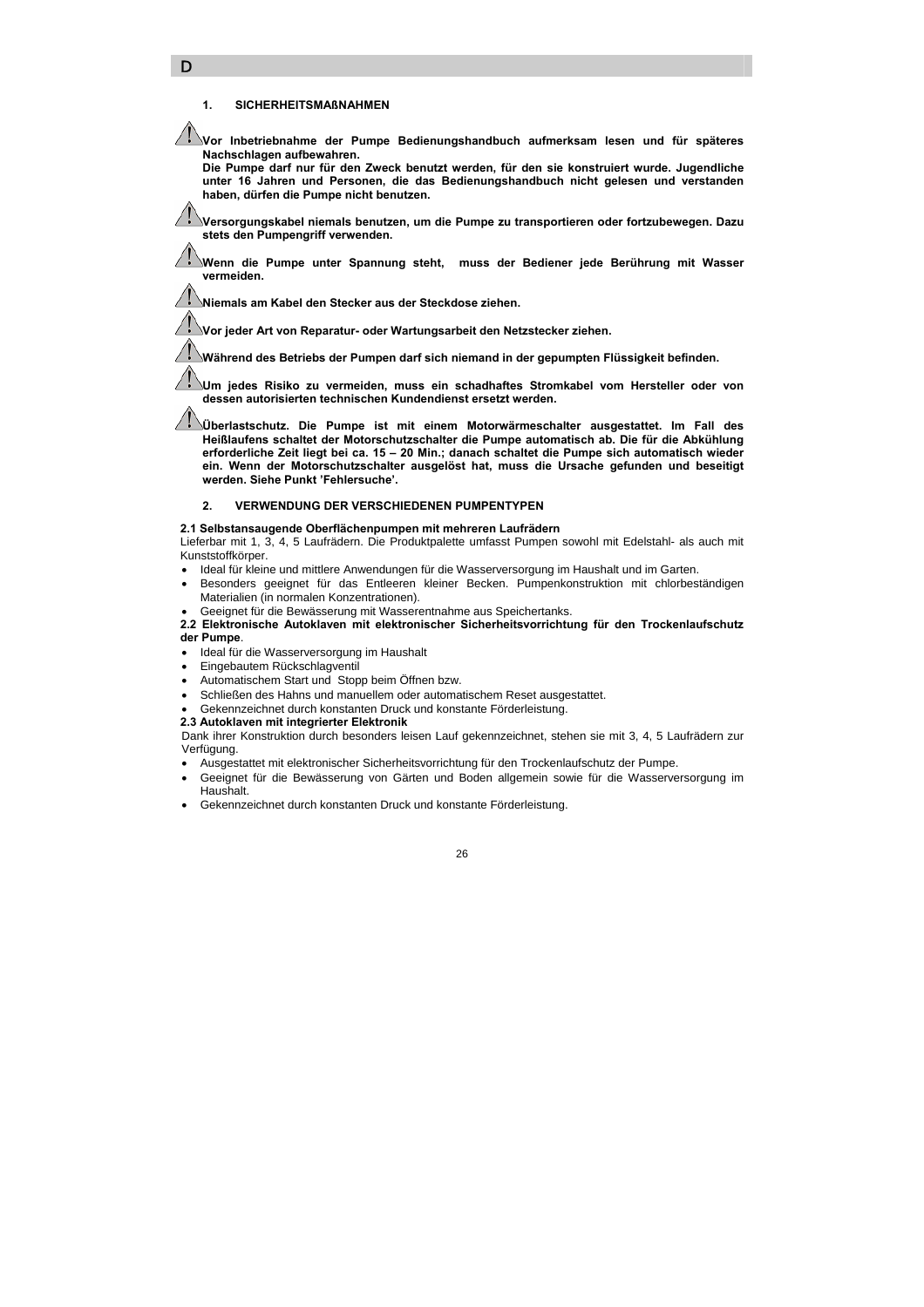## 1. SICHERHEITSMAßNAHMEN

⚠ **Vor Inbetriebnahme der Pumpe Bedienungshandbuch aufmerksam lesen und für späteres Nachschlagen aufbewahren.**
**Die Pumpe darf nur für den Zweck benutzt werden, für den sie konstruiert wurde. Jugendliche unter 16 Jahren und Personen, die das Bedienungshandbuch nicht gelesen und verstanden haben, dürfen die Pumpe nicht benutzen.**

⚠ **Versorgungskabel niemals benutzen, um die Pumpe zu transportieren oder fortzubewegen. Dazu stets den Pumpengriff verwenden.**

⚠ **Wenn die Pumpe unter Spannung steht, muss der Bediener jede Berührung mit Wasser vermeiden.**

⚠ **Niemals am Kabel den Stecker aus der Steckdose ziehen.**

⚠ **Vor jeder Art von Reparatur- oder Wartungsarbeit den Netzstecker ziehen.**

⚠ **Während des Betriebs der Pumpen darf sich niemand in der gepumpten Flüssigkeit befinden.**

⚠ **Um jedes Risiko zu vermeiden, muss ein schadhaftes Stromkabel vom Hersteller oder von dessen autorisierten technischen Kundendienst ersetzt werden.**

⚠ **Überlastschutz. Die Pumpe ist mit einem Motorwärmeschalter ausgestattet. Im Fall des Heißlaufens schaltet der Motorschutzschalter die Pumpe automatisch ab. Die für die Abkühlung erforderliche Zeit liegt bei ca. 15 – 20 Min.; danach schaltet die Pumpe sich automatisch wieder ein. Wenn der Motorschutzschalter ausgelöst hat, muss die Ursache gefunden und beseitigt werden. Siehe Punkt 'Fehlersuche'.**

## 2. VERWENDUNG DER VERSCHIEDENEN PUMPENTYPEN

### 2.1 Selbstansaugende Oberflächenpumpen mit mehreren Laufrädern

Lieferbar mit 1, 3, 4, 5 Laufrädern. Die Produktpalette umfasst Pumpen sowohl mit Edelstahl- als auch mit Kunststoffkörper.

- Ideal für kleine und mittlere Anwendungen für die Wasserversorgung im Haushalt und im Garten.
- Besonders geeignet für das Entleeren kleiner Becken. Pumpenkonstruktion mit chlorbeständigen Materialien (in normalen Konzentrationen).
- Geeignet für die Bewässerung mit Wasserentnahme aus Speichertanks.

### 2.2 Elektronische Autoklaven mit elektronischer Sicherheitsvorrichtung für den Trockenlaufschutz der Pumpe.

- Ideal für die Wasserversorgung im Haushalt
- Eingebautem Rückschlagventil
- Automatischem Start und Stopp beim Öffnen bzw.
- Schließen des Hahns und manuellem oder automatischem Reset ausgestattet.
- Gekennzeichnet durch konstanten Druck und konstante Förderleistung.

### 2.3 Autoklaven mit integrierter Elektronik

Dank ihrer Konstruktion durch besonders leisen Lauf gekennzeichnet, stehen sie mit 3, 4, 5 Laufrädern zur Verfügung.

- Ausgestattet mit elektronischer Sicherheitsvorrichtung für den Trockenlaufschutz der Pumpe.
- Geeignet für die Bewässerung von Gärten und Boden allgemein sowie für die Wasserversorgung im Haushalt.
- Gekennzeichnet durch konstanten Druck und konstante Förderleistung.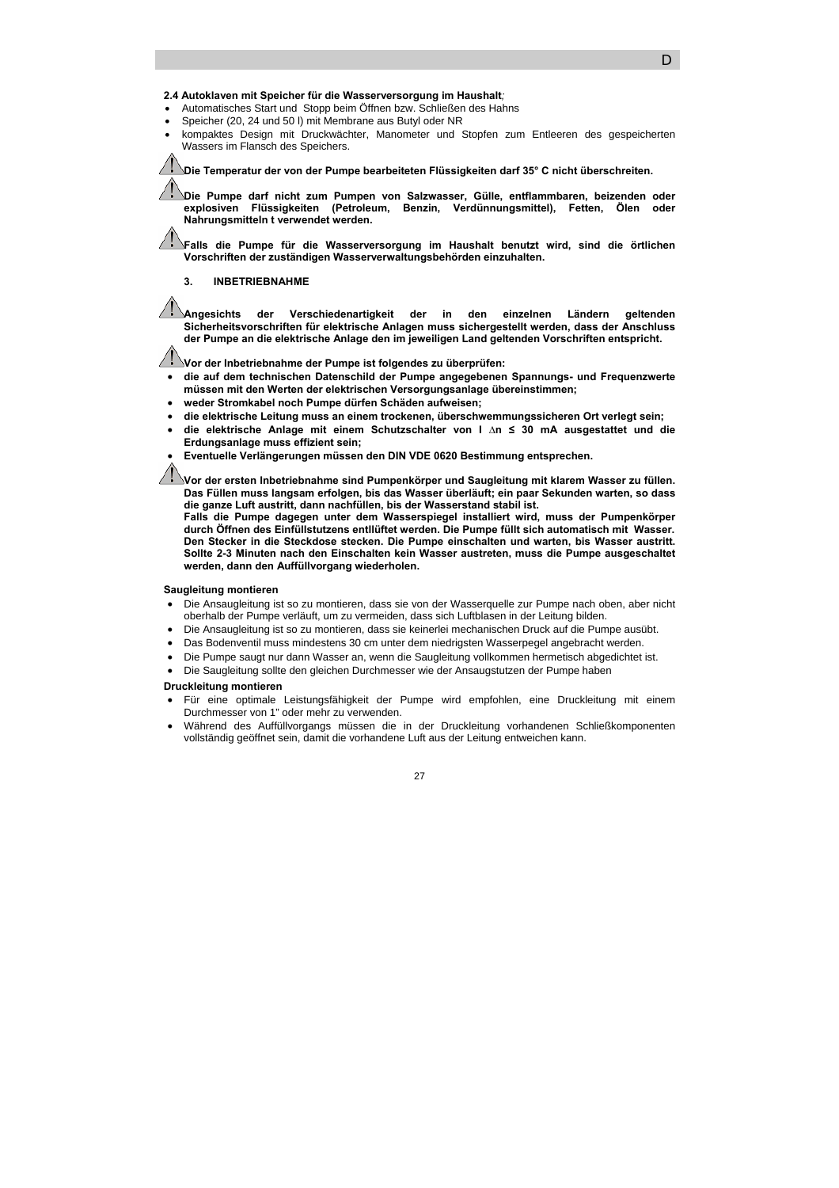**2.4 Autoklaven mit Speicher für die Wasserversorgung im Haushalt***;*

- Automatisches Start und Stopp beim Öffnen bzw. Schließen des Hahns
- Speicher (20, 24 und 50 l) mit Membrane aus Butyl oder NR
- kompaktes Design mit Druckwächter, Manometer und Stopfen zum Entleeren des gespeicherten Wassers im Flansch des Speichers.

⚠ **Die Temperatur der von der Pumpe bearbeiteten Flüssigkeiten darf 35° C nicht überschreiten.**

⚠ **Die Pumpe darf nicht zum Pumpen von Salzwasser, Gülle, entflammbaren, beizenden oder explosiven Flüssigkeiten (Petroleum, Benzin, Verdünnungsmittel), Fetten, Ölen oder Nahrungsmitteln t verwendet werden.**

⚠ **Falls die Pumpe für die Wasserversorgung im Haushalt benutzt wird, sind die örtlichen Vorschriften der zuständigen Wasserverwaltungsbehörden einzuhalten.**

## 3. INBETRIEBNAHME

⚠ **Angesichts der Verschiedenartigkeit der in den einzelnen Ländern geltenden Sicherheitsvorschriften für elektrische Anlagen muss sichergestellt werden, dass der Anschluss der Pumpe an die elektrische Anlage den im jeweiligen Land geltenden Vorschriften entspricht.**

⚠ **Vor der Inbetriebnahme der Pumpe ist folgendes zu überprüfen:**

- **die auf dem technischen Datenschild der Pumpe angegebenen Spannungs- und Frequenzwerte müssen mit den Werten der elektrischen Versorgungsanlage übereinstimmen;**
- **weder Stromkabel noch Pumpe dürfen Schäden aufweisen;**
- **die elektrische Leitung muss an einem trockenen, überschwemmungssicheren Ort verlegt sein;**
- **die elektrische Anlage mit einem Schutzschalter von I ∆n ≤ 30 mA ausgestattet und die Erdungsanlage muss effizient sein;**
- **Eventuelle Verlängerungen müssen den DIN VDE 0620 Bestimmung entsprechen.**

⚠ **Vor der ersten Inbetriebnahme sind Pumpenkörper und Saugleitung mit klarem Wasser zu füllen. Das Füllen muss langsam erfolgen, bis das Wasser überläuft; ein paar Sekunden warten, so dass die ganze Luft austritt, dann nachfüllen, bis der Wasserstand stabil ist.**
**Falls die Pumpe dagegen unter dem Wasserspiegel installiert wird, muss der Pumpenkörper durch Öffnen des Einfüllstutzens entlüftet werden. Die Pumpe füllt sich automatisch mit Wasser. Den Stecker in die Steckdose stecken. Die Pumpe einschalten und warten, bis Wasser austritt. Sollte 2-3 Minuten nach den Einschalten kein Wasser austreten, muss die Pumpe ausgeschaltet werden, dann den Auffüllvorgang wiederholen.**

**Saugleitung montieren**

- Die Ansaugleitung ist so zu montieren, dass sie von der Wasserquelle zur Pumpe nach oben, aber nicht oberhalb der Pumpe verläuft, um zu vermeiden, dass sich Luftblasen in der Leitung bilden.
- Die Ansaugleitung ist so zu montieren, dass sie keinerlei mechanischen Druck auf die Pumpe ausübt.
- Das Bodenventil muss mindestens 30 cm unter dem niedrigsten Wasserpegel angebracht werden.
- Die Pumpe saugt nur dann Wasser an, wenn die Saugleitung vollkommen hermetisch abgedichtet ist.
- Die Saugleitung sollte den gleichen Durchmesser wie der Ansaugstutzen der Pumpe haben

**Druckleitung montieren**

- Für eine optimale Leistungsfähigkeit der Pumpe wird empfohlen, eine Druckleitung mit einem Durchmesser von 1" oder mehr zu verwenden.
- Während des Auffüllvorgangs müssen die in der Druckleitung vorhandenen Schließkomponenten vollständig geöffnet sein, damit die vorhandene Luft aus der Leitung entweichen kann.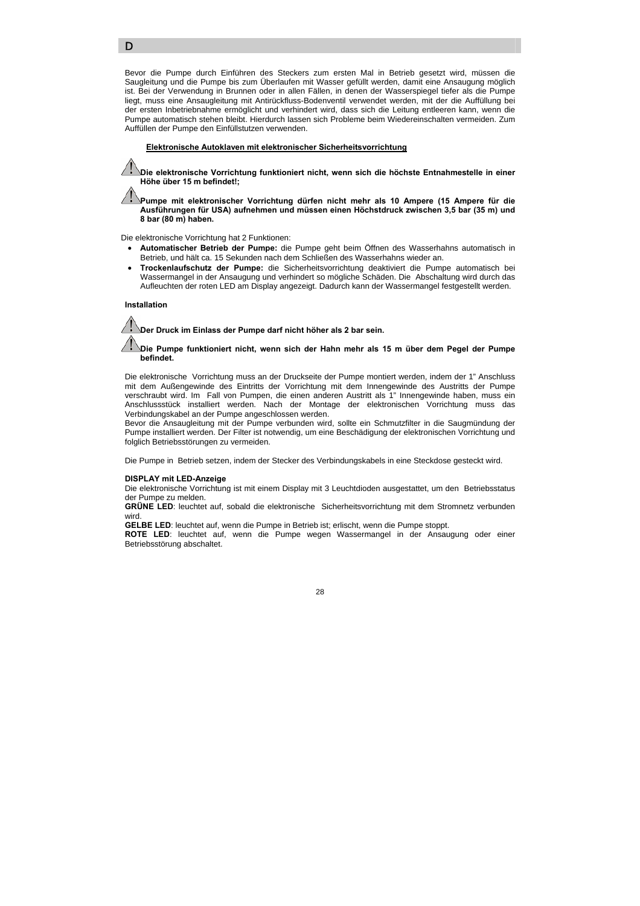Bevor die Pumpe durch Einführen des Steckers zum ersten Mal in Betrieb gesetzt wird, müssen die Saugleitung und die Pumpe bis zum Überlaufen mit Wasser gefüllt werden, damit eine Ansaugung möglich ist. Bei der Verwendung in Brunnen oder in allen Fällen, in denen der Wasserspiegel tiefer als die Pumpe liegt, muss eine Ansaugleitung mit Antirückfluss-Bodenventil verwendet werden, mit der die Auffüllung bei der ersten Inbetriebnahme ermöglicht und verhindert wird, dass sich die Leitung entleeren kann, wenn die Pumpe automatisch stehen bleibt. Hierdurch lassen sich Probleme beim Wiedereinschalten vermeiden. Zum Auffüllen der Pumpe den Einfüllstutzen verwenden.

**Elektronische Autoklaven mit elektronischer Sicherheitsvorrichtung**

⚠ **Die elektronische Vorrichtung funktioniert nicht, wenn sich die höchste Entnahmestelle in einer Höhe über 15 m befindet!;**

⚠ **Pumpe mit elektronischer Vorrichtung dürfen nicht mehr als 10 Ampere (15 Ampere für die Ausführungen für USA) aufnehmen und müssen einen Höchstdruck zwischen 3,5 bar (35 m) und 8 bar (80 m) haben.**

Die elektronische Vorrichtung hat 2 Funktionen:

- **Automatischer Betrieb der Pumpe:** die Pumpe geht beim Öffnen des Wasserhahns automatisch in Betrieb, und hält ca. 15 Sekunden nach dem Schließen des Wasserhahns wieder an.
- **Trockenlaufschutz der Pumpe:** die Sicherheitsvorrichtung deaktiviert die Pumpe automatisch bei Wassermangel in der Ansaugung und verhindert so mögliche Schäden. Die Abschaltung wird durch das Aufleuchten der roten LED am Display angezeigt. Dadurch kann der Wassermangel festgestellt werden.

**Installation**

⚠ **Der Druck im Einlass der Pumpe darf nicht höher als 2 bar sein.**

⚠ **Die Pumpe funktioniert nicht, wenn sich der Hahn mehr als 15 m über dem Pegel der Pumpe befindet.**

Die elektronische Vorrichtung muss an der Druckseite der Pumpe montiert werden, indem der 1" Anschluss mit dem Außengewinde des Eintritts der Vorrichtung mit dem Innengewinde des Austritts der Pumpe verschraubt wird. Im Fall von Pumpen, die einen anderen Austritt als 1" Innengewinde haben, muss ein Anschlussstück installiert werden. Nach der Montage der elektronischen Vorrichtung muss das Verbindungskabel an der Pumpe angeschlossen werden.
Bevor die Ansaugleitung mit der Pumpe verbunden wird, sollte ein Schmutzfilter in die Saugmündung der Pumpe installiert werden. Der Filter ist notwendig, um eine Beschädigung der elektronischen Vorrichtung und folglich Betriebsstörungen zu vermeiden.

Die Pumpe in Betrieb setzen, indem der Stecker des Verbindungskabels in eine Steckdose gesteckt wird.

**DISPLAY mit LED-Anzeige**
Die elektronische Vorrichtung ist mit einem Display mit 3 Leuchtdioden ausgestattet, um den Betriebsstatus der Pumpe zu melden.
**GRÜNE LED**: leuchtet auf, sobald die elektronische Sicherheitsvorrichtung mit dem Stromnetz verbunden wird.
**GELBE LED**: leuchtet auf, wenn die Pumpe in Betrieb ist; erlischt, wenn die Pumpe stoppt.
**ROTE LED**: leuchtet auf, wenn die Pumpe wegen Wassermangel in der Ansaugung oder einer Betriebsstörung abschaltet.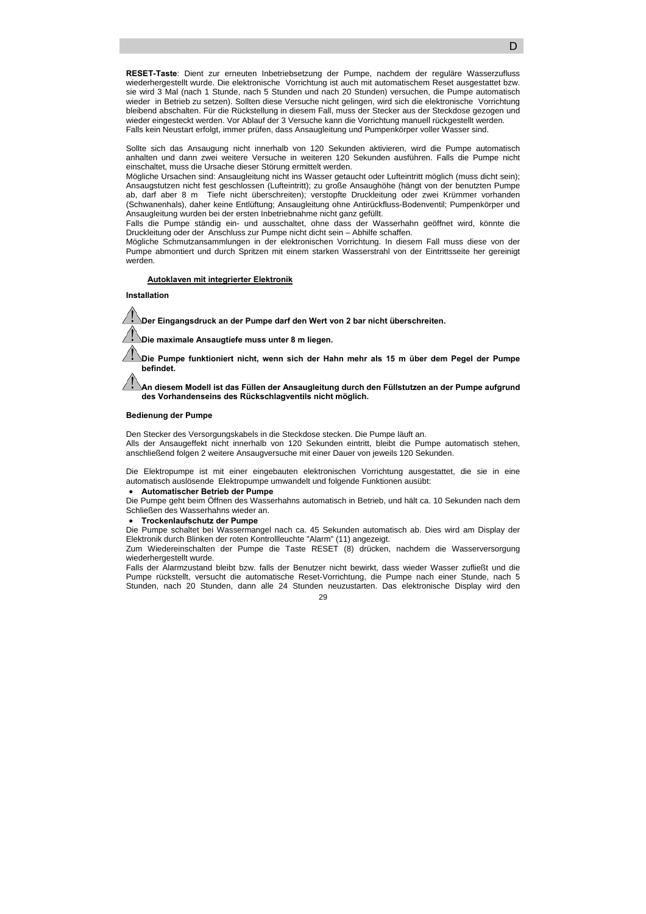**RESET-Taste**: Dient zur erneuten Inbetriebsetzung der Pumpe, nachdem der reguläre Wasserzufluss wiederhergestellt wurde. Die elektronische Vorrichtung ist auch mit automatischem Reset ausgestattet bzw. sie wird 3 Mal (nach 1 Stunde, nach 5 Stunden und nach 20 Stunden) versuchen, die Pumpe automatisch wieder in Betrieb zu setzen). Sollten diese Versuche nicht gelingen, wird sich die elektronische Vorrichtung bleibend abschalten. Für die Rückstellung in diesem Fall, muss der Stecker aus der Steckdose gezogen und wieder eingesteckt werden. Vor Ablauf der 3 Versuche kann die Vorrichtung manuell rückgestellt werden.
Falls kein Neustart erfolgt, immer prüfen, dass Ansaugleitung und Pumpenkörper voller Wasser sind.

Sollte sich das Ansaugung nicht innerhalb von 120 Sekunden aktivieren, wird die Pumpe automatisch anhalten und dann zwei weitere Versuche in weiteren 120 Sekunden ausführen. Falls die Pumpe nicht einschaltet, muss die Ursache dieser Störung ermittelt werden.
Mögliche Ursachen sind: Ansaugleitung nicht ins Wasser getaucht oder Lufteintritt möglich (muss dicht sein); Ansaugstutzen nicht fest geschlossen (Lufteintritt); zu große Ansaughöhe (hängt von der benutzten Pumpe ab, darf aber 8 m Tiefe nicht überschreiten); verstopfte Druckleitung oder zwei Krümmer vorhanden (Schwanenhals), daher keine Entlüftung; Ansaugleitung ohne Antirückfluss-Bodenventil; Pumpenkörper und Ansaugleitung wurden bei der ersten Inbetriebnahme nicht ganz gefüllt.
Falls die Pumpe ständig ein- und ausschaltet, ohne dass der Wasserhahn geöffnet wird, könnte die Druckleitung oder der Anschluss zur Pumpe nicht dicht sein – Abhilfe schaffen.
Mögliche Schmutzansammlungen in der elektronischen Vorrichtung. In diesem Fall muss diese von der Pumpe abmontiert und durch Spritzen mit einem starken Wasserstrahl von der Eintrittsseite her gereinigt werden.

## Autoklaven mit integrierter Elektronik

### Installation

⚠ **Der Eingangsdruck an der Pumpe darf den Wert von 2 bar nicht überschreiten.**

⚠ **Die maximale Ansaugtiefe muss unter 8 m liegen.**

⚠ **Die Pumpe funktioniert nicht, wenn sich der Hahn mehr als 15 m über dem Pegel der Pumpe befindet.**

⚠ **An diesem Modell ist das Füllen der Ansaugleitung durch den Füllstutzen an der Pumpe aufgrund des Vorhandenseins des Rückschlagventils nicht möglich.**

### Bedienung der Pumpe

Den Stecker des Versorgungskabels in die Steckdose stecken. Die Pumpe läuft an.
Alls der Ansaugeffekt nicht innerhalb von 120 Sekunden eintritt, bleibt die Pumpe automatisch stehen, anschließend folgen 2 weitere Ansaugversuche mit einer Dauer von jeweils 120 Sekunden.

Die Elektropumpe ist mit einer eingebauten elektronischen Vorrichtung ausgestattet, die sie in eine automatisch auslösende Elektropumpe umwandelt und folgende Funktionen ausübt:

- **Automatischer Betrieb der Pumpe**

Die Pumpe geht beim Öffnen des Wasserhahns automatisch in Betrieb, und hält ca. 10 Sekunden nach dem Schließen des Wasserhahns wieder an.

- **Trockenlaufschutz der Pumpe**

Die Pumpe schaltet bei Wassermangel nach ca. 45 Sekunden automatisch ab. Dies wird am Display der Elektronik durch Blinken der roten Kontrollleuchte "Alarm" (11) angezeigt.
Zum Wiedereinschalten der Pumpe die Taste RESET (8) drücken, nachdem die Wasserversorgung wiederhergestellt wurde.
Falls der Alarmzustand bleibt bzw. falls der Benutzer nicht bewirkt, dass wieder Wasser zufließt und die Pumpe rückstellt, versucht die automatische Reset-Vorrichtung, die Pumpe nach einer Stunde, nach 5 Stunden, nach 20 Stunden, dann alle 24 Stunden neuzustarten. Das elektronische Display wird den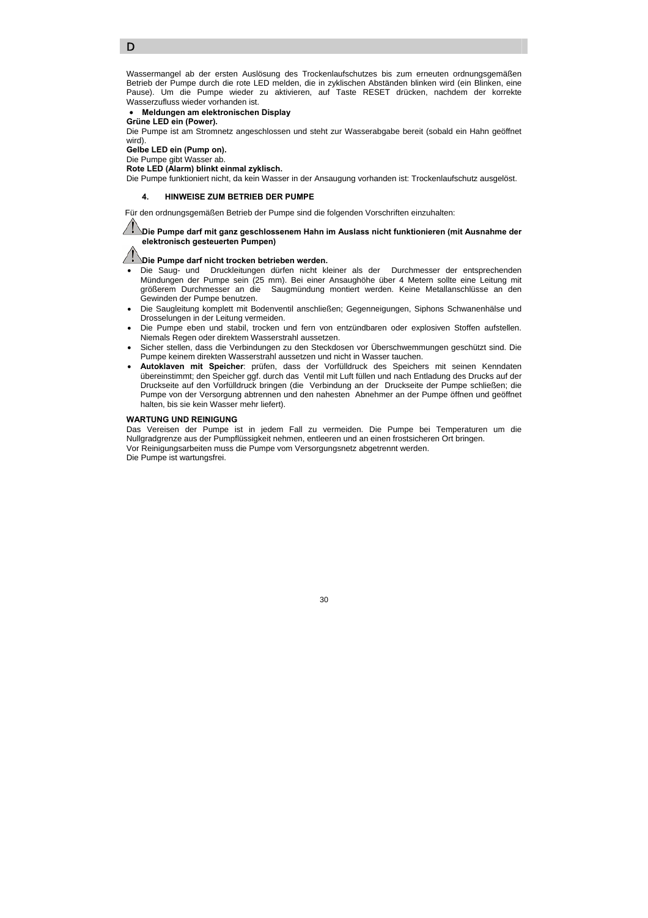Wassermangel ab der ersten Auslösung des Trockenlaufschutzes bis zum erneuten ordnungsgemäßen Betrieb der Pumpe durch die rote LED melden, die in zyklischen Abständen blinken wird (ein Blinken, eine Pause). Um die Pumpe wieder zu aktivieren, auf Taste RESET drücken, nachdem der korrekte Wasserzufluss wieder vorhanden ist.

- **Meldungen am elektronischen Display**

**Grüne LED ein (Power).**
Die Pumpe ist am Stromnetz angeschlossen und steht zur Wasserabgabe bereit (sobald ein Hahn geöffnet wird).

**Gelbe LED ein (Pump on).**
Die Pumpe gibt Wasser ab.

**Rote LED (Alarm) blinkt einmal zyklisch.**
Die Pumpe funktioniert nicht, da kein Wasser in der Ansaugung vorhanden ist: Trockenlaufschutz ausgelöst.

## 4. HINWEISE ZUM BETRIEB DER PUMPE

Für den ordnungsgemäßen Betrieb der Pumpe sind die folgenden Vorschriften einzuhalten:

⚠ **Die Pumpe darf mit ganz geschlossenem Hahn im Auslass nicht funktionieren (mit Ausnahme der elektronisch gesteuerten Pumpen)**

⚠ **Die Pumpe darf nicht trocken betrieben werden.**

- Die Saug- und Druckleitungen dürfen nicht kleiner als der Durchmesser der entsprechenden Mündungen der Pumpe sein (25 mm). Bei einer Ansaughöhe über 4 Metern sollte eine Leitung mit größerem Durchmesser an die Saugmündung montiert werden. Keine Metallanschlüsse an den Gewinden der Pumpe benutzen.
- Die Saugleitung komplett mit Bodenventil anschließen; Gegenneigungen, Siphons Schwanenhälse und Drosselungen in der Leitung vermeiden.
- Die Pumpe eben und stabil, trocken und fern von entzündbaren oder explosiven Stoffen aufstellen. Niemals Regen oder direktem Wasserstrahl aussetzen.
- Sicher stellen, dass die Verbindungen zu den Steckdosen vor Überschwemmungen geschützt sind. Die Pumpe keinem direkten Wasserstrahl aussetzen und nicht in Wasser tauchen.
- **Autoklaven mit Speicher**: prüfen, dass der Vorfülldruck des Speichers mit seinen Kenndaten übereinstimmt; den Speicher ggf. durch das Ventil mit Luft füllen und nach Entladung des Drucks auf der Druckseite auf den Vorfülldruck bringen (die Verbindung an der Druckseite der Pumpe schließen; die Pumpe von der Versorgung abtrennen und den nahesten Abnehmer an der Pumpe öffnen und geöffnet halten, bis sie kein Wasser mehr liefert).

**WARTUNG UND REINIGUNG**

Das Vereisen der Pumpe ist in jedem Fall zu vermeiden. Die Pumpe bei Temperaturen um die Nullgradgrenze aus der Pumpflüssigkeit nehmen, entleeren und an einen frostsicheren Ort bringen.
Vor Reinigungsarbeiten muss die Pumpe vom Versorgungsnetz abgetrennt werden.
Die Pumpe ist wartungsfrei.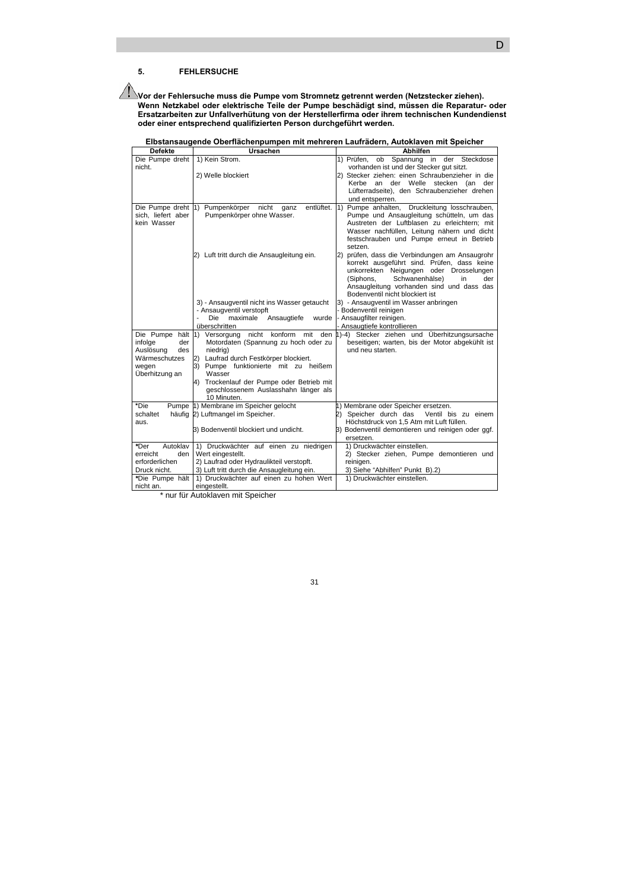## 5. FEHLERSUCHE

⚠ **Vor der Fehlersuche muss die Pumpe vom Stromnetz getrennt werden (Netzstecker ziehen). Wenn Netzkabel oder elektrische Teile der Pumpe beschädigt sind, müssen die Reparatur- oder Ersatzarbeiten zur Unfallverhütung von der Herstellerfirma oder ihrem technischen Kundendienst oder einer entsprechend qualifizierten Person durchgeführt werden.**

**Elbstansaugende Oberflächenpumpen mit mehreren Laufrädern, Autoklaven mit Speicher**

| Defekte | Ursachen | Abhilfen |
|---|---|---|
| Die Pumpe dreht nicht. | 1) Kein Strom. | 1) Prüfen, ob Spannung in der Steckdose vorhanden ist und der Stecker gut sitzt. |
| | 2) Welle blockiert | 2) Stecker ziehen: einen Schraubenzieher in die Kerbe an der Welle stecken (an der Lüfterradseite), den Schraubenzieher drehen und entsperren. |
| Die Pumpe dreht sich, liefert aber kein Wasser | 1) Pumpenkörper nicht ganz entlüftet. Pumpenkörper ohne Wasser. | 1) Pumpe anhalten, Druckleitung losschrauben, Pumpe und Ansaugleitung schütteln, um das Austreten der Luftblasen zu erleichtern; mit Wasser nachfüllen, Leitung nähern und dicht festschrauben und Pumpe erneut in Betrieb setzen. |
| | 2) Luft tritt durch die Ansaugleitung ein. | 2) prüfen, dass die Verbindungen am Ansaugrohr korrekt ausgeführt sind. Prüfen, dass keine unkorrekten Neigungen oder Drosselungen (Siphons, Schwanenhälse) in der Ansaugleitung vorhanden sind und dass das Bodenventil nicht blockiert ist |
| | 3) - Ansaugventil nicht ins Wasser getaucht<br>- Ansaugventil verstopft<br>- Die maximale Ansaugtiefe wurde überschritten | 3) - Ansaugventil im Wasser anbringen<br>- Bodenventil reinigen<br>- Ansaugfilter reinigen.<br>- Ansaugtiefe kontrollieren |
| Die Pumpe hält infolge der Auslösung des Wärmeschutzes wegen Überhitzung an | 1) Versorgung nicht konform mit den Motordaten (Spannung zu hoch oder zu niedrig)<br>2) Laufrad durch Festkörper blockiert.<br>3) Pumpe funktionierte mit zu heißem Wasser<br>4) Trockenlauf der Pumpe oder Betrieb mit geschlossenem Auslasshahn länger als 10 Minuten. | 1)-4) Stecker ziehen und Überhitzungsursache beseitigen; warten, bis der Motor abgekühlt ist und neu starten. |
| *Die Pumpe schaltet häufig aus. | 1) Membrane im Speicher gelocht | 1) Membrane oder Speicher ersetzen. |
| | 2) Luftmangel im Speicher. | 2) Speicher durch das Ventil bis zu einem Höchstdruck von 1,5 Atm mit Luft füllen. |
| | 3) Bodenventil blockiert und undicht. | 3) Bodenventil demontieren und reinigen oder ggf. ersetzen. |
| *Der Autoklav erreicht den erforderlichen Druck nicht. | 1) Druckwächter auf einen zu niedrigen Wert eingestellt.<br>2) Laufrad oder Hydraulikteil verstopft.<br>3) Luft tritt durch die Ansaugleitung ein. | 1) Druckwächter einstellen.<br>2) Stecker ziehen, Pumpe demontieren und reinigen.<br>3) Siehe "Abhilfen" Punkt B).2) |
| *Die Pumpe hält nicht an. | 1) Druckwächter auf einen zu hohen Wert eingestellt. | 1) Druckwächter einstellen. |

\* nur für Autoklaven mit Speicher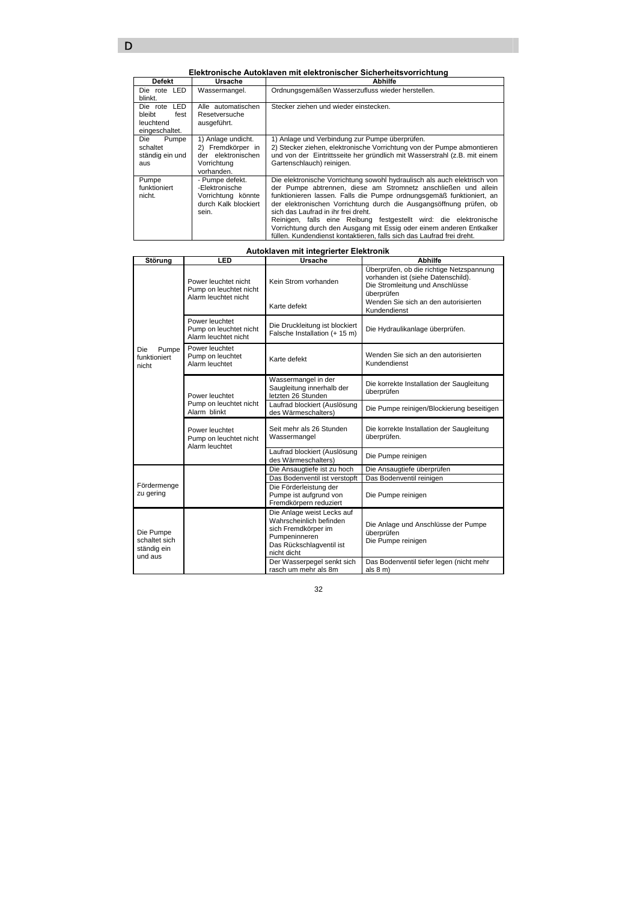### Elektronische Autoklaven mit elektronischer Sicherheitsvorrichtung

| Defekt | Ursache | Abhilfe |
|---|---|---|
| Die rote LED blinkt. | Wassermangel. | Ordnungsgemäßen Wasserzufluss wieder herstellen. |
| Die rote LED bleibt fest leuchtend eingeschaltet. | Alle automatischen Resetversuche ausgeführt. | Stecker ziehen und wieder einstecken. |
| Die Pumpe schaltet ständig ein und aus | 1) Anlage undicht. 2) Fremdkörper in der elektronischen Vorrichtung vorhanden. | 1) Anlage und Verbindung zur Pumpe überprüfen. 2) Stecker ziehen, elektronische Vorrichtung von der Pumpe abmontieren und von der Eintrittsseite her gründlich mit Wasserstrahl (z.B. mit einem Gartenschlauch) reinigen. |
| Pumpe funktioniert nicht. | - Pumpe defekt. -Elektronische Vorrichtung könnte durch Kalk blockiert sein. | Die elektronische Vorrichtung sowohl hydraulisch als auch elektrisch von der Pumpe abtrennen, diese am Stromnetz anschließen und allein funktionieren lassen. Falls die Pumpe ordnungsgemäß funktioniert, an der elektronischen Vorrichtung durch die Ausgangsöffnung prüfen, ob sich das Laufrad in ihr frei dreht. Reinigen, falls eine Reibung festgestellt wird: die elektronische Vorrichtung durch den Ausgang mit Essig oder einem anderen Entkalker füllen. Kundendienst kontaktieren, falls sich das Laufrad frei dreht. |

### Autoklaven mit integrierter Elektronik

| Störung | LED | Ursache | Abhilfe |
|---|---|---|---|
| Die Pumpe funktioniert nicht | Power leuchtet nicht Pump on leuchtet nicht Alarm leuchtet nicht | Kein Strom vorhanden | Überprüfen, ob die richtige Netzspannung vorhanden ist (siehe Datenschild). Die Stromleitung und Anschlüsse überprüfen |
| | | Karte defekt | Wenden Sie sich an den autorisierten Kundendienst |
| | Power leuchtet Pump on leuchtet nicht Alarm leuchtet nicht | Die Druckleitung ist blockiert Falsche Installation (+ 15 m) | Die Hydraulikanlage überprüfen. |
| | Power leuchtet Pump on leuchtet Alarm leuchtet | Karte defekt | Wenden Sie sich an den autorisierten Kundendienst |
| | Power leuchtet Pump on leuchtet nicht Alarm blinkt | Wassermangel in der Saugleitung innerhalb der letzten 26 Stunden | Die korrekte Installation der Saugleitung überprüfen |
| | | Laufrad blockiert (Auslösung des Wärmeschalters) | Die Pumpe reinigen/Blockierung beseitigen |
| | Power leuchtet Pump on leuchtet nicht Alarm leuchtet | Seit mehr als 26 Stunden Wassermangel | Die korrekte Installation der Saugleitung überprüfen. |
| | | Laufrad blockiert (Auslösung des Wärmeschalters) | Die Pumpe reinigen |
| Fördermenge zu gering | | Die Ansaugtiefe ist zu hoch | Die Ansaugtiefe überprüfen |
| | | Das Bodenventil ist verstopft | Das Bodenventil reinigen |
| | | Die Förderleistung der Pumpe ist aufgrund von Fremdkörpern reduziert | Die Pumpe reinigen |
| Die Pumpe schaltet sich ständig ein und aus | | Die Anlage weist Lecks auf Wahrscheinlich befinden sich Fremdkörper im Pumpeninneren Das Rückschlagventil ist nicht dicht | Die Anlage und Anschlüsse der Pumpe überprüfen Die Pumpe reinigen |
| | | Der Wasserpegel senkt sich rasch um mehr als 8m | Das Bodenventil tiefer legen (nicht mehr als 8 m) |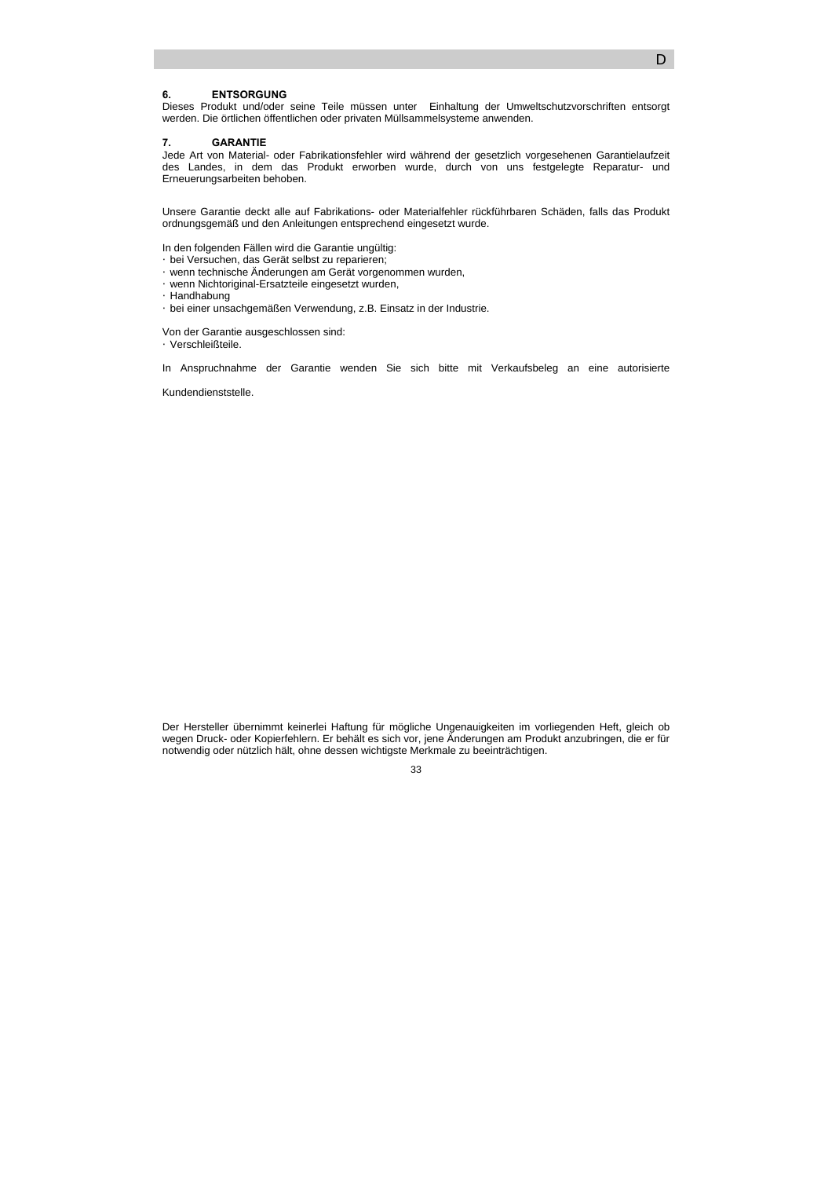## 6. ENTSORGUNG

Dieses Produkt und/oder seine Teile müssen unter Einhaltung der Umweltschutzvorschriften entsorgt werden. Die örtlichen öffentlichen oder privaten Müllsammelsysteme anwenden.

## 7. GARANTIE

Jede Art von Material- oder Fabrikationsfehler wird während der gesetzlich vorgesehenen Garantielaufzeit des Landes, in dem das Produkt erworben wurde, durch von uns festgelegte Reparatur- und Erneuerungsarbeiten behoben.

Unsere Garantie deckt alle auf Fabrikations- oder Materialfehler rückführbaren Schäden, falls das Produkt ordnungsgemäß und den Anleitungen entsprechend eingesetzt wurde.

In den folgenden Fällen wird die Garantie ungültig:

- bei Versuchen, das Gerät selbst zu reparieren;
- wenn technische Änderungen am Gerät vorgenommen wurden,
- wenn Nichtoriginal-Ersatzteile eingesetzt wurden,
- Handhabung
- bei einer unsachgemäßen Verwendung, z.B. Einsatz in der Industrie.

Von der Garantie ausgeschlossen sind:

- Verschleißteile.

In Anspruchnahme der Garantie wenden Sie sich bitte mit Verkaufsbeleg an eine autorisierte

Kundendienststelle.

Der Hersteller übernimmt keinerlei Haftung für mögliche Ungenauigkeiten im vorliegenden Heft, gleich ob wegen Druck- oder Kopierfehlern. Er behält es sich vor, jene Änderungen am Produkt anzubringen, die er für notwendig oder nützlich hält, ohne dessen wichtigste Merkmale zu beeinträchtigen.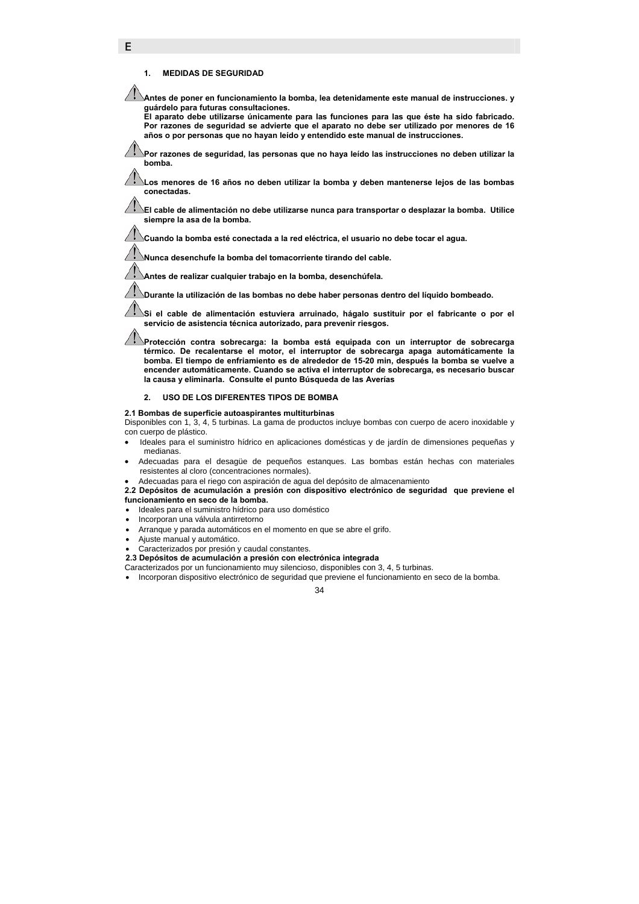## 1. MEDIDAS DE SEGURIDAD

⚠ **Antes de poner en funcionamiento la bomba, lea detenidamente este manual de instrucciones. y guárdelo para futuras consultaciones.**
**El aparato debe utilizarse únicamente para las funciones para las que éste ha sido fabricado. Por razones de seguridad se advierte que el aparato no debe ser utilizado por menores de 16 años o por personas que no hayan leído y entendido este manual de instrucciones.**

⚠ **Por razones de seguridad, las personas que no haya leído las instrucciones no deben utilizar la bomba.**

⚠ **Los menores de 16 años no deben utilizar la bomba y deben mantenerse lejos de las bombas conectadas.**

⚠ **El cable de alimentación no debe utilizarse nunca para transportar o desplazar la bomba. Utilice siempre la asa de la bomba.**

⚠ **Cuando la bomba esté conectada a la red eléctrica, el usuario no debe tocar el agua.**

⚠ **Nunca desenchufe la bomba del tomacorriente tirando del cable.**

⚠ **Antes de realizar cualquier trabajo en la bomba, desenchúfela.**

⚠ **Durante la utilización de las bombas no debe haber personas dentro del líquido bombeado.**

⚠ **Si el cable de alimentación estuviera arruinado, hágalo sustituir por el fabricante o por el servicio de asistencia técnica autorizado, para prevenir riesgos.**

⚠ **Protección contra sobrecarga: la bomba está equipada con un interruptor de sobrecarga térmico. De recalentarse el motor, el interruptor de sobrecarga apaga automáticamente la bomba. El tiempo de enfriamiento es de alrededor de 15-20 min, después la bomba se vuelve a encender automáticamente. Cuando se activa el interruptor de sobrecarga, es necesario buscar la causa y eliminarla. Consulte el punto Búsqueda de las Averías**

## 2. USO DE LOS DIFERENTES TIPOS DE BOMBA

**2.1 Bombas de superficie autoaspirantes multiturbinas**

Disponibles con 1, 3, 4, 5 turbinas. La gama de productos incluye bombas con cuerpo de acero inoxidable y con cuerpo de plástico.

- Ideales para el suministro hídrico en aplicaciones domésticas y de jardín de dimensiones pequeñas y medianas.
- Adecuadas para el desagüe de pequeños estanques. Las bombas están hechas con materiales resistentes al cloro (concentraciones normales).
- Adecuadas para el riego con aspiración de agua del depósito de almacenamiento

**2.2 Depósitos de acumulación a presión con dispositivo electrónico de seguridad que previene el funcionamiento en seco de la bomba.**

- Ideales para el suministro hídrico para uso doméstico
- Incorporan una válvula antirretorno
- Arranque y parada automáticos en el momento en que se abre el grifo.
- Ajuste manual y automático.
- Caracterizados por presión y caudal constantes.

**2.3 Depósitos de acumulación a presión con electrónica integrada**

Caracterizados por un funcionamiento muy silencioso, disponibles con 3, 4, 5 turbinas.

- Incorporan dispositivo electrónico de seguridad que previene el funcionamiento en seco de la bomba.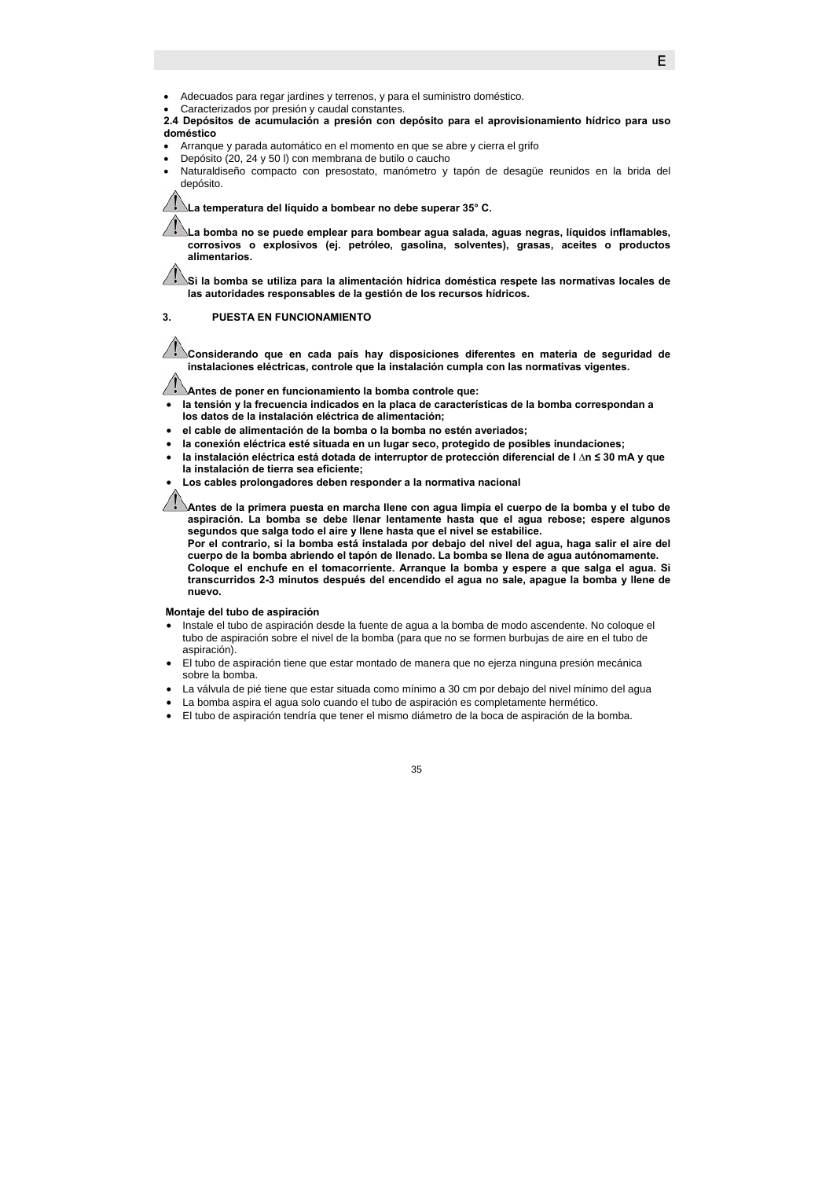- Adecuados para regar jardines y terrenos, y para el suministro doméstico.
- Caracterizados por presión y caudal constantes.

**2.4 Depósitos de acumulación a presión con depósito para el aprovisionamiento hídrico para uso doméstico**

- Arranque y parada automático en el momento en que se abre y cierra el grifo
- Depósito (20, 24 y 50 l) con membrana de butilo o caucho
- Naturaldiseño compacto con presostato, manómetro y tapón de desagüe reunidos en la brida del depósito.

⚠ **La temperatura del líquido a bombear no debe superar 35° C.**

⚠ **La bomba no se puede emplear para bombear agua salada, aguas negras, líquidos inflamables, corrosivos o explosivos (ej. petróleo, gasolina, solventes), grasas, aceites o productos alimentarios.**

⚠ **Si la bomba se utiliza para la alimentación hídrica doméstica respete las normativas locales de las autoridades responsables de la gestión de los recursos hídricos.**

## 3. PUESTA EN FUNCIONAMIENTO

⚠ **Considerando que en cada país hay disposiciones diferentes en materia de seguridad de instalaciones eléctricas, controle que la instalación cumpla con las normativas vigentes.**

⚠ **Antes de poner en funcionamiento la bomba controle que:**

- **la tensión y la frecuencia indicados en la placa de características de la bomba correspondan a los datos de la instalación eléctrica de alimentación;**
- **el cable de alimentación de la bomba o la bomba no estén averiados;**
- **la conexión eléctrica esté situada en un lugar seco, protegido de posibles inundaciones;**
- **la instalación eléctrica está dotada de interruptor de protección diferencial de I ∆n ≤ 30 mA y que la instalación de tierra sea eficiente;**
- **Los cables prolongadores deben responder a la normativa nacional**

⚠ **Antes de la primera puesta en marcha llene con agua limpia el cuerpo de la bomba y el tubo de aspiración. La bomba se debe llenar lentamente hasta que el agua rebose; espere algunos segundos que salga todo el aire y llene hasta que el nivel se estabilice.**
**Por el contrario, si la bomba está instalada por debajo del nivel del agua, haga salir el aire del cuerpo de la bomba abriendo el tapón de llenado. La bomba se llena de agua autónomamente.**
**Coloque el enchufe en el tomacorriente. Arranque la bomba y espere a que salga el agua. Si transcurridos 2-3 minutos después del encendido el agua no sale, apague la bomba y llene de nuevo.**

**Montaje del tubo de aspiración**

- Instale el tubo de aspiración desde la fuente de agua a la bomba de modo ascendente. No coloque el tubo de aspiración sobre el nivel de la bomba (para que no se formen burbujas de aire en el tubo de aspiración).
- El tubo de aspiración tiene que estar montado de manera que no ejerza ninguna presión mecánica sobre la bomba.
- La válvula de pié tiene que estar situada como mínimo a 30 cm por debajo del nivel mínimo del agua
- La bomba aspira el agua solo cuando el tubo de aspiración es completamente hermético.
- El tubo de aspiración tendría que tener el mismo diámetro de la boca de aspiración de la bomba.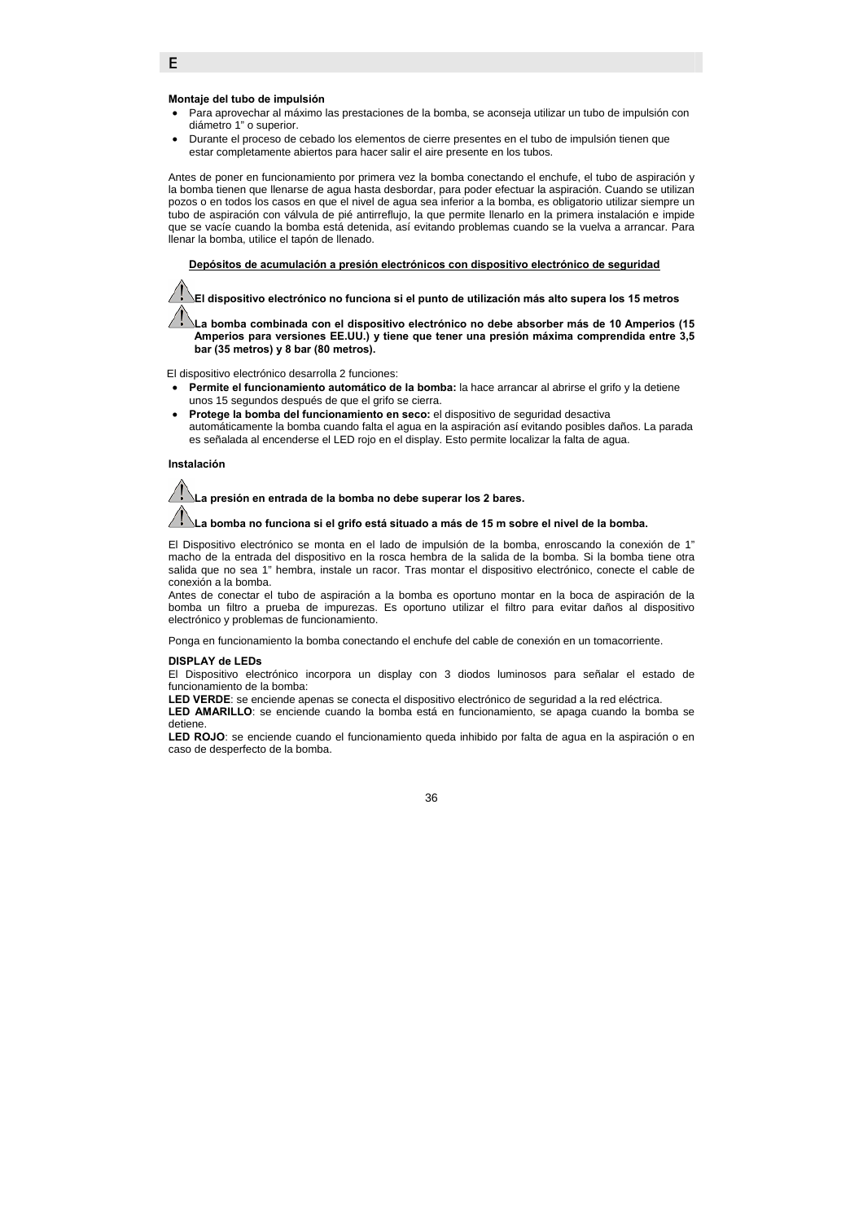**Montaje del tubo de impulsión**

- Para aprovechar al máximo las prestaciones de la bomba, se aconseja utilizar un tubo de impulsión con diámetro 1" o superior.
- Durante el proceso de cebado los elementos de cierre presentes en el tubo de impulsión tienen que estar completamente abiertos para hacer salir el aire presente en los tubos.

Antes de poner en funcionamiento por primera vez la bomba conectando el enchufe, el tubo de aspiración y la bomba tienen que llenarse de agua hasta desbordar, para poder efectuar la aspiración. Cuando se utilizan pozos o en todos los casos en que el nivel de agua sea inferior a la bomba, es obligatorio utilizar siempre un tubo de aspiración con válvula de pié antirreflujo, la que permite llenarlo en la primera instalación e impide que se vacíe cuando la bomba está detenida, así evitando problemas cuando se la vuelva a arrancar. Para llenar la bomba, utilice el tapón de llenado.

**Depósitos de acumulación a presión electrónicos con dispositivo electrónico de seguridad**

⚠ **El dispositivo electrónico no funciona si el punto de utilización más alto supera los 15 metros**

⚠ **La bomba combinada con el dispositivo electrónico no debe absorber más de 10 Amperios (15 Amperios para versiones EE.UU.) y tiene que tener una presión máxima comprendida entre 3,5 bar (35 metros) y 8 bar (80 metros).**

El dispositivo electrónico desarrolla 2 funciones:

- **Permite el funcionamiento automático de la bomba:** la hace arrancar al abrirse el grifo y la detiene unos 15 segundos después de que el grifo se cierra.
- **Protege la bomba del funcionamiento en seco:** el dispositivo de seguridad desactiva automáticamente la bomba cuando falta el agua en la aspiración así evitando posibles daños. La parada es señalada al encenderse el LED rojo en el display. Esto permite localizar la falta de agua.

**Instalación**

⚠ **La presión en entrada de la bomba no debe superar los 2 bares.**

⚠ **La bomba no funciona si el grifo está situado a más de 15 m sobre el nivel de la bomba.**

El Dispositivo electrónico se monta en el lado de impulsión de la bomba, enroscando la conexión de 1" macho de la entrada del dispositivo en la rosca hembra de la salida de la bomba. Si la bomba tiene otra salida que no sea 1" hembra, instale un racor. Tras montar el dispositivo electrónico, conecte el cable de conexión a la bomba.
Antes de conectar el tubo de aspiración a la bomba es oportuno montar en la boca de aspiración de la bomba un filtro a prueba de impurezas. Es oportuno utilizar el filtro para evitar daños al dispositivo electrónico y problemas de funcionamiento.

Ponga en funcionamiento la bomba conectando el enchufe del cable de conexión en un tomacorriente.

**DISPLAY de LEDs**

El Dispositivo electrónico incorpora un display con 3 diodos luminosos para señalar el estado de funcionamiento de la bomba:

**LED VERDE**: se enciende apenas se conecta el dispositivo electrónico de seguridad a la red eléctrica.

**LED AMARILLO**: se enciende cuando la bomba está en funcionamiento, se apaga cuando la bomba se detiene.

**LED ROJO**: se enciende cuando el funcionamiento queda inhibido por falta de agua en la aspiración o en caso de desperfecto de la bomba.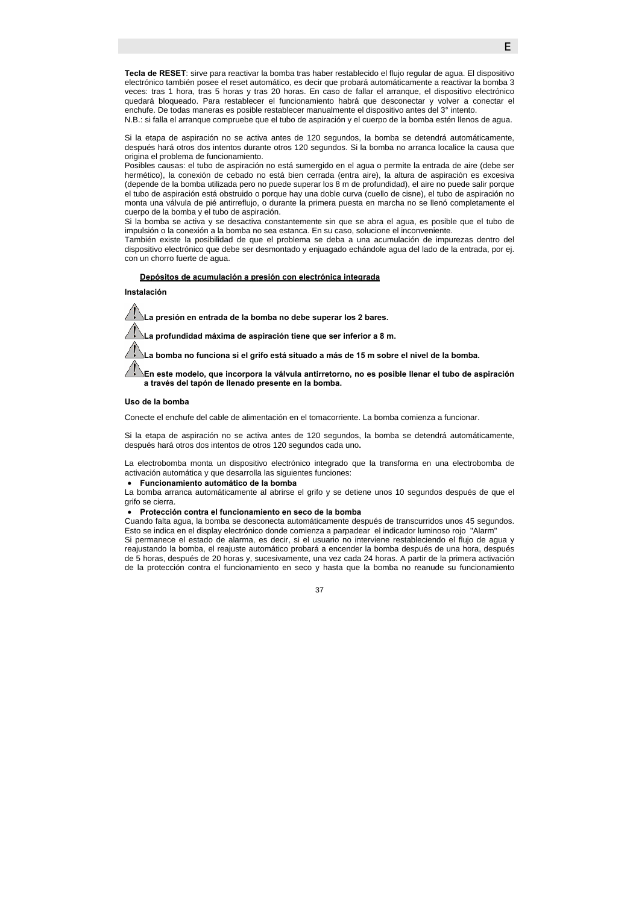**Tecla de RESET**: sirve para reactivar la bomba tras haber restablecido el flujo regular de agua. El dispositivo electrónico también posee el reset automático, es decir que probará automáticamente a reactivar la bomba 3 veces: tras 1 hora, tras 5 horas y tras 20 horas. En caso de fallar el arranque, el dispositivo electrónico quedará bloqueado. Para restablecer el funcionamiento habrá que desconectar y volver a conectar el enchufe. De todas maneras es posible restablecer manualmente el dispositivo antes del 3° intento.
N.B.: si falla el arranque compruebe que el tubo de aspiración y el cuerpo de la bomba estén llenos de agua.

Si la etapa de aspiración no se activa antes de 120 segundos, la bomba se detendrá automáticamente, después hará otros dos intentos durante otros 120 segundos. Si la bomba no arranca localice la causa que origina el problema de funcionamiento.
Posibles causas: el tubo de aspiración no está sumergido en el agua o permite la entrada de aire (debe ser hermético), la conexión de cebado no está bien cerrada (entra aire), la altura de aspiración es excesiva (depende de la bomba utilizada pero no puede superar los 8 m de profundidad), el aire no puede salir porque el tubo de aspiración está obstruido o porque hay una doble curva (cuello de cisne), el tubo de aspiración no monta una válvula de pié antirreflujo, o durante la primera puesta en marcha no se llenó completamente el cuerpo de la bomba y el tubo de aspiración.
Si la bomba se activa y se desactiva constantemente sin que se abra el agua, es posible que el tubo de impulsión o la conexión a la bomba no sea estanca. En su caso, solucione el inconveniente.
También existe la posibilidad de que el problema se deba a una acumulación de impurezas dentro del dispositivo electrónico que debe ser desmontado y enjuagado echándole agua del lado de la entrada, por ej. con un chorro fuerte de agua.

## Depósitos de acumulación a presión con electrónica integrada

### Instalación

⚠ **La presión en entrada de la bomba no debe superar los 2 bares.**

⚠ **La profundidad máxima de aspiración tiene que ser inferior a 8 m.**

⚠ **La bomba no funciona si el grifo está situado a más de 15 m sobre el nivel de la bomba.**

⚠ **En este modelo, que incorpora la válvula antirretorno, no es posible llenar el tubo de aspiración a través del tapón de llenado presente en la bomba.**

### Uso de la bomba

Conecte el enchufe del cable de alimentación en el tomacorriente. La bomba comienza a funcionar.

Si la etapa de aspiración no se activa antes de 120 segundos, la bomba se detendrá automáticamente, después hará otros dos intentos de otros 120 segundos cada uno**.**

La electrobomba monta un dispositivo electrónico integrado que la transforma en una electrobomba de activación automática y que desarrolla las siguientes funciones:

- **Funcionamiento automático de la bomba**

La bomba arranca automáticamente al abrirse el grifo y se detiene unos 10 segundos después de que el grifo se cierra.

- **Protección contra el funcionamiento en seco de la bomba**

Cuando falta agua, la bomba se desconecta automáticamente después de transcurridos unos 45 segundos. Esto se indica en el display electrónico donde comienza a parpadear el indicador luminoso rojo "Alarm"
Si permanece el estado de alarma, es decir, si el usuario no interviene restableciendo el flujo de agua y reajustando la bomba, el reajuste automático probará a encender la bomba después de una hora, después de 5 horas, después de 20 horas y, sucesivamente, una vez cada 24 horas. A partir de la primera activación de la protección contra el funcionamiento en seco y hasta que la bomba no reanude su funcionamiento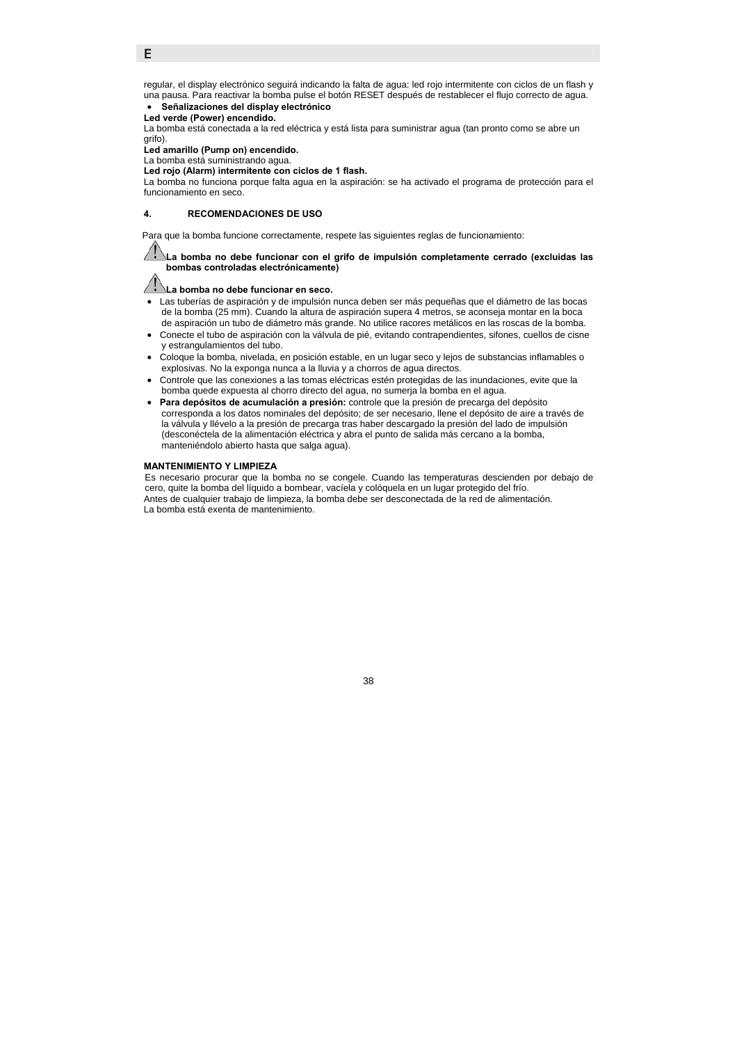regular, el display electrónico seguirá indicando la falta de agua: led rojo intermitente con ciclos de un flash y una pausa. Para reactivar la bomba pulse el botón RESET después de restablecer el flujo correcto de agua.

- **Señalizaciones del display electrónico**

**Led verde (Power) encendido.**

La bomba está conectada a la red eléctrica y está lista para suministrar agua (tan pronto como se abre un grifo).

**Led amarillo (Pump on) encendido.**

La bomba está suministrando agua.

**Led rojo (Alarm) intermitente con ciclos de 1 flash.**

La bomba no funciona porque falta agua en la aspiración: se ha activado el programa de protección para el funcionamiento en seco.

## 4. RECOMENDACIONES DE USO

Para que la bomba funcione correctamente, respete las siguientes reglas de funcionamiento:

⚠ **La bomba no debe funcionar con el grifo de impulsión completamente cerrado (excluidas las bombas controladas electrónicamente)**

⚠ **La bomba no debe funcionar en seco.**

- Las tuberías de aspiración y de impulsión nunca deben ser más pequeñas que el diámetro de las bocas de la bomba (25 mm). Cuando la altura de aspiración supera 4 metros, se aconseja montar en la boca de aspiración un tubo de diámetro más grande. No utilice racores metálicos en las roscas de la bomba.
- Conecte el tubo de aspiración con la válvula de pié, evitando contrapendientes, sifones, cuellos de cisne y estrangulamientos del tubo.
- Coloque la bomba, nivelada, en posición estable, en un lugar seco y lejos de substancias inflamables o explosivas. No la exponga nunca a la lluvia y a chorros de agua directos.
- Controle que las conexiones a las tomas eléctricas estén protegidas de las inundaciones, evite que la bomba quede expuesta al chorro directo del agua, no sumerja la bomba en el agua.
- **Para depósitos de acumulación a presión:** controle que la presión de precarga del depósito corresponda a los datos nominales del depósito; de ser necesario, llene el depósito de aire a través de la válvula y llévelo a la presión de precarga tras haber descargado la presión del lado de impulsión (desconéctela de la alimentación eléctrica y abra el punto de salida más cercano a la bomba, manteniéndolo abierto hasta que salga agua).

**MANTENIMIENTO Y LIMPIEZA**

Es necesario procurar que la bomba no se congele. Cuando las temperaturas descienden por debajo de cero, quite la bomba del líquido a bombear, vacíela y colóquela en un lugar protegido del frío.

Antes de cualquier trabajo de limpieza, la bomba debe ser desconectada de la red de alimentación.

La bomba está exenta de mantenimiento.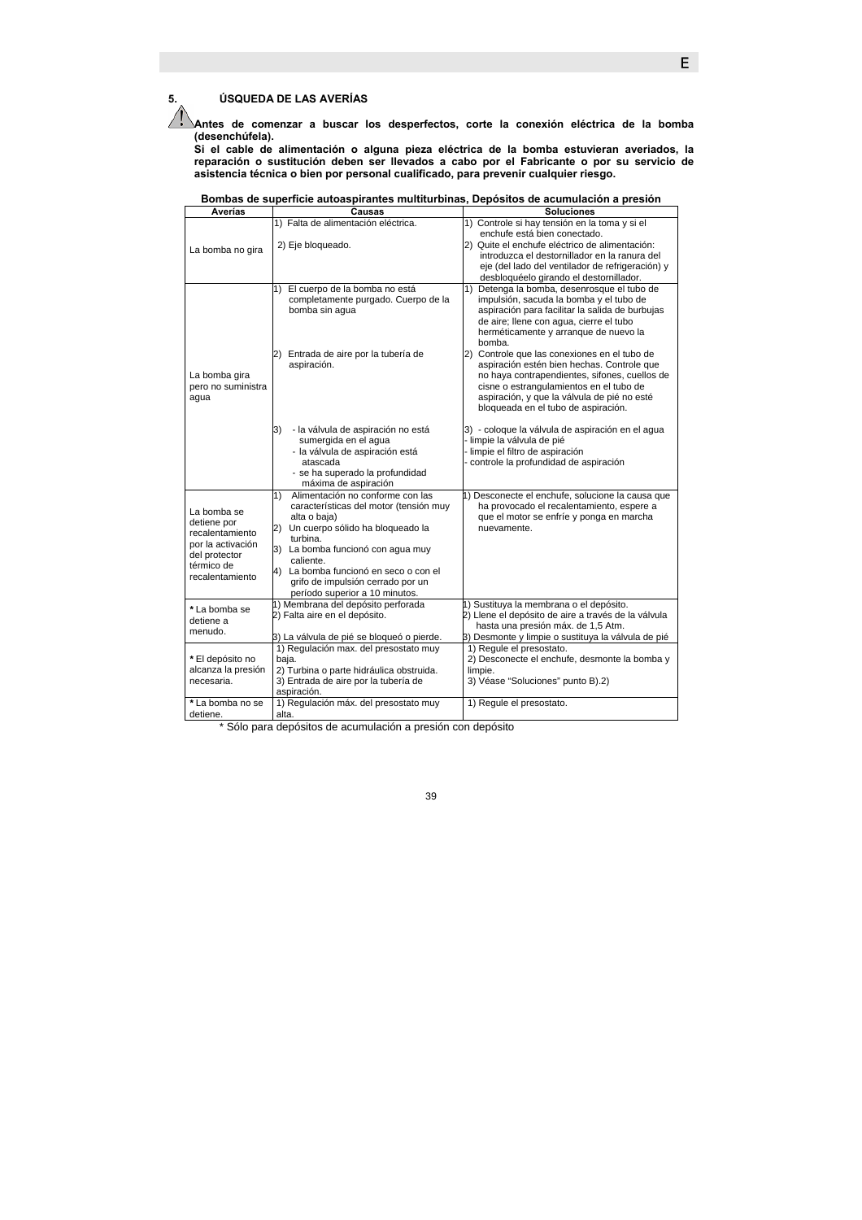## 5. ÚSQUEDA DE LAS AVERÍAS

**Antes de comenzar a buscar los desperfectos, corte la conexión eléctrica de la bomba (desenchúfela).**
**Si el cable de alimentación o alguna pieza eléctrica de la bomba estuvieran averiados, la reparación o sustitución deben ser llevados a cabo por el Fabricante o por su servicio de asistencia técnica o bien por personal cualificado, para prevenir cualquier riesgo.**

**Bombas de superficie autoaspirantes multiturbinas, Depósitos de acumulación a presión**

| Averías | Causas | Soluciones |
|---|---|---|
| La bomba no gira | 1) Falta de alimentación eléctrica.<br>2) Eje bloqueado. | 1) Controle si hay tensión en la toma y si el enchufe está bien conectado.<br>2) Quite el enchufe eléctrico de alimentación: introduzca el destornillador en la ranura del eje (del lado del ventilador de refrigeración) y desbloquéelo girando el destornillador. |
| La bomba gira pero no suministra agua | 1) El cuerpo de la bomba no está completamente purgado. Cuerpo de la bomba sin agua<br>2) Entrada de aire por la tubería de aspiración.<br>3) - la válvula de aspiración no está sumergida en el agua<br>- la válvula de aspiración está atascada<br>- se ha superado la profundidad máxima de aspiración | 1) Detenga la bomba, desenrosque el tubo de impulsión, sacuda la bomba y el tubo de aspiración para facilitar la salida de burbujas de aire; llene con agua, cierre el tubo herméticamente y arranque de nuevo la bomba.<br>2) Controle que las conexiones en el tubo de aspiración estén bien hechas. Controle que no haya contrapendientes, sifones, cuellos de cisne o estrangulamientos en el tubo de aspiración, y que la válvula de pié no esté bloqueada en el tubo de aspiración.<br>3) - coloque la válvula de aspiración en el agua<br>- limpie la válvula de pié<br>- limpie el filtro de aspiración<br>- controle la profundidad de aspiración |
| La bomba se detiene por recalentamiento por la activación del protector térmico de recalentamiento | 1) Alimentación no conforme con las características del motor (tensión muy alta o baja)<br>2) Un cuerpo sólido ha bloqueado la turbina.<br>3) La bomba funcionó con agua muy caliente.<br>4) La bomba funcionó en seco o con el grifo de impulsión cerrado por un período superior a 10 minutos. | 1) Desconecte el enchufe, solucione la causa que ha provocado el recalentamiento, espere a que el motor se enfríe y ponga en marcha nuevamente. |
| * La bomba se detiene a menudo. | 1) Membrana del depósito perforada<br>2) Falta aire en el depósito.<br>3) La válvula de pié se bloqueó o pierde. | 1) Sustituya la membrana o el depósito.<br>2) Llene el depósito de aire a través de la válvula hasta una presión máx. de 1,5 Atm.<br>3) Desmonte y limpie o sustituya la válvula de pié |
| * El depósito no alcanza la presión necesaria. | 1) Regulación max. del presostato muy baja.<br>2) Turbina o parte hidráulica obstruida.<br>3) Entrada de aire por la tubería de aspiración. | 1) Regule el presostato.<br>2) Desconecte el enchufe, desmonte la bomba y limpie.<br>3) Véase "Soluciones" punto B).2) |
| * La bomba no se detiene. | 1) Regulación máx. del presostato muy alta. | 1) Regule el presostato. |

\* Sólo para depósitos de acumulación a presión con depósito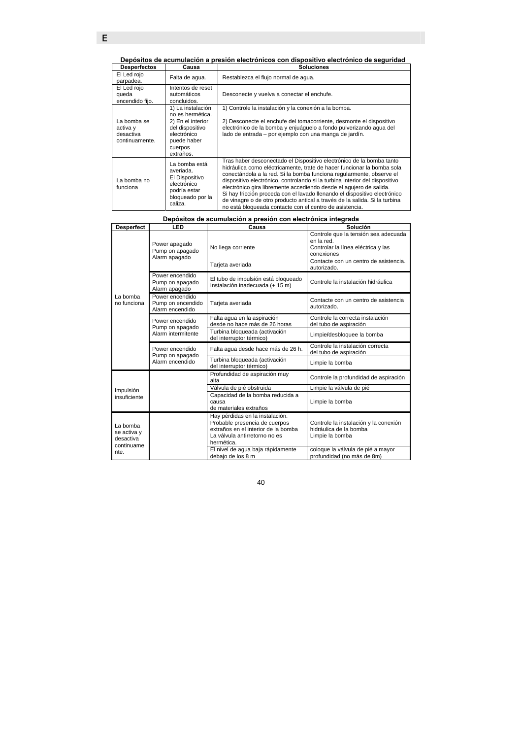### Depósitos de acumulación a presión electrónicos con dispositivo electrónico de seguridad

| Desperfectos | Causa | Soluciones |
|---|---|---|
| El Led rojo parpadea. | Falta de agua. | Restablezca el flujo normal de agua. |
| El Led rojo queda encendido fijo. | Intentos de reset automáticos concluidos. | Desconecte y vuelva a conectar el enchufe. |
| La bomba se activa y desactiva continuamente. | 1) La instalación no es hermética.<br>2) En el interior del dispositivo electrónico puede haber cuerpos extraños. | 1) Controle la instalación y la conexión a la bomba.<br><br>2) Desconecte el enchufe del tomacorriente, desmonte el dispositivo electrónico de la bomba y enjuáguelo a fondo pulverizando agua del lado de entrada – por ejemplo con una manga de jardín. |
| La bomba no funciona | La bomba está averiada.<br>El Dispositivo electrónico podría estar bloqueado por la caliza. | Tras haber desconectado el Dispositivo electrónico de la bomba tanto hidráulica como eléctricamente, trate de hacer funcionar la bomba sola conectándola a la red. Si la bomba funciona regularmente, observe el dispositivo electrónico, controlando si la turbina interior del dispositivo electrónico gira libremente accediendo desde el agujero de salida.<br>Si hay fricción proceda con el lavado llenando el dispositivo electrónico de vinagre o de otro producto antical a través de la salida. Si la turbina no está bloqueada contacte con el centro de asistencia. |

### Depósitos de acumulación a presión con electrónica integrada

| Desperfect | LED | Causa | Solución |
|---|---|---|---|
| La bomba no funciona | Power apagado<br>Pump on apagado<br>Alarm apagado | No llega corriente<br><br>Tarjeta averiada | Controle que la tensión sea adecuada en la red.<br>Controlar la línea eléctrica y las conexiones<br>Contacte con un centro de asistencia. autorizado. |
| | Power encendido<br>Pump on apagado<br>Alarm apagado | El tubo de impulsión está bloqueado<br>Instalación inadecuada (+ 15 m) | Controle la instalación hidráulica |
| | Power encendido<br>Pump on encendido<br>Alarm encendido | Tarjeta averiada | Contacte con un centro de asistencia autorizado. |
| | Power encendido<br>Pump on apagado<br>Alarm intermitente | Falta agua en la aspiración desde no hace más de 26 horas | Controle la correcta instalación del tubo de aspiración |
| | | Turbina bloqueada (activación del interruptor térmico) | Limpie/desbloquee la bomba |
| | Power encendido<br>Pump on apagado<br>Alarm encendido | Falta agua desde hace más de 26 h. | Controle la instalación correcta del tubo de aspiración |
| | | Turbina bloqueada (activación del interruptor térmico) | Limpie la bomba |
| Impulsión insuficiente | | Profundidad de aspiración muy alta | Controle la profundidad de aspiración |
| | | Válvula de pié obstruida | Limpie la válvula de pié |
| | | Capacidad de la bomba reducida a causa de materiales extraños | Limpie la bomba |
| La bomba se activa y desactiva continuamente. | | Hay pérdidas en la instalación.<br>Probable presencia de cuerpos extraños en el interior de la bomba<br>La válvula antirretorno no es hermética. | Controle la instalación y la conexión hidráulica de la bomba<br>Limpie la bomba |
| | | El nivel de agua baja rápidamente debajo de los 8 m | coloque la válvula de pié a mayor profundidad (no más de 8m) |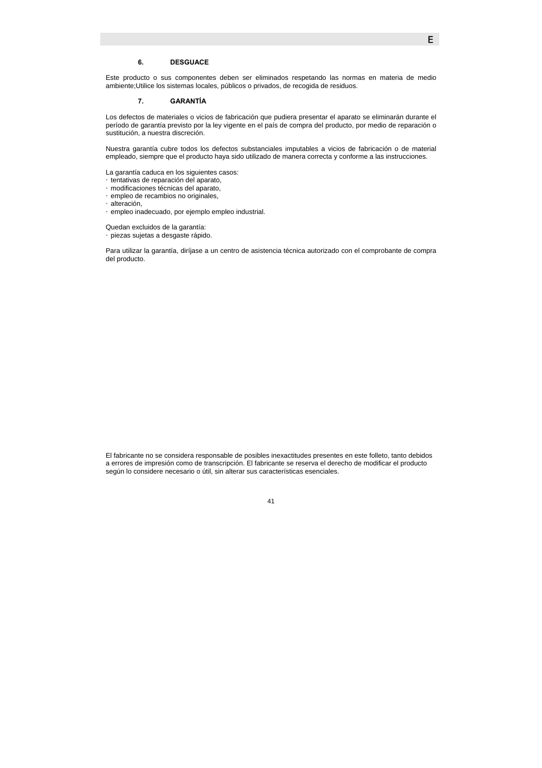## 6. DESGUACE

Este producto o sus componentes deben ser eliminados respetando las normas en materia de medio ambiente;Utilice los sistemas locales, públicos o privados, de recogida de residuos.

## 7. GARANTÍA

Los defectos de materiales o vicios de fabricación que pudiera presentar el aparato se eliminarán durante el período de garantía previsto por la ley vigente en el país de compra del producto, por medio de reparación o sustitución, a nuestra discreción.

Nuestra garantía cubre todos los defectos substanciales imputables a vicios de fabricación o de material empleado, siempre que el producto haya sido utilizado de manera correcta y conforme a las instrucciones.

La garantía caduca en los siguientes casos:

- tentativas de reparación del aparato,
- modificaciones técnicas del aparato,
- empleo de recambios no originales,
- alteración,
- empleo inadecuado, por ejemplo empleo industrial.

Quedan excluidos de la garantía:

- piezas sujetas a desgaste rápido.

Para utilizar la garantía, diríjase a un centro de asistencia técnica autorizado con el comprobante de compra del producto.

El fabricante no se considera responsable de posibles inexactitudes presentes en este folleto, tanto debidos a errores de impresión como de transcripción. El fabricante se reserva el derecho de modificar el producto según lo considere necesario o útil, sin alterar sus características esenciales.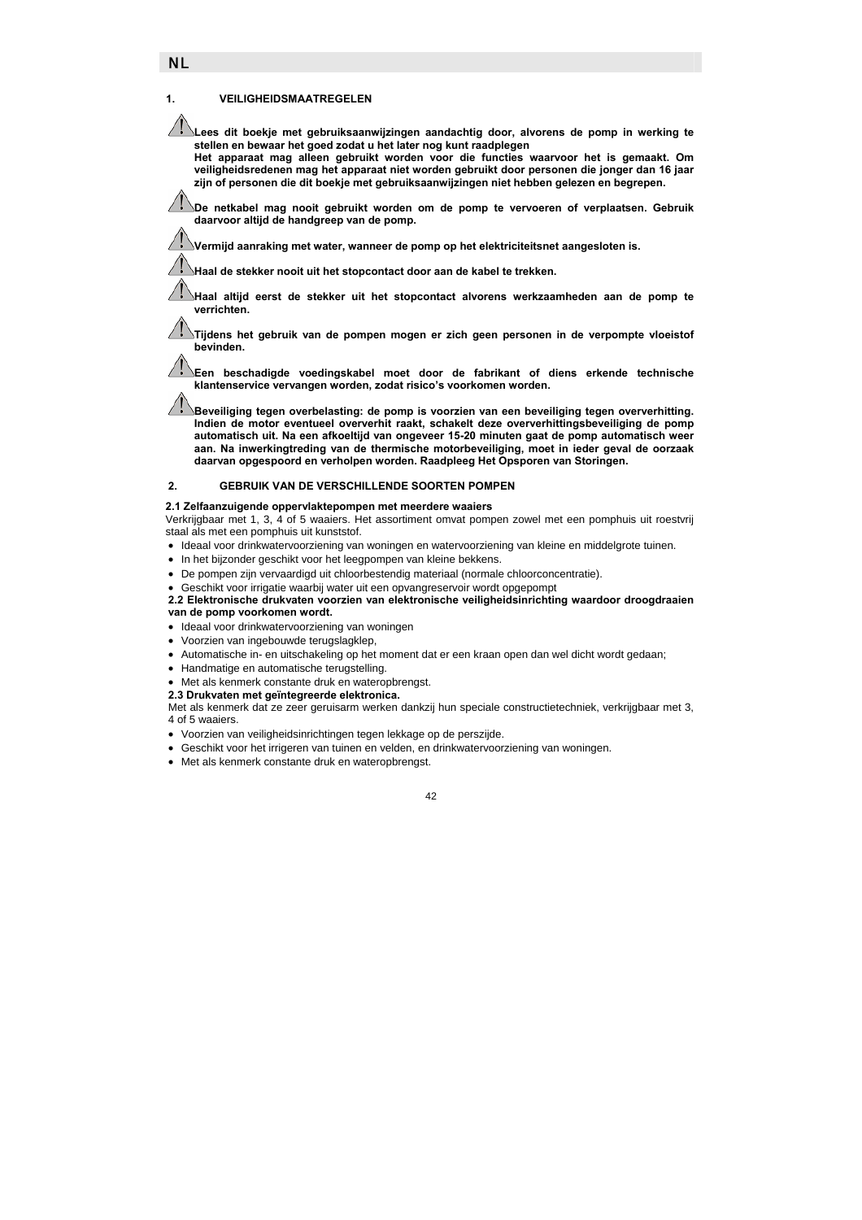## 1. VEILIGHEIDSMAATREGELEN

⚠ **Lees dit boekje met gebruiksaanwijzingen aandachtig door, alvorens de pomp in werking te stellen en bewaar het goed zodat u het later nog kunt raadplegen**
**Het apparaat mag alleen gebruikt worden voor die functies waarvoor het is gemaakt. Om veiligheidsredenen mag het apparaat niet worden gebruikt door personen die jonger dan 16 jaar zijn of personen die dit boekje met gebruiksaanwijzingen niet hebben gelezen en begrepen.**

⚠ **De netkabel mag nooit gebruikt worden om de pomp te vervoeren of verplaatsen. Gebruik daarvoor altijd de handgreep van de pomp.**

⚠ **Vermijd aanraking met water, wanneer de pomp op het elektriciteitsnet aangesloten is.**

⚠ **Haal de stekker nooit uit het stopcontact door aan de kabel te trekken.**

⚠ **Haal altijd eerst de stekker uit het stopcontact alvorens werkzaamheden aan de pomp te verrichten.**

⚠ **Tijdens het gebruik van de pompen mogen er zich geen personen in de verpompte vloeistof bevinden.**

⚠ **Een beschadigde voedingskabel moet door de fabrikant of diens erkende technische klantenservice vervangen worden, zodat risico's voorkomen worden.**

⚠ **Beveiliging tegen overbelasting: de pomp is voorzien van een beveiliging tegen oververhitting. Indien de motor eventueel oververhit raakt, schakelt deze oververhittingsbeveiliging de pomp automatisch uit. Na een afkoeltijd van ongeveer 15-20 minuten gaat de pomp automatisch weer aan. Na inwerkingtreding van de thermische motorbeveiliging, moet in ieder geval de oorzaak daarvan opgespoord en verholpen worden. Raadpleeg Het Opsporen van Storingen.**

## 2. GEBRUIK VAN DE VERSCHILLENDE SOORTEN POMPEN

**2.1 Zelfaanzuigende oppervlaktepompen met meerdere waaiers**
Verkrijgbaar met 1, 3, 4 of 5 waaiers. Het assortiment omvat pompen zowel met een pomphuis uit roestvrij staal als met een pomphuis uit kunststof.

- Ideaal voor drinkwatervoorziening van woningen en watervoorziening van kleine en middelgrote tuinen.
- In het bijzonder geschikt voor het leegpompen van kleine bekkens.
- De pompen zijn vervaardigd uit chloorbestendig materiaal (normale chloorconcentratie).
- Geschikt voor irrigatie waarbij water uit een opvangreservoir wordt opgepompt

**2.2 Elektronische drukvaten voorzien van elektronische veiligheidsinrichting waardoor droogdraaien van de pomp voorkomen wordt.**

- Ideaal voor drinkwatervoorziening van woningen
- Voorzien van ingebouwde terugslagklep,
- Automatische in- en uitschakeling op het moment dat er een kraan open dan wel dicht wordt gedaan;
- Handmatige en automatische terugstelling.
- Met als kenmerk constante druk en wateropbrengst.

**2.3 Drukvaten met geïntegreerde elektronica.**
Met als kenmerk dat ze zeer geruisarm werken dankzij hun speciale constructietechniek, verkrijgbaar met 3, 4 of 5 waaiers.

- Voorzien van veiligheidsinrichtingen tegen lekkage op de perszijde.
- Geschikt voor het irrigeren van tuinen en velden, en drinkwatervoorziening van woningen.
- Met als kenmerk constante druk en wateropbrengst.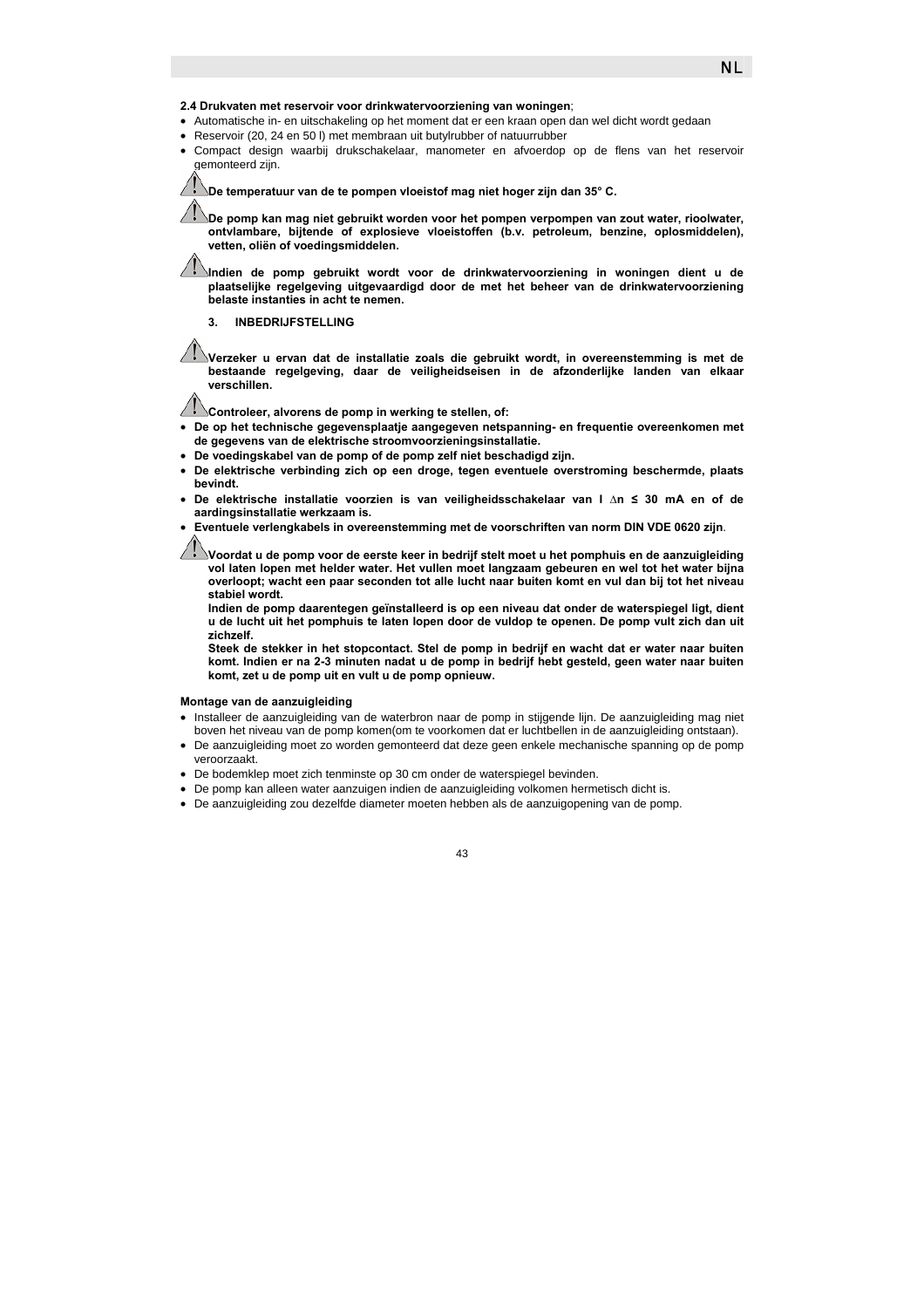**2.4 Drukvaten met reservoir voor drinkwatervoorziening van woningen**;

- Automatische in- en uitschakeling op het moment dat er een kraan open dan wel dicht wordt gedaan
- Reservoir (20, 24 en 50 l) met membraan uit butylrubber of natuurrubber
- Compact design waarbij drukschakelaar, manometer en afvoerdop op de flens van het reservoir gemonteerd zijn.

⚠ **De temperatuur van de te pompen vloeistof mag niet hoger zijn dan 35° C.**

⚠ **De pomp kan mag niet gebruikt worden voor het pompen verpompen van zout water, rioolwater, ontvlambare, bijtende of explosieve vloeistoffen (b.v. petroleum, benzine, oplosmiddelen), vetten, oliën of voedingsmiddelen.**

⚠ **Indien de pomp gebruikt wordt voor de drinkwatervoorziening in woningen dient u de plaatselijke regelgeving uitgevaardigd door de met het beheer van de drinkwatervoorziening belaste instanties in acht te nemen.**

## 3. INBEDRIJFSTELLING

⚠ **Verzeker u ervan dat de installatie zoals die gebruikt wordt, in overeenstemming is met de bestaande regelgeving, daar de veiligheidseisen in de afzonderlijke landen van elkaar verschillen.**

⚠ **Controleer, alvorens de pomp in werking te stellen, of:**

- **De op het technische gegevensplaatje aangegeven netspanning- en frequentie overeenkomen met de gegevens van de elektrische stroomvoorzieningsinstallatie.**
- **De voedingskabel van de pomp of de pomp zelf niet beschadigd zijn.**
- **De elektrische verbinding zich op een droge, tegen eventuele overstroming beschermde, plaats bevindt.**
- **De elektrische installatie voorzien is van veiligheidsschakelaar van I ∆n ≤ 30 mA en of de aardingsinstallatie werkzaam is.**
- **Eventuele verlengkabels in overeenstemming met de voorschriften van norm DIN VDE 0620 zijn**.

⚠ **Voordat u de pomp voor de eerste keer in bedrijf stelt moet u het pomphuis en de aanzuigleiding vol laten lopen met helder water. Het vullen moet langzaam gebeuren en wel tot het water bijna overloopt; wacht een paar seconden tot alle lucht naar buiten komt en vul dan bij tot het niveau stabiel wordt.**

**Indien de pomp daarentegen geïnstalleerd is op een niveau dat onder de waterspiegel ligt, dient u de lucht uit het pomphuis te laten lopen door de vuldop te openen. De pomp vult zich dan uit zichzelf.**

**Steek de stekker in het stopcontact. Stel de pomp in bedrijf en wacht dat er water naar buiten komt. Indien er na 2-3 minuten nadat u de pomp in bedrijf hebt gesteld, geen water naar buiten komt, zet u de pomp uit en vult u de pomp opnieuw.**

**Montage van de aanzuigleiding**

- Installeer de aanzuigleiding van de waterbron naar de pomp in stijgende lijn. De aanzuigleiding mag niet boven het niveau van de pomp komen(om te voorkomen dat er luchtbellen in de aanzuigleiding ontstaan).
- De aanzuigleiding moet zo worden gemonteerd dat deze geen enkele mechanische spanning op de pomp veroorzaakt.
- De bodemklep moet zich tenminste op 30 cm onder de waterspiegel bevinden.
- De pomp kan alleen water aanzuigen indien de aanzuigleiding volkomen hermetisch dicht is.
- De aanzuigleiding zou dezelfde diameter moeten hebben als de aanzuigopening van de pomp.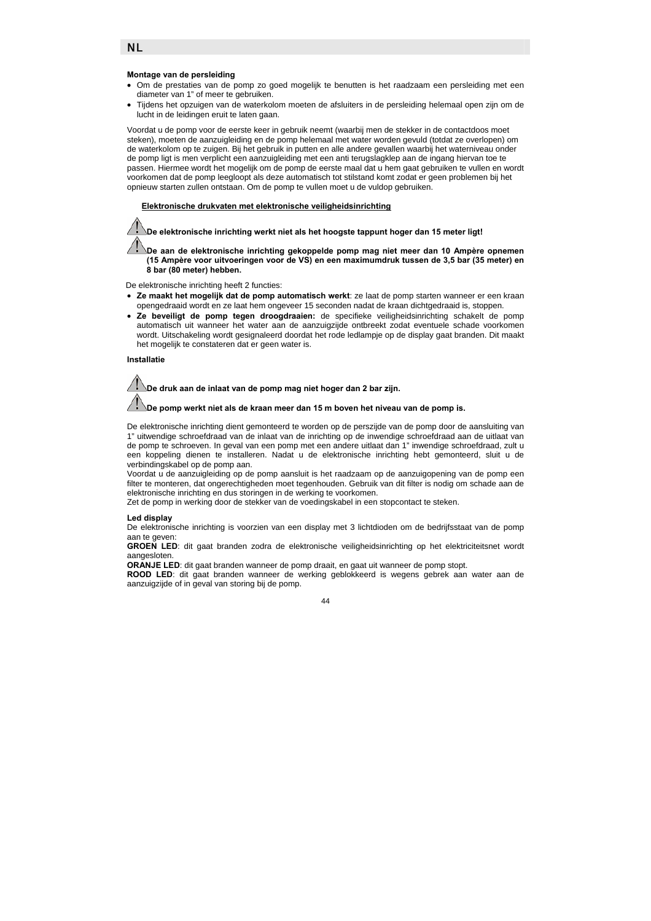### Montage van de persleiding

- Om de prestaties van de pomp zo goed mogelijk te benutten is het raadzaam een persleiding met een diameter van 1" of meer te gebruiken.
- Tijdens het opzuigen van de waterkolom moeten de afsluiters in de persleiding helemaal open zijn om de lucht in de leidingen eruit te laten gaan.

Voordat u de pomp voor de eerste keer in gebruik neemt (waarbij men de stekker in de contactdoos moet steken), moeten de aanzuigleiding en de pomp helemaal met water worden gevuld (totdat ze overlopen) om de waterkolom op te zuigen. Bij het gebruik in putten en alle andere gevallen waarbij het waterniveau onder de pomp ligt is men verplicht een aanzuigleiding met een anti terugslagklep aan de ingang hiervan toe te passen. Hiermee wordt het mogelijk om de pomp de eerste maal dat u hem gaat gebruiken te vullen en wordt voorkomen dat de pomp leegloopt als deze automatisch tot stilstand komt zodat er geen problemen bij het opnieuw starten zullen ontstaan. Om de pomp te vullen moet u de vuldop gebruiken.

#### Elektronische drukvaten met elektronische veiligheidsinrichting

⚠ **De elektronische inrichting werkt niet als het hoogste tappunt hoger dan 15 meter ligt!**

⚠ **De aan de elektronische inrichting gekoppelde pomp mag niet meer dan 10 Ampère opnemen (15 Ampère voor uitvoeringen voor de VS) en een maximumdruk tussen de 3,5 bar (35 meter) en 8 bar (80 meter) hebben.**

De elektronische inrichting heeft 2 functies:

- **Ze maakt het mogelijk dat de pomp automatisch werkt**: ze laat de pomp starten wanneer er een kraan opengedraaid wordt en ze laat hem ongeveer 15 seconden nadat de kraan dichtgedraaid is, stoppen.
- **Ze beveiligt de pomp tegen droogdraaien:** de specifieke veiligheidsinrichting schakelt de pomp automatisch uit wanneer het water aan de aanzuigzijde ontbreekt zodat eventuele schade voorkomen wordt. Uitschakeling wordt gesignaleerd doordat het rode ledlampje op de display gaat branden. Dit maakt het mogelijk te constateren dat er geen water is.

### Installatie

⚠ **De druk aan de inlaat van de pomp mag niet hoger dan 2 bar zijn.**

⚠ **De pomp werkt niet als de kraan meer dan 15 m boven het niveau van de pomp is.**

De elektronische inrichting dient gemonteerd te worden op de perszijde van de pomp door de aansluiting van 1" uitwendige schroefdraad van de inlaat van de inrichting op de inwendige schroefdraad aan de uitlaat van de pomp te schroeven. In geval van een pomp met een andere uitlaat dan 1" inwendige schroefdraad, zult u een koppeling dienen te installeren. Nadat u de elektronische inrichting hebt gemonteerd, sluit u de verbindingskabel op de pomp aan.

Voordat u de aanzuigleiding op de pomp aansluit is het raadzaam op de aanzuigopening van de pomp een filter te monteren, dat ongerechtigheden moet tegenhouden. Gebruik van dit filter is nodig om schade aan de elektronische inrichting en dus storingen in de werking te voorkomen.

Zet de pomp in werking door de stekker van de voedingskabel in een stopcontact te steken.

### Led display

De elektronische inrichting is voorzien van een display met 3 lichtdioden om de bedrijfsstaat van de pomp aan te geven:

**GROEN LED**: dit gaat branden zodra de elektronische veiligheidsinrichting op het elektriciteitsnet wordt aangesloten.

**ORANJE LED**: dit gaat branden wanneer de pomp draait, en gaat uit wanneer de pomp stopt.

**ROOD LED**: dit gaat branden wanneer de werking geblokkeerd is wegens gebrek aan water aan de aanzuigzijde of in geval van storing bij de pomp.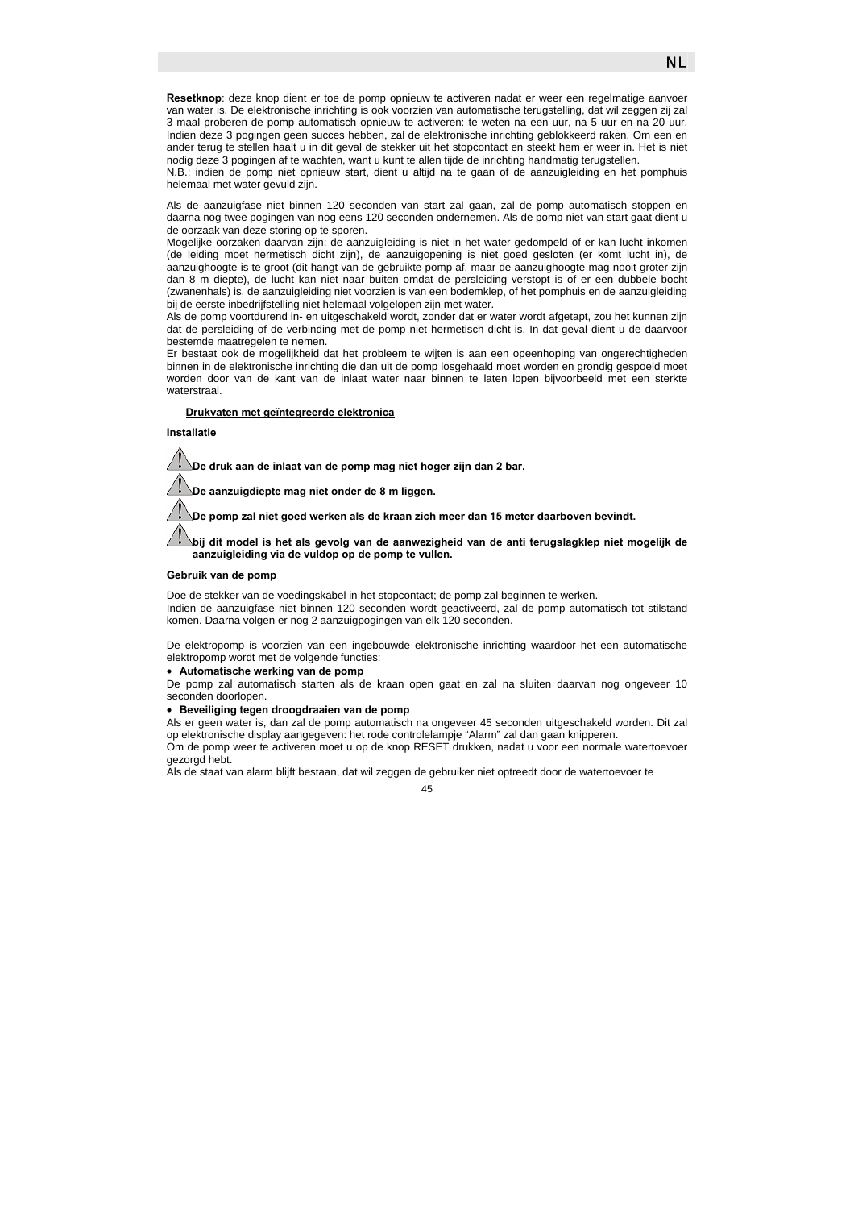**Resetknop**: deze knop dient er toe de pomp opnieuw te activeren nadat er weer een regelmatige aanvoer van water is. De elektronische inrichting is ook voorzien van automatische terugstelling, dat wil zeggen zij zal 3 maal proberen de pomp automatisch opnieuw te activeren: te weten na een uur, na 5 uur en na 20 uur. Indien deze 3 pogingen geen succes hebben, zal de elektronische inrichting geblokkeerd raken. Om een en ander terug te stellen haalt u in dit geval de stekker uit het stopcontact en steekt hem er weer in. Het is niet nodig deze 3 pogingen af te wachten, want u kunt te allen tijde de inrichting handmatig terugstellen.
N.B.: indien de pomp niet opnieuw start, dient u altijd na te gaan of de aanzuigleiding en het pomphuis helemaal met water gevuld zijn.

Als de aanzuigfase niet binnen 120 seconden van start zal gaan, zal de pomp automatisch stoppen en daarna nog twee pogingen van nog eens 120 seconden ondernemen. Als de pomp niet van start gaat dient u de oorzaak van deze storing op te sporen.
Mogelijke oorzaken daarvan zijn: de aanzuigleiding is niet in het water gedompeld of er kan lucht inkomen (de leiding moet hermetisch dicht zijn), de aanzuigopening is niet goed gesloten (er komt lucht in), de aanzuighoogte is te groot (dit hangt van de gebruikte pomp af, maar de aanzuighoogte mag nooit groter zijn dan 8 m diepte), de lucht kan niet naar buiten omdat de persleiding verstopt is of er een dubbele bocht (zwanenhals) is, de aanzuigleiding niet voorzien is van een bodemklep, of het pomphuis en de aanzuigleiding bij de eerste inbedrijfstelling niet helemaal volgelopen zijn met water.
Als de pomp voortdurend in- en uitgeschakeld wordt, zonder dat er water wordt afgetapt, zou het kunnen zijn dat de persleiding of de verbinding met de pomp niet hermetisch dicht is. In dat geval dient u de daarvoor bestemde maatregelen te nemen.
Er bestaat ook de mogelijkheid dat het probleem te wijten is aan een opeenhoping van ongerechtigheden binnen in de elektronische inrichting die dan uit de pomp losgehaald moet worden en grondig gespoeld moet worden door van de kant van de inlaat water naar binnen te laten lopen bijvoorbeeld met een sterkte waterstraal.

## Drukvaten met geïntegreerde elektronica

### Installatie

⚠ **De druk aan de inlaat van de pomp mag niet hoger zijn dan 2 bar.**

⚠ **De aanzuigdiepte mag niet onder de 8 m liggen.**

⚠ **De pomp zal niet goed werken als de kraan zich meer dan 15 meter daarboven bevindt.**

⚠ **bij dit model is het als gevolg van de aanwezigheid van de anti terugslagklep niet mogelijk de aanzuigleiding via de vuldop op de pomp te vullen.**

### Gebruik van de pomp

Doe de stekker van de voedingskabel in het stopcontact; de pomp zal beginnen te werken.
Indien de aanzuigfase niet binnen 120 seconden wordt geactiveerd, zal de pomp automatisch tot stilstand komen. Daarna volgen er nog 2 aanzuigpogingen van elk 120 seconden.

De elektropomp is voorzien van een ingebouwde elektronische inrichting waardoor het een automatische elektropomp wordt met de volgende functies:

- **Automatische werking van de pomp**

De pomp zal automatisch starten als de kraan open gaat en zal na sluiten daarvan nog ongeveer 10 seconden doorlopen.

- **Beveiliging tegen droogdraaien van de pomp**

Als er geen water is, dan zal de pomp automatisch na ongeveer 45 seconden uitgeschakeld worden. Dit zal op elektronische display aangegeven: het rode controlelampje "Alarm" zal dan gaan knipperen.
Om de pomp weer te activeren moet u op de knop RESET drukken, nadat u voor een normale watertoevoer gezorgd hebt.
Als de staat van alarm blijft bestaan, dat wil zeggen de gebruiker niet optreedt door de watertoevoer te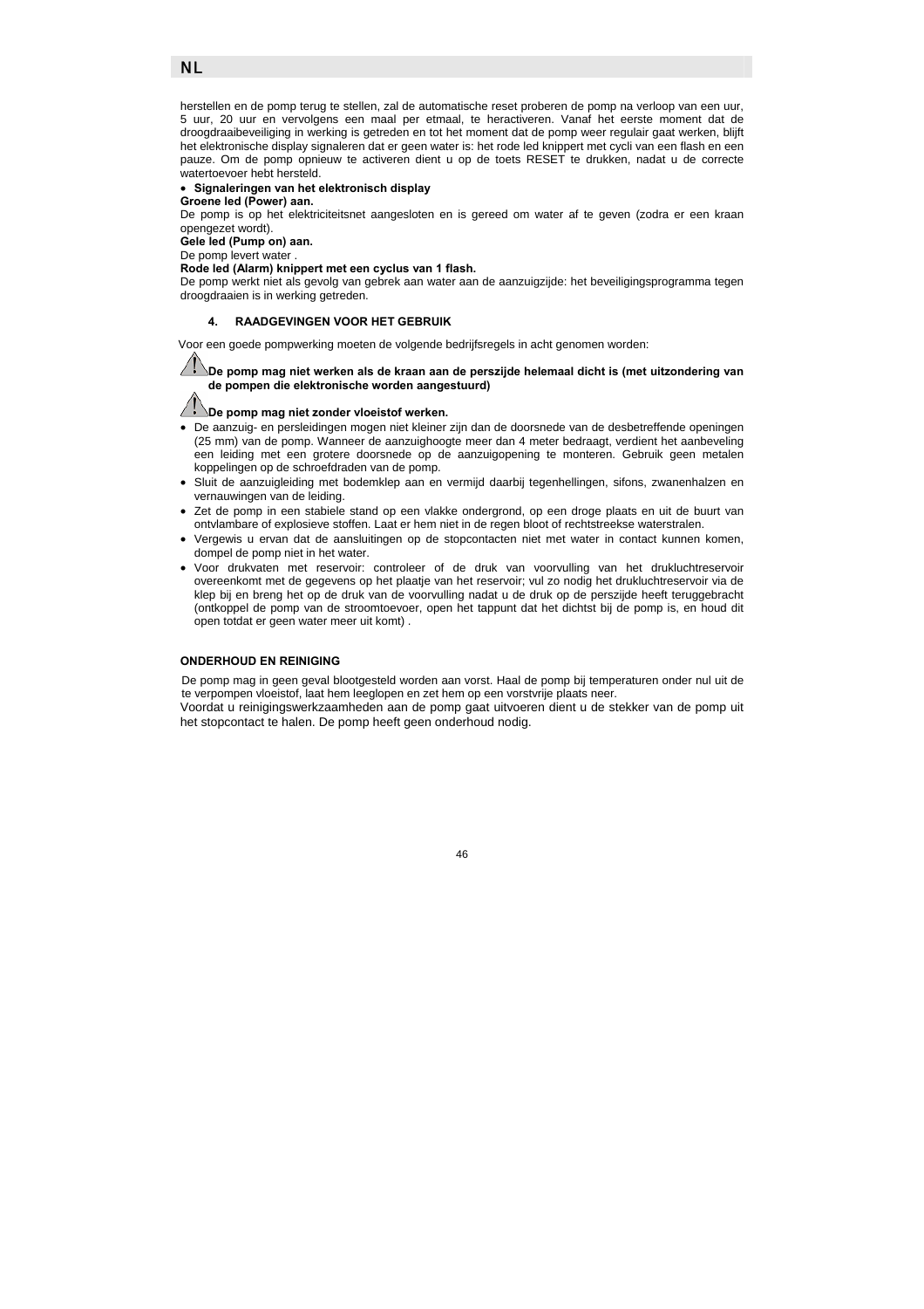herstellen en de pomp terug te stellen, zal de automatische reset proberen de pomp na verloop van een uur, 5 uur, 20 uur en vervolgens een maal per etmaal, te heractiveren. Vanaf het eerste moment dat de droogdraaibeveiliging in werking is getreden en tot het moment dat de pomp weer regulair gaat werken, blijft het elektronische display signaleren dat er geen water is: het rode led knippert met cycli van een flash en een pauze. Om de pomp opnieuw te activeren dient u op de toets RESET te drukken, nadat u de correcte watertoevoer hebt hersteld.

- **Signaleringen van het elektronisch display**

**Groene led (Power) aan.**

De pomp is op het elektriciteitsnet aangesloten en is gereed om water af te geven (zodra er een kraan opengezet wordt).

**Gele led (Pump on) aan.**

De pomp levert water .

**Rode led (Alarm) knippert met een cyclus van 1 flash.**

De pomp werkt niet als gevolg van gebrek aan water aan de aanzuigzijde: het beveiligingsprogramma tegen droogdraaien is in werking getreden.

### 4. RAADGEVINGEN VOOR HET GEBRUIK

Voor een goede pompwerking moeten de volgende bedrijfsregels in acht genomen worden:

⚠ **De pomp mag niet werken als de kraan aan de perszijde helemaal dicht is (met uitzondering van de pompen die elektronische worden aangestuurd)**

⚠ **De pomp mag niet zonder vloeistof werken.**

- De aanzuig- en persleidingen mogen niet kleiner zijn dan de doorsnede van de desbetreffende openingen (25 mm) van de pomp. Wanneer de aanzuighoogte meer dan 4 meter bedraagt, verdient het aanbeveling een leiding met een grotere doorsnede op de aanzuigopening te monteren. Gebruik geen metalen koppelingen op de schroefdraden van de pomp.
- Sluit de aanzuigleiding met bodemklep aan en vermijd daarbij tegenhellingen, sifons, zwanenhalzen en vernauwingen van de leiding.
- Zet de pomp in een stabiele stand op een vlakke ondergrond, op een droge plaats en uit de buurt van ontvlambare of explosieve stoffen. Laat er hem niet in de regen bloot of rechtstreekse waterstralen.
- Vergewis u ervan dat de aansluitingen op de stopcontacten niet met water in contact kunnen komen, dompel de pomp niet in het water.
- Voor drukvaten met reservoir: controleer of de druk van voorvulling van het drukluchtreservoir overeenkomt met de gegevens op het plaatje van het reservoir; vul zo nodig het drukluchtreservoir via de klep bij en breng het op de druk van de voorvulling nadat u de druk op de perszijde heeft teruggebracht (ontkoppel de pomp van de stroomtoevoer, open het tappunt dat het dichtst bij de pomp is, en houd dit open totdat er geen water meer uit komt) .

### ONDERHOUD EN REINIGING

De pomp mag in geen geval blootgesteld worden aan vorst. Haal de pomp bij temperaturen onder nul uit de te verpompen vloeistof, laat hem leeglopen en zet hem op een vorstvrije plaats neer.

Voordat u reinigingswerkzaamheden aan de pomp gaat uitvoeren dient u de stekker van de pomp uit het stopcontact te halen. De pomp heeft geen onderhoud nodig.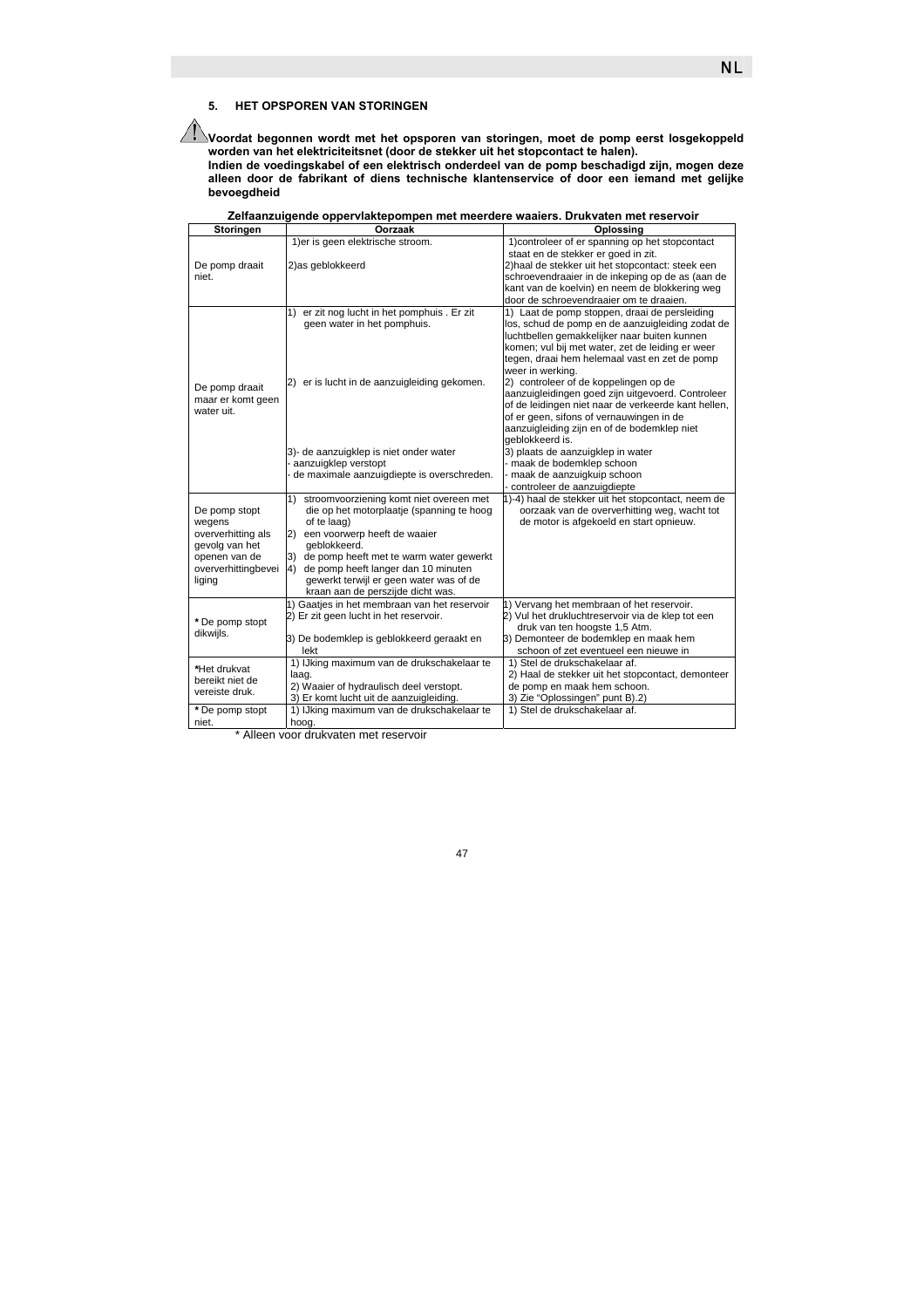## 5. HET OPSPOREN VAN STORINGEN

⚠ **Voordat begonnen wordt met het opsporen van storingen, moet de pomp eerst losgekoppeld worden van het elektriciteitsnet (door de stekker uit het stopcontact te halen).**
**Indien de voedingskabel of een elektrisch onderdeel van de pomp beschadigd zijn, mogen deze alleen door de fabrikant of diens technische klantenservice of door een iemand met gelijke bevoegdheid**

**Zelfaanzuigende oppervlaktepompen met meerdere waaiers. Drukvaten met reservoir**

| Storingen | Oorzaak | Oplossing |
|---|---|---|
| De pomp draait niet. | 1)er is geen elektrische stroom.<br>2)as geblokkeerd | 1)controleer of er spanning op het stopcontact staat en de stekker er goed in zit.<br>2)haal de stekker uit het stopcontact: steek een schroevendraaier in de inkeping op de as (aan de kant van de koelvin) en neem de blokkering weg door de schroevendraaier om te draaien. |
| De pomp draait maar er komt geen water uit. | 1) er zit nog lucht in het pomphuis . Er zit geen water in het pomphuis.<br>2) er is lucht in de aanzuigleiding gekomen.<br>3)- de aanzuigklep is niet onder water<br>- aanzuigklep verstopt<br>- de maximale aanzuigdiepte is overschreden. | 1) Laat de pomp stoppen, draai de persleiding los, schud de pomp en de aanzuigleiding zodat de luchtbellen gemakkelijker naar buiten kunnen komen; vul bij met water, zet de leiding er weer tegen, draai hem helemaal vast en zet de pomp weer in werking.<br>2) controleer of de koppelingen op de aanzuigleidingen goed zijn uitgevoerd. Controleer of de leidingen niet naar de verkeerde kant hellen, of er geen, sifons of vernauwingen in de aanzuigleiding zijn en of de bodemklep niet geblokkeerd is.<br>3) plaats de aanzuigklep in water<br>- maak de bodemklep schoon<br>- maak de aanzuigkuip schoon<br>- controleer de aanzuigdiepte |
| De pomp stopt wegens oververhitting als gevolg van het openen van de oververhittingbeveiliging | 1) stroomvoorziening komt niet overeen met die op het motorplaatje (spanning te hoog of te laag)<br>2) een voorwerp heeft de waaier geblokkeerd.<br>3) de pomp heeft met te warm water gewerkt<br>4) de pomp heeft langer dan 10 minuten gewerkt terwijl er geen water was of de kraan aan de perszijde dicht was. | 1)-4) haal de stekker uit het stopcontact, neem de oorzaak van de oververhitting weg, wacht tot de motor is afgekoeld en start opnieuw. |
| * De pomp stopt dikwijls. | 1) Gaatjes in het membraan van het reservoir<br>2) Er zit geen lucht in het reservoir.<br>3) De bodemklep is geblokkeerd geraakt en lekt | 1) Vervang het membraan of het reservoir.<br>2) Vul het drukluchtreservoir via de klep tot een druk van ten hoogste 1,5 Atm.<br>3) Demonteer de bodemklep en maak hem schoon of zet eventueel een nieuwe in |
| *Het drukvat bereikt niet de vereiste druk. | 1) IJking maximum van de drukschakelaar te laag.<br>2) Waaier of hydraulisch deel verstopt.<br>3) Er komt lucht uit de aanzuigleiding. | 1) Stel de drukschakelaar af.<br>2) Haal de stekker uit het stopcontact, demonteer de pomp en maak hem schoon.<br>3) Zie "Oplossingen" punt B).2) |
| * De pomp stopt niet. | 1) IJking maximum van de drukschakelaar te hoog. | 1) Stel de drukschakelaar af. |

\* Alleen voor drukvaten met reservoir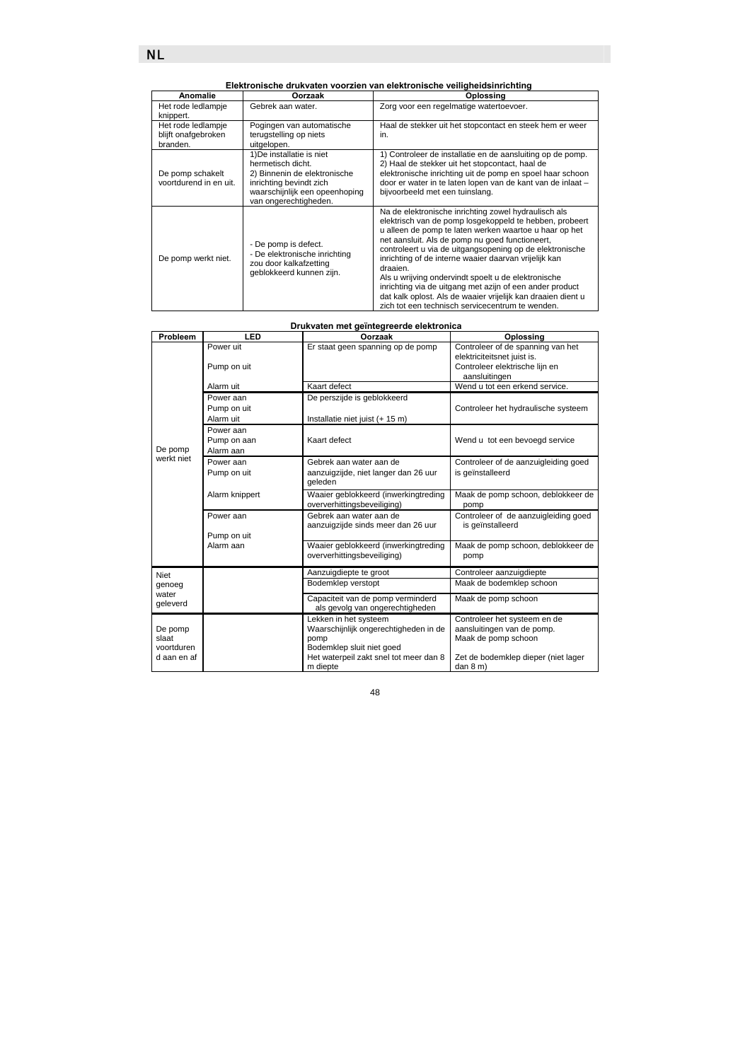**Elektronische drukvaten voorzien van elektronische veiligheidsinrichting**

| Anomalie | Oorzaak | Oplossing |
|---|---|---|
| Het rode ledlampje knippert. | Gebrek aan water. | Zorg voor een regelmatige watertoevoer. |
| Het rode ledlampje blijft onafgebroken branden. | Pogingen van automatische terugstelling op niets uitgelopen. | Haal de stekker uit het stopcontact en steek hem er weer in. |
| De pomp schakelt voortdurend in en uit. | 1)De installatie is niet hermetisch dicht.<br>2) Binnenin de elektronische inrichting bevindt zich waarschijnlijk een opeenhoping van ongerechtigheden. | 1) Controleer de installatie en de aansluiting op de pomp.<br>2) Haal de stekker uit het stopcontact, haal de elektronische inrichting uit de pomp en spoel haar schoon door er water in te laten lopen van de kant van de inlaat – bijvoorbeeld met een tuinslang. |
| De pomp werkt niet. | - De pomp is defect.<br>- De elektronische inrichting zou door kalkafzetting geblokkeerd kunnen zijn. | Na de elektronische inrichting zowel hydraulisch als elektrisch van de pomp losgekoppeld te hebben, probeert u alleen de pomp te laten werken waartoe u haar op het net aansluit. Als de pomp nu goed functioneert, controleert u via de uitgangsopening op de elektronische inrichting of de interne waaier daarvan vrijelijk kan draaien.<br>Als u wrijving ondervindt spoelt u de elektronische inrichting via de uitgang met azijn of een ander product dat kalk oplost. Als de waaier vrijelijk kan draaien dient u zich tot een technisch servicecentrum te wenden. |

**Drukvaten met geïntegreerde elektronica**

| Probleem | LED | Oorzaak | Oplossing |
|---|---|---|---|
| De pomp werkt niet | Power uit<br>Pump on uit | Er staat geen spanning op de pomp | Controleer of de spanning van het elektriciteitsnet juist is.<br>Controleer elektrische lijn en aansluitingen |
| | Alarm uit | Kaart defect | Wend u tot een erkend service. |
| | Power aan<br>Pump on uit<br>Alarm uit | De perszijde is geblokkeerd<br>Installatie niet juist (+ 15 m) | Controleer het hydraulische systeem |
| | Power aan<br>Pump on aan<br>Alarm aan | Kaart defect | Wend u tot een bevoegd service |
| | Power aan<br>Pump on uit | Gebrek aan water aan de aanzuigzijde, niet langer dan 26 uur geleden | Controleer of de aanzuigleiding goed is geïnstalleerd |
| | Alarm knippert | Waaier geblokkeerd (inwerkingtreding oververhittingsbeveiliging) | Maak de pomp schoon, deblokkeer de pomp |
| | Power aan<br>Pump on uit | Gebrek aan water aan de aanzuigzijde sinds meer dan 26 uur | Controleer of de aanzuigleiding goed is geïnstalleerd |
| | Alarm aan | Waaier geblokkeerd (inwerkingtreding oververhittingsbeveiliging) | Maak de pomp schoon, deblokkeer de pomp |
| Niet genoeg water geleverd | | Aanzuigdiepte te groot | Controleer aanzuigdiepte |
| | | Bodemklep verstopt | Maak de bodemklep schoon |
| | | Capaciteit van de pomp verminderd als gevolg van ongerechtigheden | Maak de pomp schoon |
| De pomp slaat voortduren d aan en af | | Lekken in het systeem<br>Waarschijnlijk ongerechtigheden in de pomp<br>Bodemklep sluit niet goed<br>Het waterpeil zakt snel tot meer dan 8 m diepte | Controleer het systeem en de aansluitingen van de pomp.<br>Maak de pomp schoon<br><br>Zet de bodemklep dieper (niet lager dan 8 m) |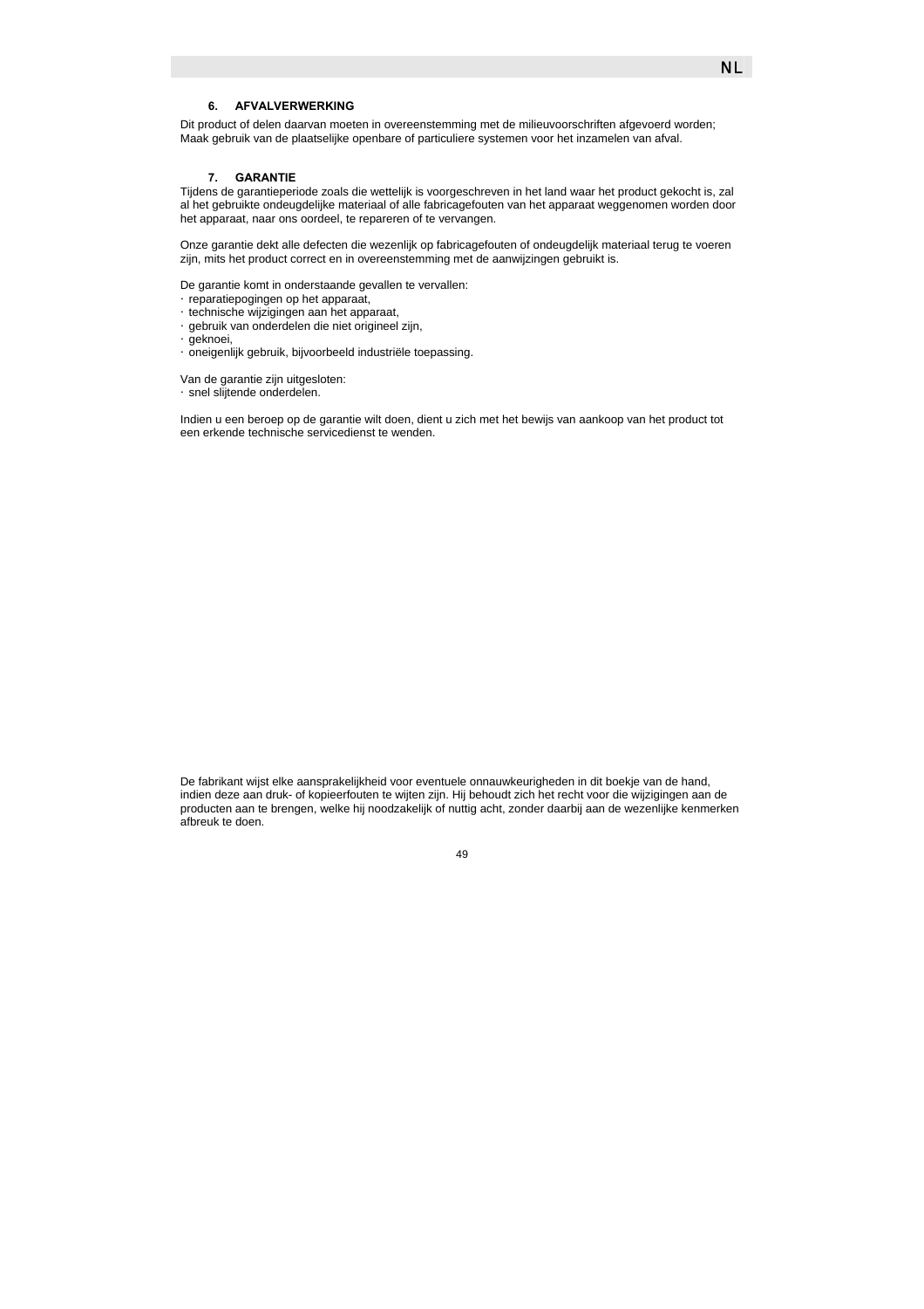## 6. AFVALVERWERKING

Dit product of delen daarvan moeten in overeenstemming met de milieuvoorschriften afgevoerd worden; Maak gebruik van de plaatselijke openbare of particuliere systemen voor het inzamelen van afval.

## 7. GARANTIE

Tijdens de garantieperiode zoals die wettelijk is voorgeschreven in het land waar het product gekocht is, zal al het gebruikte ondeugdelijke materiaal of alle fabricagefouten van het apparaat weggenomen worden door het apparaat, naar ons oordeel, te repareren of te vervangen.

Onze garantie dekt alle defecten die wezenlijk op fabricagefouten of ondeugdelijk materiaal terug te voeren zijn, mits het product correct en in overeenstemming met de aanwijzingen gebruikt is.

De garantie komt in onderstaande gevallen te vervallen:

- reparatiepogingen op het apparaat,
- technische wijzigingen aan het apparaat,
- gebruik van onderdelen die niet origineel zijn,
- geknoei,
- oneigenlijk gebruik, bijvoorbeeld industriële toepassing.

Van de garantie zijn uitgesloten:

- snel slijtende onderdelen.

Indien u een beroep op de garantie wilt doen, dient u zich met het bewijs van aankoop van het product tot een erkende technische servicedienst te wenden.

De fabrikant wijst elke aansprakelijkheid voor eventuele onnauwkeurigheden in dit boekje van de hand, indien deze aan druk- of kopieerfouten te wijten zijn. Hij behoudt zich het recht voor die wijzigingen aan de producten aan te brengen, welke hij noodzakelijk of nuttig acht, zonder daarbij aan de wezenlijke kenmerken afbreuk te doen.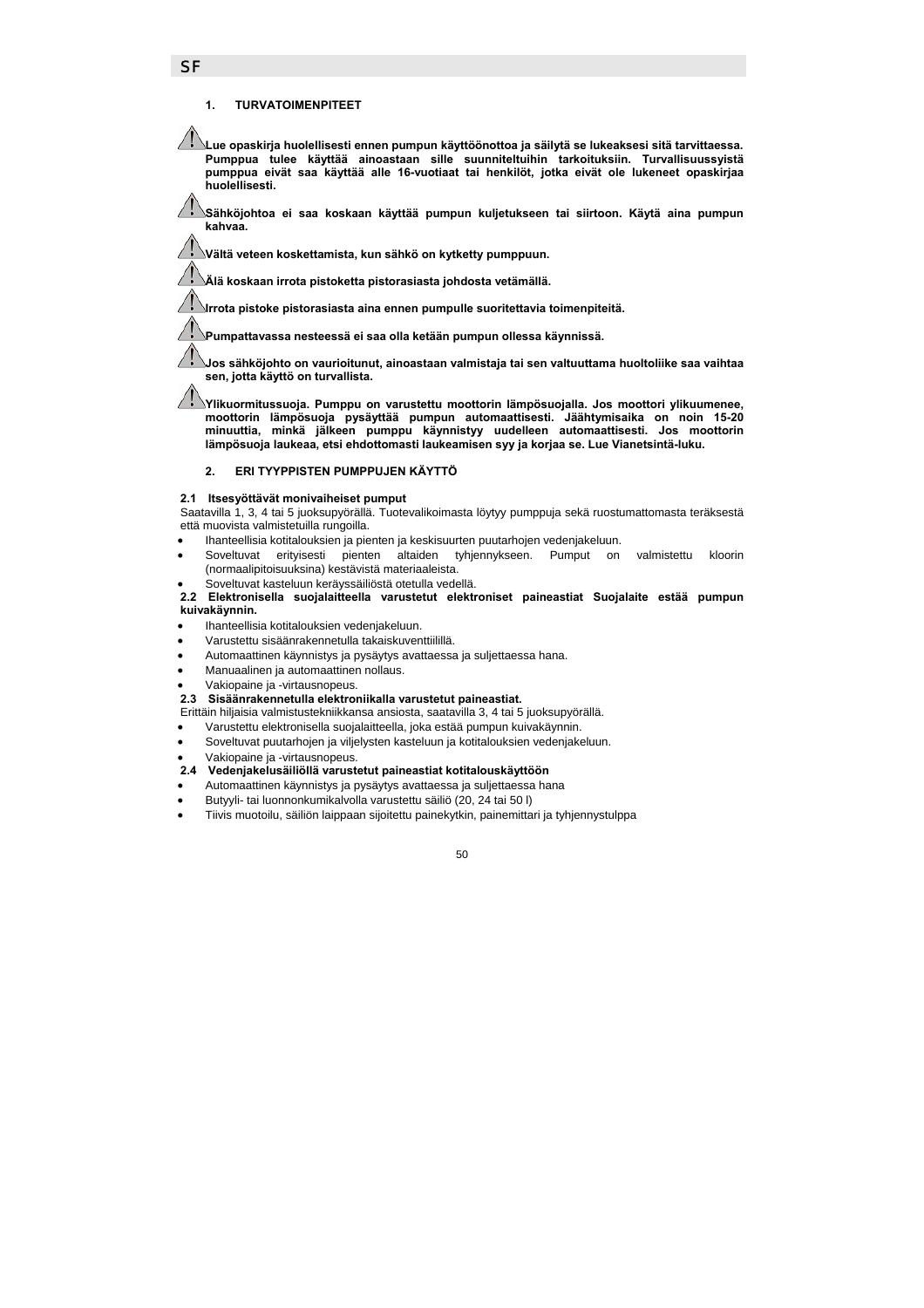## 1. TURVATOIMENPITEET

⚠ **Lue opaskirja huolellisesti ennen pumpun käyttöönottoa ja säilytä se lukeaksesi sitä tarvittaessa. Pumppua tulee käyttää ainoastaan sille suunniteltuihin tarkoituksiin. Turvallisuussyistä pumppua eivät saa käyttää alle 16-vuotiaat tai henkilöt, jotka eivät ole lukeneet opaskirjaa huolellisesti.**

⚠ **Sähköjohtoa ei saa koskaan käyttää pumpun kuljetukseen tai siirtoon. Käytä aina pumpun kahvaa.**

⚠ **Vältä veteen koskettamista, kun sähkö on kytketty pumppuun.**

⚠ **Älä koskaan irrota pistoketta pistorasiasta johdosta vetämällä.**

⚠ **Irrota pistoke pistorasiasta aina ennen pumpulle suoritettavia toimenpiteitä.**

⚠ **Pumpattavassa nesteessä ei saa olla ketään pumpun ollessa käynnissä.**

⚠ **Jos sähköjohto on vaurioitunut, ainoastaan valmistaja tai sen valtuuttama huoltoliike saa vaihtaa sen, jotta käyttö on turvallista.**

⚠ **Ylikuormitussuoja. Pumppu on varustettu moottorin lämpösuojalla. Jos moottori ylikuumenee, moottorin lämpösuoja pysäyttää pumpun automaattisesti. Jäähtymisaika on noin 15-20 minuuttia, minkä jälkeen pumppu käynnistyy uudelleen automaattisesti. Jos moottorin lämpösuoja laukeaa, etsi ehdottomasti laukeamisen syy ja korjaa se. Lue Vianetsintä-luku.**

## 2. ERI TYYPPISTEN PUMPPUJEN KÄYTTÖ

### 2.1 Itsesyöttävät monivaiheiset pumput

Saatavilla 1, 3, 4 tai 5 juoksupyörällä. Tuotevalikoimasta löytyy pumppuja sekä ruostumattomasta teräksestä että muovista valmistetuilla rungoilla.

- Ihanteellisia kotitalouksien ja pienten ja keskisuurten puutarhojen vedenjakeluun.
- Soveltuvat erityisesti pienten altaiden tyhjennykseen. Pumput on valmistettu kloorin (normaalipitoisuuksina) kestävistä materiaaleista.
- Soveltuvat kasteluun keräyssäiliöstä otetulla vedellä.

### 2.2 Elektronisella suojalaitteella varustetut elektroniset paineastiat Suojalaite estää pumpun kuivakäynnin.

- Ihanteellisia kotitalouksien vedenjakeluun.
- Varustettu sisäänrakennetulla takaiskuventtiilillä.
- Automaattinen käynnistys ja pysäytys avattaessa ja suljettaessa hana.
- Manuaalinen ja automaattinen nollaus.
- Vakiopaine ja -virtausnopeus.

### 2.3 Sisäänrakennetulla elektroniikalla varustetut paineastiat.

Erittäin hiljaisia valmistustekniikkansa ansiosta, saatavilla 3, 4 tai 5 juoksupyörällä.

- Varustettu elektronisella suojalaitteella, joka estää pumpun kuivakäynnin.
- Soveltuvat puutarhojen ja viljelysten kasteluun ja kotitalouksien vedenjakeluun.
- Vakiopaine ja -virtausnopeus.

### 2.4 Vedenjakelusäiliöllä varustetut paineastiat kotitalouskäyttöön

- Automaattinen käynnistys ja pysäytys avattaessa ja suljettaessa hana
- Butyyli- tai luonnonkumikalvolla varustettu säiliö (20, 24 tai 50 l)
- Tiivis muotoilu, säiliön laippaan sijoitettu painekytkin, painemittari ja tyhjennystulppa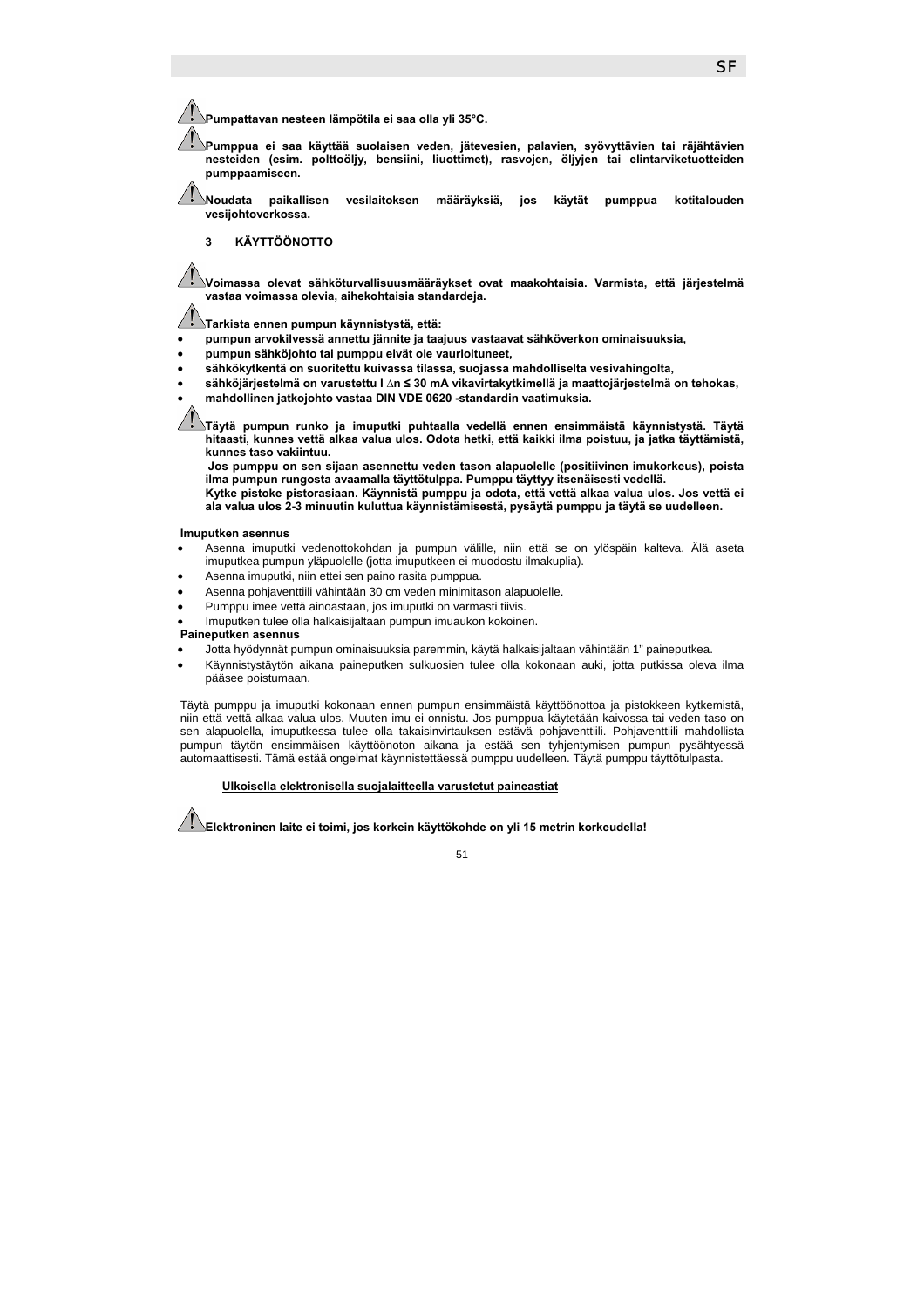**Pumpattavan nesteen lämpötila ei saa olla yli 35°C.**

**Pumppua ei saa käyttää suolaisen veden, jätevesien, palavien, syövyttävien tai räjähtävien nesteiden (esim. polttoöljy, bensiini, liuottimet), rasvojen, öljyjen tai elintarviketuotteiden pumppaamiseen.**

**Noudata paikallisen vesilaitoksen määräyksiä, jos käytät pumppua kotitalouden vesijohtoverkossa.**

## 3 KÄYTTÖÖNOTTO

**Voimassa olevat sähköturvallisuusmääräykset ovat maakohtaisia. Varmista, että järjestelmä vastaa voimassa olevia, aihekohtaisia standardeja.**

**Tarkista ennen pumpun käynnistystä, että:**

- **pumpun arvokilvessä annettu jännite ja taajuus vastaavat sähköverkon ominaisuuksia,**
- **pumpun sähköjohto tai pumppu eivät ole vaurioituneet,**
- **sähkökytkentä on suoritettu kuivassa tilassa, suojassa mahdolliselta vesivahingolta,**
- **sähköjärjestelmä on varustettu I ∆n ≤ 30 mA vikavirtakytkimellä ja maattojärjestelmä on tehokas,**
- **mahdollinen jatkojohto vastaa DIN VDE 0620 -standardin vaatimuksia.**

**Täytä pumpun runko ja imuputki puhtaalla vedellä ennen ensimmäistä käynnistystä. Täytä hitaasti, kunnes vettä alkaa valua ulos. Odota hetki, että kaikki ilma poistuu, ja jatka täyttämistä, kunnes taso vakiintuu.**
**Jos pumppu on sen sijaan asennettu veden tason alapuolelle (positiivinen imukorkeus), poista ilma pumpun rungosta avaamalla täyttötulppa. Pumppu täyttyy itsenäisesti vedellä.**
**Kytke pistoke pistorasiaan. Käynnistä pumppu ja odota, että vettä alkaa valua ulos. Jos vettä ei ala valua ulos 2-3 minuutin kuluttua käynnistämisestä, pysäytä pumppu ja täytä se uudelleen.**

**Imuputken asennus**

- Asenna imuputki vedenottokohdan ja pumpun välille, niin että se on ylöspäin kalteva. Älä aseta imuputkea pumpun yläpuolelle (jotta imuputkeen ei muodostu ilmakuplia).
- Asenna imuputki, niin ettei sen paino rasita pumppua.
- Asenna pohjaventtiili vähintään 30 cm veden minimitason alapuolelle.
- Pumppu imee vettä ainoastaan, jos imuputki on varmasti tiivis.
- Imuputken tulee olla halkaisijaltaan pumpun imuaukon kokoinen.

**Paineputken asennus**

- Jotta hyödynnät pumpun ominaisuuksia paremmin, käytä halkaisijaltaan vähintään 1" paineputkea.
- Käynnistystäytön aikana paineputken sulkuosien tulee olla kokonaan auki, jotta putkissa oleva ilma pääsee poistumaan.

Täytä pumppu ja imuputki kokonaan ennen pumpun ensimmäistä käyttöönottoa ja pistokkeen kytkemistä, niin että vettä alkaa valua ulos. Muuten imu ei onnistu. Jos pumppua käytetään kaivossa tai veden taso on sen alapuolella, imuputkessa tulee olla takaisinvirtauksen estävä pohjaventtiili. Pohjaventtiili mahdollistaa pumpun täytön ensimmäisen käyttöönoton aikana ja estää sen tyhjentymisen pumpun pysähtyessä automaattisesti. Tämä estää ongelmat käynnistettäessä pumppu uudelleen. Täytä pumppu täyttötulpasta.

**Ulkoisella elektronisella suojalaitteella varustetut paineastiat**

**Elektroninen laite ei toimi, jos korkein käyttökohde on yli 15 metrin korkeudella!**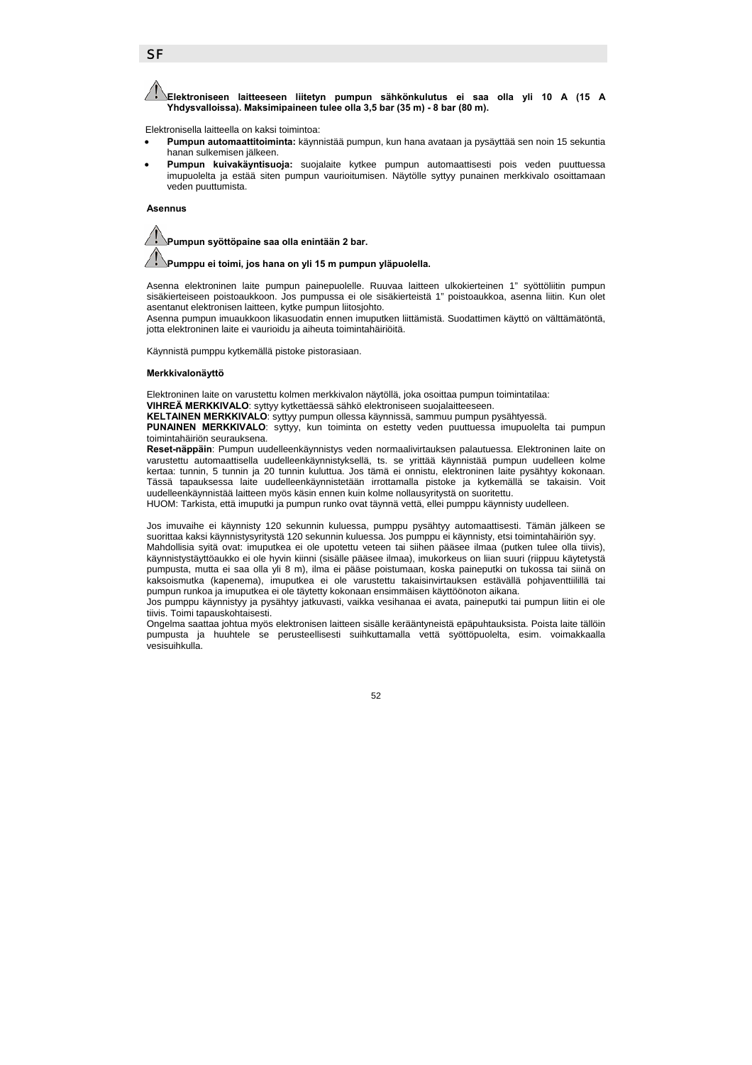**⚠ Elektroniseen laitteeseen liitetyn pumpun sähkönkulutus ei saa olla yli 10 A (15 A Yhdysvalloissa). Maksimipaineen tulee olla 3,5 bar (35 m) - 8 bar (80 m).**

Elektronisella laitteella on kaksi toimintoa:

- **Pumpun automaattitoiminta:** käynnistää pumpun, kun hana avataan ja pysäyttää sen noin 15 sekuntia hanan sulkemisen jälkeen.
- **Pumpun kuivakäyntisuoja:** suojalaite kytkee pumpun automaattisesti pois veden puuttuessa imupuolelta ja estää siten pumpun vaurioitumisen. Näytölle syttyy punainen merkkivalo osoittamaan veden puuttumista.

**Asennus**

**⚠ Pumpun syöttöpaine saa olla enintään 2 bar.**

**⚠ Pumppu ei toimi, jos hana on yli 15 m pumpun yläpuolella.**

Asenna elektroninen laite pumpun painepuolelle. Ruuvaa laitteen ulkokierteinen 1" syöttöliitin pumpun sisäkierteiseen poistoaukkoon. Jos pumpussa ei ole sisäkierteistä 1" poistoaukkoa, asenna liitin. Kun olet asentanut elektronisen laitteen, kytke pumpun liitosjohto.
Asenna pumpun imuaukkoon likasuodatin ennen imuputken liittämistä. Suodattimen käyttö on välttämätöntä, jotta elektroninen laite ei vaurioidu ja aiheuta toimintahäiriöitä.

Käynnistä pumppu kytkemällä pistoke pistorasiaan.

**Merkkivalonäyttö**

Elektroninen laite on varustettu kolmen merkkivalon näytöllä, joka osoittaa pumpun toimintatilaa:
**VIHREÄ MERKKIVALO**: syttyy kytkettäessä sähkö elektroniseen suojalaitteeseen.
**KELTAINEN MERKKIVALO**: syttyy pumpun ollessa käynnissä, sammuu pumpun pysähtyessä.
**PUNAINEN MERKKIVALO**: syttyy, kun toiminta on estetty veden puuttuessa imupuolelta tai pumpun toimintahäiriön seurauksena.
**Reset-näppäin**: Pumpun uudelleenkäynnistys veden normaalivirtauksen palautuessa. Elektroninen laite on varustettu automaattisella uudelleenkäynnistyksellä, ts. se yrittää käynnistää pumpun uudelleen kolme kertaa: tunnin, 5 tunnin ja 20 tunnin kuluttua. Jos tämä ei onnistu, elektroninen laite pysähtyy kokonaan. Tässä tapauksessa laite uudelleenkäynnistetään irrottamalla pistoke ja kytkemällä se takaisin. Voit uudelleenkäynnistää laitteen myös käsin ennen kuin kolme nollausyritystä on suoritettu.
HUOM: Tarkista, että imuputki ja pumpun runko ovat täynnä vettä, ellei pumppu käynnisty uudelleen.

Jos imuvaihe ei käynnisty 120 sekunnin kuluessa, pumppu pysähtyy automaattisesti. Tämän jälkeen se suorittaa kaksi käynnistysyritystä 120 sekunnin kuluessa. Jos pumppu ei käynnisty, etsi toimintahäiriön syy.
Mahdollisia syitä ovat: imuputkea ei ole upotettu veteen tai siihen pääsee ilmaa (putken tulee olla tiivis), käynnistystäyttöaukko ei ole hyvin kiinni (sisälle pääsee ilmaa), imukorkeus on liian suuri (riippuu käytetystä pumpusta, mutta ei saa olla yli 8 m), ilma ei pääse poistumaan, koska paineputki on tukossa tai siinä on kaksoismutka (kapenema), imuputkea ei ole varustettu takaisinvirtauksen estävällä pohjaventtiilillä tai pumpun runkoa ja imuputkea ei ole täytetty kokonaan ensimmäisen käyttöönoton aikana.
Jos pumppu käynnistyy ja pysähtyy jatkuvasti, vaikka vesihanaa ei avata, paineputki tai pumpun liitin ei ole tiivis. Toimi tapauskohtaisesti.
Ongelma saattaa johtua myös elektronisen laitteen sisälle kerääntyneistä epäpuhtauksista. Poista laite tällöin pumpusta ja huuhtele se perusteellisesti suihkuttamalla vettä syöttöpuolelta, esim. voimakkaalla vesisuihkulla.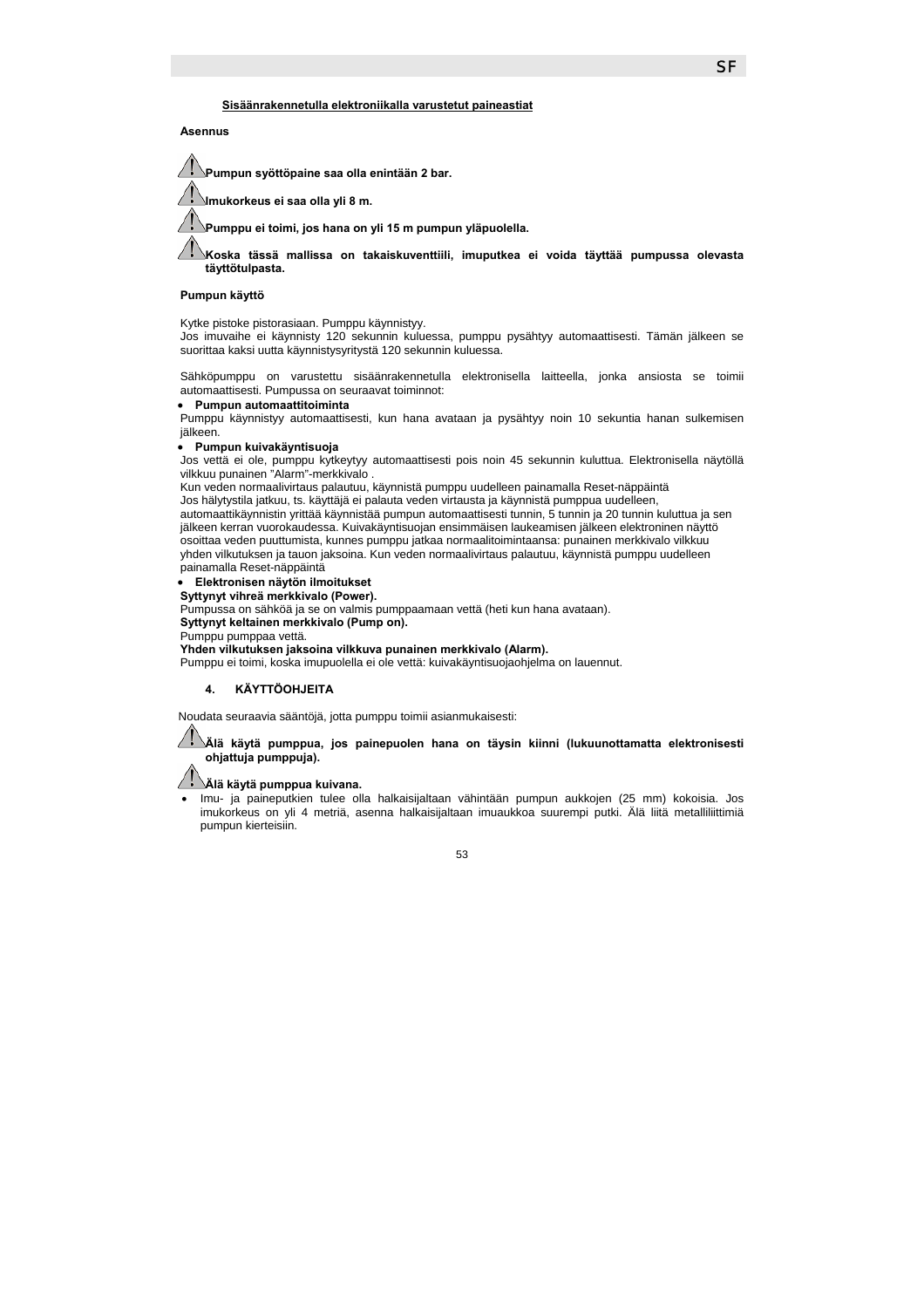**<u>Sisäänrakennetulla elektroniikalla varustetut paineastiat</u>**

**Asennus**

⚠ **Pumpun syöttöpaine saa olla enintään 2 bar.**

⚠ **Imukorkeus ei saa olla yli 8 m.**

⚠ **Pumppu ei toimi, jos hana on yli 15 m pumpun yläpuolella.**

⚠ **Koska tässä mallissa on takaiskuventtiili, imuputkea ei voida täyttää pumpussa olevasta täyttötulpasta.**

**Pumpun käyttö**

Kytke pistoke pistorasiaan. Pumppu käynnistyy.
Jos imuvaihe ei käynnisty 120 sekunnin kuluessa, pumppu pysähtyy automaattisesti. Tämän jälkeen se suorittaa kaksi uutta käynnistysyritystä 120 sekunnin kuluessa.

Sähköpumppu on varustettu sisäänrakennetulla elektronisella laitteella, jonka ansiosta se toimii automaattisesti. Pumpussa on seuraavat toiminnot:

- **Pumpun automaattitoiminta**

Pumppu käynnistyy automaattisesti, kun hana avataan ja pysähtyy noin 10 sekuntia hanan sulkemisen jälkeen.

- **Pumpun kuivakäyntisuoja**

Jos vettä ei ole, pumppu kytkeytyy automaattisesti pois noin 45 sekunnin kuluttua. Elektronisella näytöllä vilkkuu punainen "Alarm"-merkkivalo .
Kun veden normaalivirtaus palautuu, käynnistä pumppu uudelleen painamalla Reset-näppäintä
Jos hälytystila jatkuu, ts. käyttäjä ei palauta veden virtausta ja käynnistä pumppua uudelleen, automaattikäynnistin yrittää käynnistää pumpun automaattisesti tunnin, 5 tunnin ja 20 tunnin kuluttua ja sen jälkeen kerran vuorokaudessa. Kuivakäyntisuojan ensimmäisen laukeamisen jälkeen elektroninen näyttö osoittaa veden puuttumista, kunnes pumppu jatkaa normaalitoimintaansa: punainen merkkivalo vilkkuu yhden vilkutuksen ja tauon jaksoina. Kun veden normaalivirtaus palautuu, käynnistä pumppu uudelleen painamalla Reset-näppäintä

- **Elektronisen näytön ilmoitukset**

**Syttynyt vihreä merkkivalo (Power).**
Pumpussa on sähköä ja se on valmis pumppaamaan vettä (heti kun hana avataan).
**Syttynyt keltainen merkkivalo (Pump on).**
Pumppu pumppaa vettä.
**Yhden vilkutuksen jaksoina vilkkuva punainen merkkivalo (Alarm).**
Pumppu ei toimi, koska imupuolella ei ole vettä: kuivakäyntisuojaohjelma on lauennut.

## 4. KÄYTTÖOHJEITA

Noudata seuraavia sääntöjä, jotta pumppu toimii asianmukaisesti:

⚠ **Älä käytä pumppua, jos painepuolen hana on täysin kiinni (lukuunottamatta elektronisesti ohjattuja pumppuja).**

⚠ **Älä käytä pumppua kuivana.**

- Imu- ja paineputkien tulee olla halkaisijaltaan vähintään pumpun aukkojen (25 mm) kokoisia. Jos imukorkeus on yli 4 metriä, asenna halkaisijaltaan imuaukkoa suurempi putki. Älä liitä metalliliittimiä pumpun kierteisiin.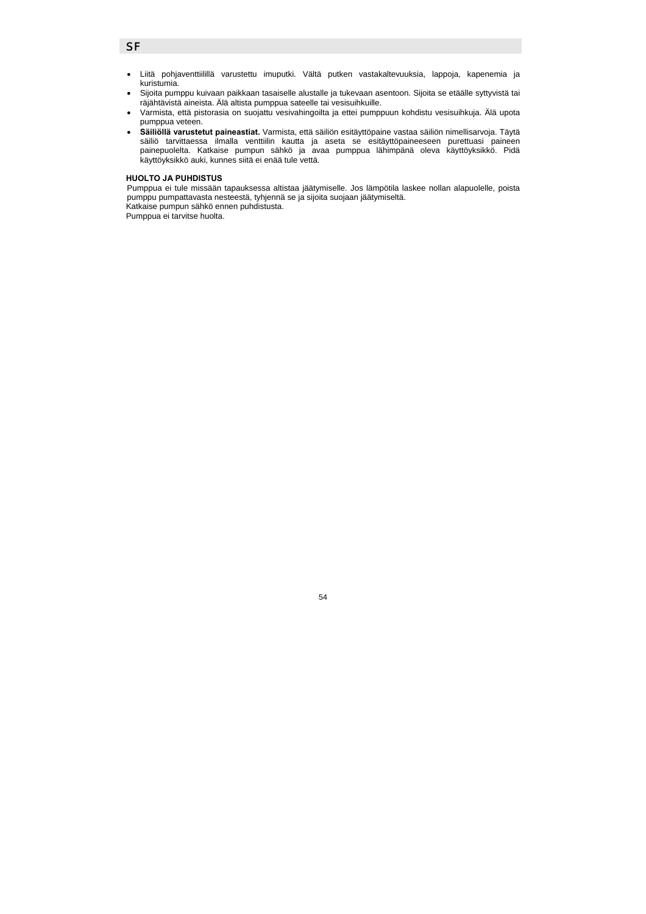- Liitä pohjaventtiilillä varustettu imuputki. Vältä putken vastakaltevuuksia, lappoja, kapenemia ja kuristumia.
- Sijoita pumppu kuivaan paikkaan tasaiselle alustalle ja tukevaan asentoon. Sijoita se etäälle syttyvistä tai räjähtävistä aineista. Älä altista pumppua sateelle tai vesisuihkuille.
- Varmista, että pistorasia on suojattu vesivahingoilta ja ettei pumppuun kohdistu vesisuihkuja. Älä upota pumppua veteen.
- **Säiliöllä varustetut paineastiat.** Varmista, että säiliön esitäyttöpaine vastaa säiliön nimellisarvoja. Täytä säiliö tarvittaessa ilmalla venttiilin kautta ja aseta se esitäyttöpaineeseen purettuasi paineen painepuolelta. Katkaise pumpun sähkö ja avaa pumppua lähimpänä oleva käyttöyksikkö. Pidä käyttöyksikkö auki, kunnes siitä ei enää tule vettä.

**HUOLTO JA PUHDISTUS**

Pumppua ei tule missään tapauksessa altistaa jäätymiselle. Jos lämpötila laskee nollan alapuolelle, poista pumppu pumpattavasta nesteestä, tyhjennä se ja sijoita suojaan jäätymiseltä.

Katkaise pumpun sähkö ennen puhdistusta.

Pumppua ei tarvitse huolta.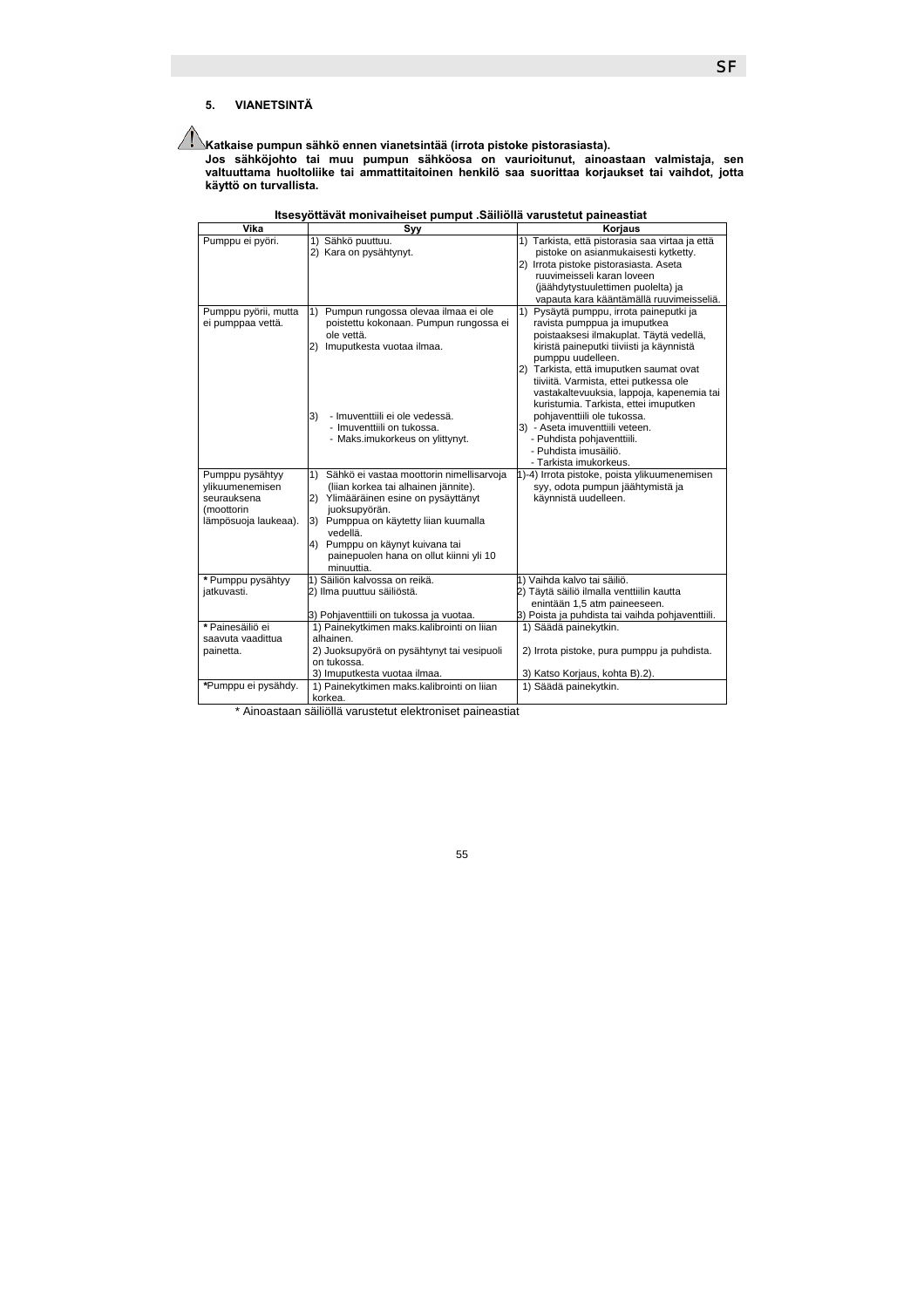## 5. VIANETSINTÄ

**Katkaise pumpun sähkö ennen vianetsintää (irrota pistoke pistorasiasta).**
**Jos sähköjohto tai muu pumpun sähköosa on vaurioitunut, ainoastaan valmistaja, sen valtuuttama huoltoliike tai ammattitaitoinen henkilö saa suorittaa korjaukset tai vaihdot, jotta käyttö on turvallista.**

**Itsesyöttävät monivaiheiset pumput .Säiliöllä varustetut paineastiat**

| Vika | Syy | Korjaus |
|---|---|---|
| Pumppu ei pyöri. | 1) Sähkö puuttuu.<br>2) Kara on pysähtynyt. | 1) Tarkista, että pistorasia saa virtaa ja että pistoke on asianmukaisesti kytketty.<br>2) Irrota pistoke pistorasiasta. Aseta ruuvimeisseli karan loveen (jäähdytystuulettimen puolelta) ja vapauta kara kääntämällä ruuvimeisseliä. |
| Pumppu pyörii, mutta ei pumppaa vettä. | 1) Pumpun rungossa olevaa ilmaa ei ole poistettu kokonaan. Pumpun rungossa ei ole vettä.<br>2) Imuputkesta vuotaa ilmaa.<br>3) - Imuventtiili ei ole vedessä.<br>- Imuventtiili on tukossa.<br>- Maks.imukorkeus on ylittynyt. | 1) Pysäytä pumppu, irrota paineputki ja ravista pumppua ja imuputkea poistaaksesi ilmakuplat. Täytä vedellä, kiristä paineputki tiiviisti ja käynnistä pumppu uudelleen.<br>2) Tarkista, että imuputken saumat ovat tiiviitä. Varmista, ettei putkessa ole vastakaltevuuksia, lappoja, kapenemia tai kuristumia. Tarkista, ettei imuputken pohjaventtiili ole tukossa.<br>3) - Aseta imuventtiili veteen.<br>- Puhdista pohjaventtiili.<br>- Puhdista imusäiliö.<br>- Tarkista imukorkeus. |
| Pumppu pysähtyy ylikuumenemisen seurauksena (moottorin lämpösuoja laukeaa). | 1) Sähkö ei vastaa moottorin nimellisarvoja (liian korkea tai alhainen jännite).<br>2) Ylimääräinen esine on pysäyttänyt juoksupyörän.<br>3) Pumppua on käytetty liian kuumalla vedellä.<br>4) Pumppu on käynyt kuivana tai painepuolen hana on ollut kiinni yli 10 minuuttia. | 1)-4) Irrota pistoke, poista ylikuumenemisen syy, odota pumpun jäähtymistä ja käynnistä uudelleen. |
| * Pumppu pysähtyy jatkuvasti. | 1) Säiliön kalvossa on reikä.<br>2) Ilma puuttuu säiliöstä.<br>3) Pohjaventtiili on tukossa ja vuotaa. | 1) Vaihda kalvo tai säiliö.<br>2) Täytä säiliö ilmalla venttiilin kautta enintään 1,5 atm paineeseen.<br>3) Poista ja puhdista tai vaihda pohjaventtiili. |
| * Painesäiliö ei saavuta vaadittua painetta. | 1) Painekytkimen maks.kalibrointi on liian alhainen.<br>2) Juoksupyörä on pysähtynyt tai vesipuoli on tukossa.<br>3) Imuputkesta vuotaa ilmaa. | 1) Säädä painekytkin.<br>2) Irrota pistoke, pura pumppu ja puhdista.<br>3) Katso Korjaus, kohta B).2). |
| *Pumppu ei pysähdy. | 1) Painekytkimen maks.kalibrointi on liian korkea. | 1) Säädä painekytkin. |

* Ainoastaan säiliöllä varustetut elektroniset paineastiat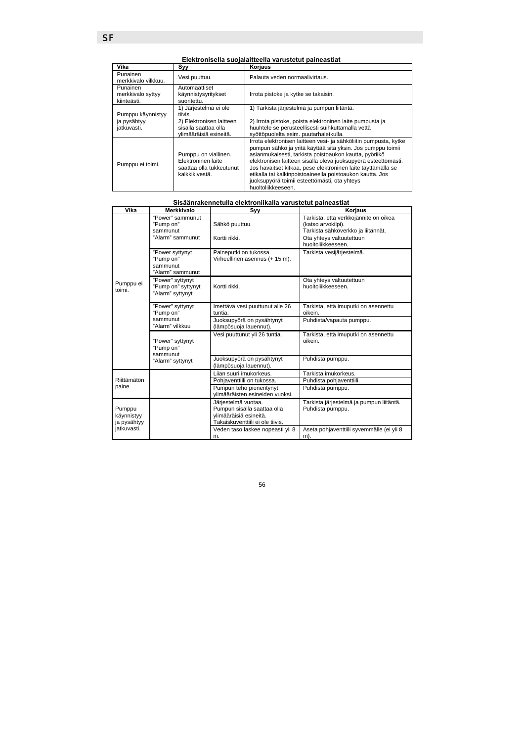**Elektronisella suojalaitteella varustetut paineastiat**

| Vika | Syy | Korjaus |
|---|---|---|
| Punainen merkkivalo vilkkuu. | Vesi puuttuu. | Palauta veden normaalivirtaus. |
| Punainen merkkivalo syttyy kiinteästi. | Automaattiset käynnistysyritykset suoritettu. | Irrota pistoke ja kytke se takaisin. |
| Pumppu käynnistyy ja pysähtyy jatkuvasti. | 1) Järjestelmä ei ole tiivis.<br>2) Elektronisen laitteen sisällä saattaa olla ylimääräisiä esineitä. | 1) Tarkista järjestelmä ja pumpun liitäntä.<br>2) Irrota pistoke, poista elektroninen laite pumpusta ja huuhtele se perusteellisesti suihkuttamalla vettä syöttöpuolelta esim. puutarhaletkulla. |
| Pumppu ei toimi. | Pumppu on viallinen. Elektroninen laite saattaa olla tukkeutunut kalkkikivestä. | Irrota elektronisen laitteen vesi- ja sähköliitin pumpusta, kytke pumpun sähkö ja yritä käyttää sitä yksin. Jos pumppu toimii asianmukaisesti, tarkista poistoaukon kautta, pyöriikö elektronisen laitteen sisällä oleva juoksupyörä esteettömästi. Jos havaitset kitkaa, pese elektroninen laite täyttämällä se etikalla tai kalkinpoistoaineella poistoaukon kautta. Jos juoksupyörä toimii esteettömästi, ota yhteys huoltoliikkeeseen. |

**Sisäänrakennetulla elektroniikalla varustetut paineastiat**

| Vika | Merkkivalo | Syy | Korjaus |
|---|---|---|---|
| Pumppu ei toimi. | "Power" sammunut<br>"Pump on" sammunut<br>"Alarm" sammunut | Sähkö puuttuu.<br>Kortti rikki. | Tarkista, että verkkojännite on oikea (katso arvokilpi).<br>Tarkista sähköverkko ja liitännät.<br>Ota yhteys valtuutettuun huoltoliikkeeseen. |
| | "Power syttynyt<br>"Pump on" sammunut<br>"Alarm" sammunut | Paineputki on tukossa.<br>Virheellinen asennus (+ 15 m). | Tarkista vesijärjestelmä. |
| | "Power" syttynyt<br>"Pump on" syttynyt<br>"Alarm" syttynyt | Kortti rikki. | Ota yhteys valtuutettuun huoltoliikkeeseen. |
| | "Power" syttynyt<br>"Pump on" sammunut<br>"Alarm" vilkkuu | Imettävä vesi puuttunut alle 26 tuntia. | Tarkista, että imuputki on asennettu oikein. |
| | | Juoksupyörä on pysähtynyt (lämpösuoja lauennut). | Puhdista/vapauta pumppu. |
| | "Power" syttynyt<br>"Pump on" sammunut<br>"Alarm" syttynyt | Vesi puuttunut yli 26 tuntia. | Tarkista, että imuputki on asennettu oikein. |
| | | Juoksupyörä on pysähtynyt (lämpösuoja lauennut). | Puhdista pumppu. |
| Riittämätön paine. | | Liian suuri imukorkeus. | Tarkista imukorkeus. |
| | | Pohjaventtiili on tukossa. | Puhdista pohjaventtiili. |
| | | Pumpun teho pienentynyt ylimääräisten esineiden vuoksi. | Puhdista pumppu. |
| Pumppu käynnistyy ja pysähtyy jatkuvasti. | | Järjestelmä vuotaa.<br>Pumpun sisällä saattaa olla ylimääräisiä esineitä.<br>Takaiskuventtiili ei ole tiivis. | Tarkista järjestelmä ja pumpun liitäntä.<br>Puhdista pumppu. |
| | | Veden taso laskee nopeasti yli 8 m. | Aseta pohjaventtiili syvemmälle (ei yli 8 m). |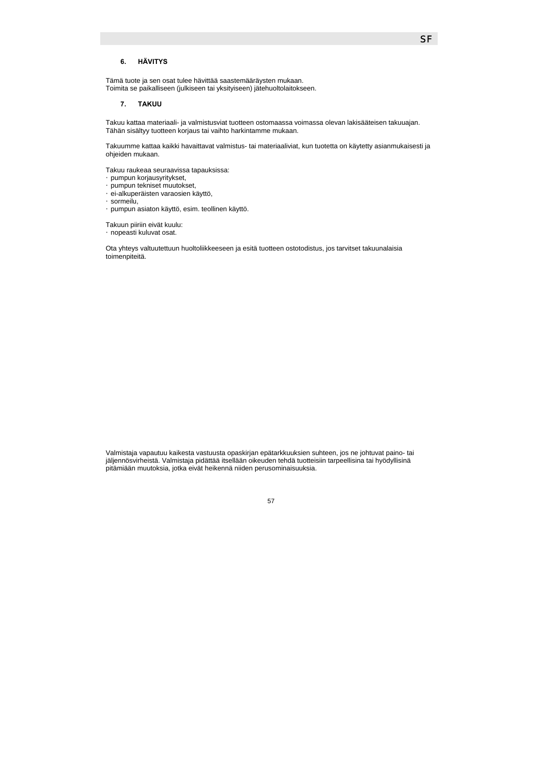## 6. HÄVITYS

Tämä tuote ja sen osat tulee hävittää saastemääräysten mukaan.
Toimita se paikalliseen (julkiseen tai yksityiseen) jätehuoltolaitokseen.

## 7. TAKUU

Takuu kattaa materiaali- ja valmistusviat tuotteen ostomaassa voimassa olevan lakisääteisen takuuajan. Tähän sisältyy tuotteen korjaus tai vaihto harkintamme mukaan.

Takuumme kattaa kaikki havaittavat valmistus- tai materiaaliviat, kun tuotetta on käytetty asianmukaisesti ja ohjeiden mukaan.

Takuu raukeaa seuraavissa tapauksissa:

- pumpun korjausyritykset,
- pumpun tekniset muutokset,
- ei-alkuperäisten varaosien käyttö,
- sormeilu,
- pumpun asiaton käyttö, esim. teollinen käyttö.

Takuun piiriin eivät kuulu:

- nopeasti kuluvat osat.

Ota yhteys valtuutettuun huoltoliikkeeseen ja esitä tuotteen ostotodistus, jos tarvitset takuunalaisia toimenpiteitä.

Valmistaja vapautuu kaikesta vastuusta opaskirjan epätarkkuuksien suhteen, jos ne johtuvat paino- tai jäljennösvirheistä. Valmistaja pidättää itsellään oikeuden tehdä tuotteisiin tarpeellisina tai hyödyllisinä pitämiään muutoksia, jotka eivät heikennä niiden perusominaisuuksia.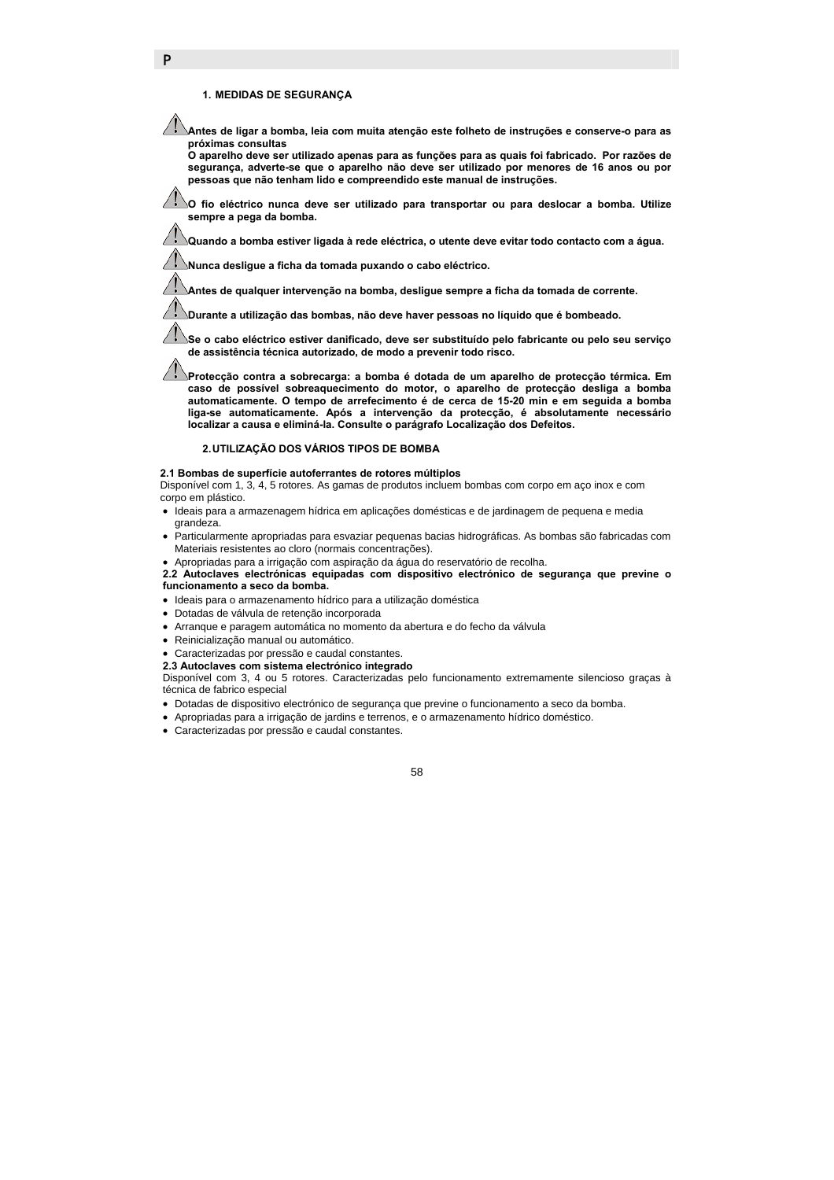## 1. MEDIDAS DE SEGURANÇA

**Antes de ligar a bomba, leia com muita atenção este folheto de instruções e conserve-o para as próximas consultas**
**O aparelho deve ser utilizado apenas para as funções para as quais foi fabricado. Por razões de segurança, adverte-se que o aparelho não deve ser utilizado por menores de 16 anos ou por pessoas que não tenham lido e compreendido este manual de instruções.**

**O fio eléctrico nunca deve ser utilizado para transportar ou para deslocar a bomba. Utilize sempre a pega da bomba.**

**Quando a bomba estiver ligada à rede eléctrica, o utente deve evitar todo contacto com a água.**

**Nunca desligue a ficha da tomada puxando o cabo eléctrico.**

**Antes de qualquer intervenção na bomba, desligue sempre a ficha da tomada de corrente.**

**Durante a utilização das bombas, não deve haver pessoas no líquido que é bombeado.**

**Se o cabo eléctrico estiver danificado, deve ser substituído pelo fabricante ou pelo seu serviço de assistência técnica autorizado, de modo a prevenir todo risco.**

**Protecção contra a sobrecarga: a bomba é dotada de um aparelho de protecção térmica. Em caso de possível sobreaquecimento do motor, o aparelho de protecção desliga a bomba automaticamente. O tempo de arrefecimento é de cerca de 15-20 min e em seguida a bomba liga-se automaticamente. Após a intervenção da protecção, é absolutamente necessário localizar a causa e eliminá-la. Consulte o parágrafo Localização dos Defeitos.**

## 2. UTILIZAÇÃO DOS VÁRIOS TIPOS DE BOMBA

**2.1 Bombas de superfície autoferrantes de rotores múltiplos**
Disponível com 1, 3, 4, 5 rotores. As gamas de produtos incluem bombas com corpo em aço inox e com corpo em plástico.

- Ideais para a armazenagem hídrica em aplicações domésticas e de jardinagem de pequena e media grandeza.
- Particularmente apropriadas para esvaziar pequenas bacias hidrográficas. As bombas são fabricadas com Materiais resistentes ao cloro (normais concentrações).
- Apropriadas para a irrigação com aspiração da água do reservatório de recolha.

**2.2 Autoclaves electrónicas equipadas com dispositivo electrónico de segurança que previne o funcionamento a seco da bomba.**

- Ideais para o armazenamento hídrico para a utilização doméstica
- Dotadas de válvula de retenção incorporada
- Arranque e paragem automática no momento da abertura e do fecho da válvula
- Reinicialização manual ou automático.
- Caracterizadas por pressão e caudal constantes.

**2.3 Autoclaves com sistema electrónico integrado**
Disponível com 3, 4 ou 5 rotores. Caracterizadas pelo funcionamento extremamente silencioso graças à técnica de fabrico especial

- Dotadas de dispositivo electrónico de segurança que previne o funcionamento a seco da bomba.
- Apropriadas para a irrigação de jardins e terrenos, e o armazenamento hídrico doméstico.
- Caracterizadas por pressão e caudal constantes.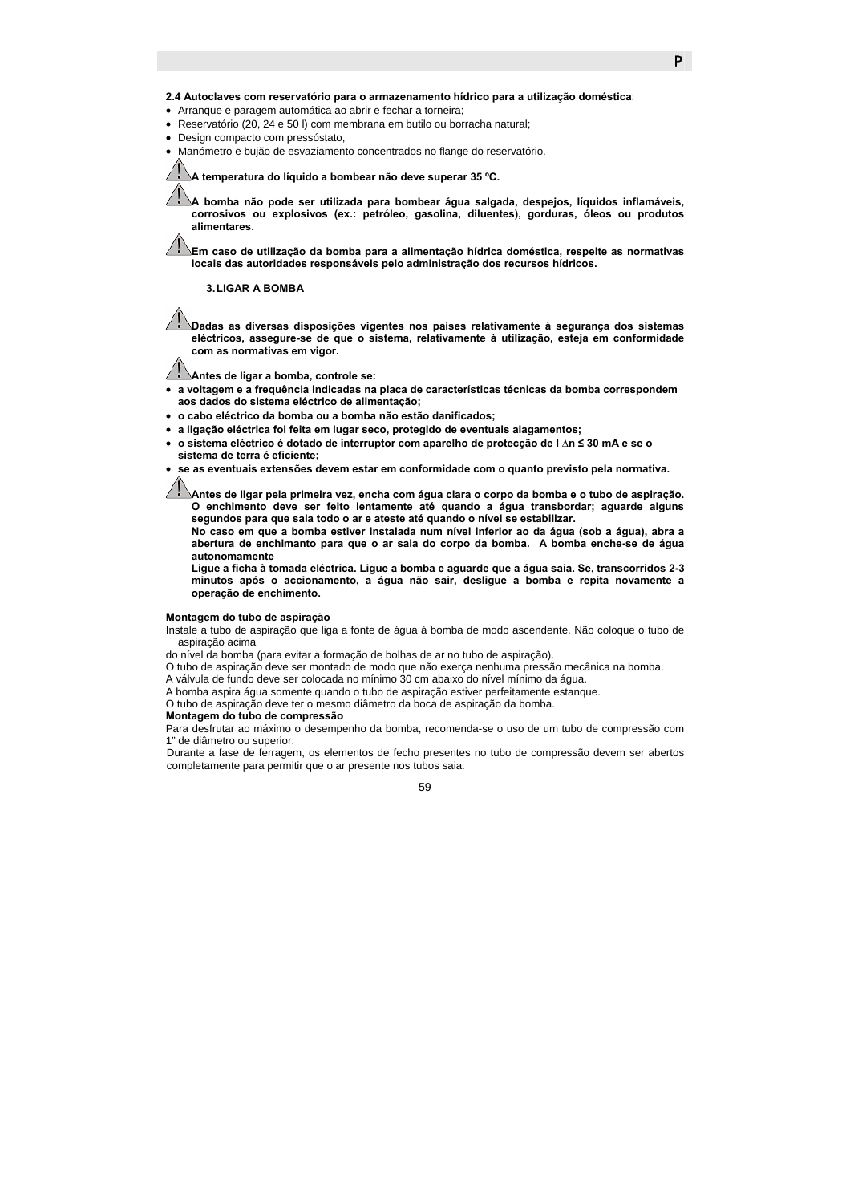**2.4 Autoclaves com reservatório para o armazenamento hídrico para a utilização doméstica**:

- Arranque e paragem automática ao abrir e fechar a torneira;
- Reservatório (20, 24 e 50 l) com membrana em butilo ou borracha natural;
- Design compacto com pressóstato,
- Manómetro e bujão de esvaziamento concentrados no flange do reservatório.

**A temperatura do líquido a bombear não deve superar 35 ºC.**

**A bomba não pode ser utilizada para bombear água salgada, despejos, líquidos inflamáveis, corrosivos ou explosivos (ex.: petróleo, gasolina, diluentes), gorduras, óleos ou produtos alimentares.**

**Em caso de utilização da bomba para a alimentação hídrica doméstica, respeite as normativas locais das autoridades responsáveis pelo administração dos recursos hídricos.**

## 3. LIGAR A BOMBA

**Dadas as diversas disposições vigentes nos países relativamente à segurança dos sistemas eléctricos, assegure-se de que o sistema, relativamente à utilização, esteja em conformidade com as normativas em vigor.**

**Antes de ligar a bomba, controle se:**

- **a voltagem e a frequência indicadas na placa de características técnicas da bomba correspondem aos dados do sistema eléctrico de alimentação;**
- **o cabo eléctrico da bomba ou a bomba não estão danificados;**
- **a ligação eléctrica foi feita em lugar seco, protegido de eventuais alagamentos;**
- **o sistema eléctrico é dotado de interruptor com aparelho de protecção de I $\Delta$n ≤ 30 mA e se o sistema de terra é eficiente;**
- **se as eventuais extensões devem estar em conformidade com o quanto previsto pela normativa.**

**Antes de ligar pela primeira vez, encha com água clara o corpo da bomba e o tubo de aspiração. O enchimento deve ser feito lentamente até quando a água transbordar; aguarde alguns segundos para que saia todo o ar e ateste até quando o nível se estabilizar.**
**No caso em que a bomba estiver instalada num nível inferior ao da água (sob a água), abra a abertura de enchimanto para que o ar saia do corpo da bomba. A bomba enche-se de água autonomamente**
**Ligue a ficha à tomada eléctrica. Ligue a bomba e aguarde que a água saia. Se, transcorridos 2-3 minutos após o accionamento, a água não sair, desligue a bomba e repita novamente a operação de enchimento.**

**Montagem do tubo de aspiração**

Instale a tubo de aspiração que liga a fonte de água à bomba de modo ascendente. Não coloque o tubo de aspiração acima
do nível da bomba (para evitar a formação de bolhas de ar no tubo de aspiração).
O tubo de aspiração deve ser montado de modo que não exerça nenhuma pressão mecânica na bomba.
A válvula de fundo deve ser colocada no mínimo 30 cm abaixo do nível mínimo da água.
A bomba aspira água somente quando o tubo de aspiração estiver perfeitamente estanque.
O tubo de aspiração deve ter o mesmo diâmetro da boca de aspiração da bomba.

**Montagem do tubo de compressão**

Para desfrutar ao máximo o desempenho da bomba, recomenda-se o uso de um tubo de compressão com 1" de diâmetro ou superior.
Durante a fase de ferragem, os elementos de fecho presentes no tubo de compressão devem ser abertos completamente para permitir que o ar presente nos tubos saia.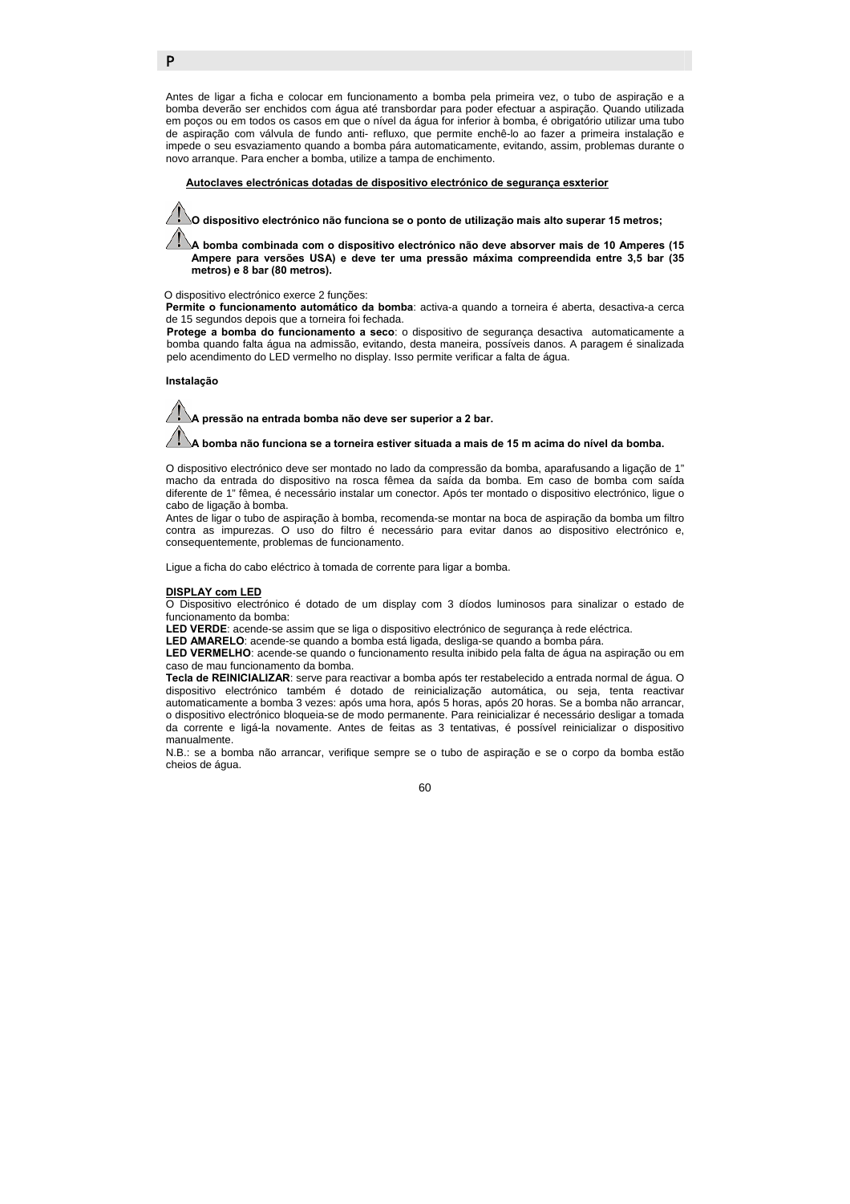Antes de ligar a ficha e colocar em funcionamento a bomba pela primeira vez, o tubo de aspiração e a bomba deverão ser enchidos com água até transbordar para poder efectuar a aspiração. Quando utilizada em poços ou em todos os casos em que o nível da água for inferior à bomba, é obrigatório utilizar uma tubo de aspiração com válvula de fundo anti- refluxo, que permite enchê-lo ao fazer a primeira instalação e impede o seu esvaziamento quando a bomba pára automaticamente, evitando, assim, problemas durante o novo arranque. Para encher a bomba, utilize a tampa de enchimento.

**Autoclaves electrónicas dotadas de dispositivo electrónico de segurança esxterior**

⚠ **O dispositivo electrónico não funciona se o ponto de utilização mais alto superar 15 metros;**

⚠ **A bomba combinada com o dispositivo electrónico não deve absorver mais de 10 Amperes (15 Ampere para versões USA) e deve ter uma pressão máxima compreendida entre 3,5 bar (35 metros) e 8 bar (80 metros).**

O dispositivo electrónico exerce 2 funções:

**Permite o funcionamento automático da bomba**: activa-a quando a torneira é aberta, desactiva-a cerca de 15 segundos depois que a torneira foi fechada.

**Protege a bomba do funcionamento a seco**: o dispositivo de segurança desactiva automaticamente a bomba quando falta água na admissão, evitando, desta maneira, possíveis danos. A paragem é sinalizada pelo acendimento do LED vermelho no display. Isso permite verificar a falta de água.

**Instalação**

⚠ **A pressão na entrada bomba não deve ser superior a 2 bar.**

⚠ **A bomba não funciona se a torneira estiver situada a mais de 15 m acima do nível da bomba.**

O dispositivo electrónico deve ser montado no lado da compressão da bomba, aparafusando a ligação de 1" macho da entrada do dispositivo na rosca fêmea da saída da bomba. Em caso de bomba com saída diferente de 1" fêmea, é necessário instalar um conector. Após ter montado o dispositivo electrónico, ligue o cabo de ligação à bomba.

Antes de ligar o tubo de aspiração à bomba, recomenda-se montar na boca de aspiração da bomba um filtro contra as impurezas. O uso do filtro é necessário para evitar danos ao dispositivo electrónico e, consequentemente, problemas de funcionamento.

Ligue a ficha do cabo eléctrico à tomada de corrente para ligar a bomba.

**DISPLAY com LED**

O Dispositivo electrónico é dotado de um display com 3 díodos luminosos para sinalizar o estado de funcionamento da bomba:

**LED VERDE**: acende-se assim que se liga o dispositivo electrónico de segurança à rede eléctrica.

**LED AMARELO**: acende-se quando a bomba está ligada, desliga-se quando a bomba pára.

**LED VERMELHO**: acende-se quando o funcionamento resulta inibido pela falta de água na aspiração ou em caso de mau funcionamento da bomba.

**Tecla de REINICIALIZAR**: serve para reactivar a bomba após ter restabelecido a entrada normal de água. O dispositivo electrónico também é dotado de reinicialização automática, ou seja, tenta reactivar automaticamente a bomba 3 vezes: após uma hora, após 5 horas, após 20 horas. Se a bomba não arrancar, o dispositivo electrónico bloqueia-se de modo permanente. Para reinicializar é necessário desligar a tomada da corrente e ligá-la novamente. Antes de feitas as 3 tentativas, é possível reinicializar o dispositivo manualmente.

N.B.: se a bomba não arrancar, verifique sempre se o tubo de aspiração e se o corpo da bomba estão cheios de água.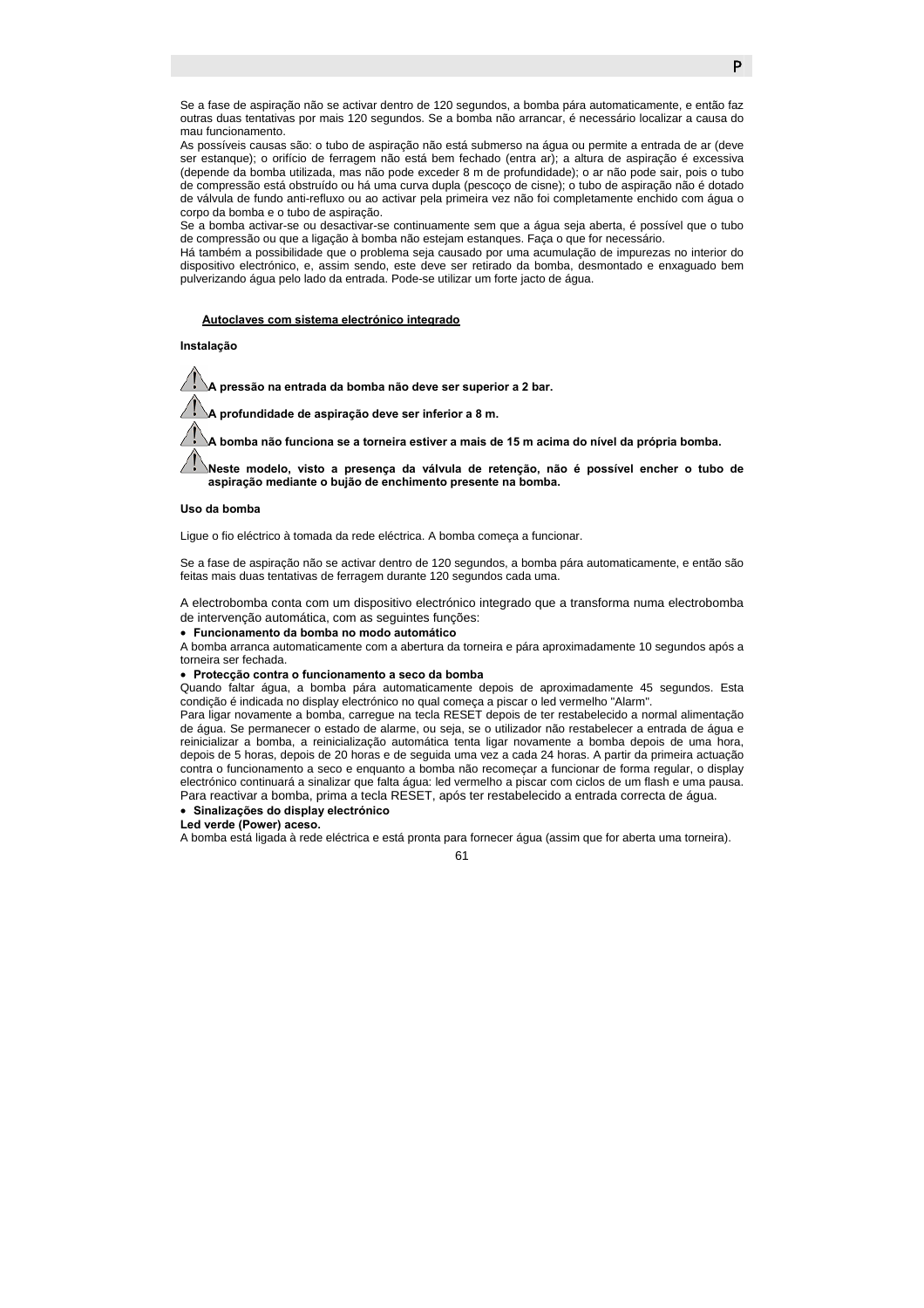Se a fase de aspiração não se activar dentro de 120 segundos, a bomba pára automaticamente, e então faz outras duas tentativas por mais 120 segundos. Se a bomba não arrancar, é necessário localizar a causa do mau funcionamento.
As possíveis causas são: o tubo de aspiração não está submerso na água ou permite a entrada de ar (deve ser estanque); o orifício de ferragem não está bem fechado (entra ar); a altura de aspiração é excessiva (depende da bomba utilizada, mas não pode exceder 8 m de profundidade); o ar não pode sair, pois o tubo de compressão está obstruído ou há uma curva dupla (pescoço de cisne); o tubo de aspiração não é dotado de válvula de fundo anti-refluxo ou ao activar pela primeira vez não foi completamente enchido com água o corpo da bomba e o tubo de aspiração.
Se a bomba activar-se ou desactivar-se continuamente sem que a água seja aberta, é possível que o tubo de compressão ou que a ligação à bomba não estejam estanques. Faça o que for necessário.
Há também a possibilidade que o problema seja causado por uma acumulação de impurezas no interior do dispositivo electrónico, e, assim sendo, este deve ser retirado da bomba, desmontado e enxaguado bem pulverizando água pelo lado da entrada. Pode-se utilizar um forte jacto de água.

## Autoclaves com sistema electrónico integrado

**Instalação**

⚠ **A pressão na entrada da bomba não deve ser superior a 2 bar.**

⚠ **A profundidade de aspiração deve ser inferior a 8 m.**

⚠ **A bomba não funciona se a torneira estiver a mais de 15 m acima do nível da própria bomba.**

⚠ **Neste modelo, visto a presença da válvula de retenção, não é possível encher o tubo de aspiração mediante o bujão de enchimento presente na bomba.**

**Uso da bomba**

Ligue o fio eléctrico à tomada da rede eléctrica. A bomba começa a funcionar.

Se a fase de aspiração não se activar dentro de 120 segundos, a bomba pára automaticamente, e então são feitas mais duas tentativas de ferragem durante 120 segundos cada uma.

A electrobomba conta com um dispositivo electrónico integrado que a transforma numa electrobomba de intervenção automática, com as seguintes funções:

- **Funcionamento da bomba no modo automático**

A bomba arranca automaticamente com a abertura da torneira e pára aproximadamente 10 segundos após a torneira ser fechada.

- **Protecção contra o funcionamento a seco da bomba**

Quando faltar água, a bomba pára automaticamente depois de aproximadamente 45 segundos. Esta condição é indicada no display electrónico no qual começa a piscar o led vermelho "Alarm".
Para ligar novamente a bomba, carregue na tecla RESET depois de ter restabelecido a normal alimentação de água. Se permanecer o estado de alarme, ou seja, se o utilizador não restabelecer a entrada de água e reinicializar a bomba, a reinicialização automática tenta ligar novamente a bomba depois de uma hora, depois de 5 horas, depois de 20 horas e de seguida uma vez a cada 24 horas. A partir da primeira actuação contra o funcionamento a seco e enquanto a bomba não recomeçar a funcionar de forma regular, o display electrónico continuará a sinalizar que falta água: led vermelho a piscar com ciclos de um flash e uma pausa.
Para reactivar a bomba, prima a tecla RESET, após ter restabelecido a entrada correcta de água.

- **Sinalizações do display electrónico**

**Led verde (Power) aceso.**
A bomba está ligada à rede eléctrica e está pronta para fornecer água (assim que for aberta uma torneira).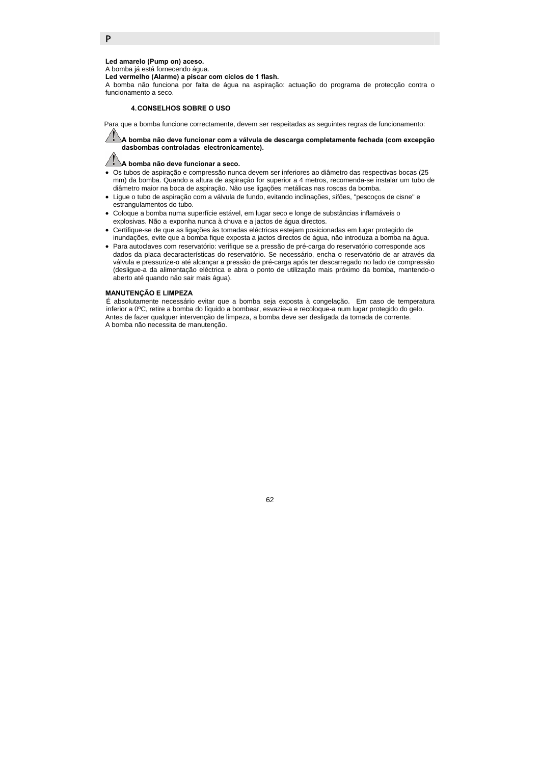**Led amarelo (Pump on) aceso.**
A bomba já está fornecendo água.
**Led vermelho (Alarme) a piscar com ciclos de 1 flash.**
A bomba não funciona por falta de água na aspiração: actuação do programa de protecção contra o funcionamento a seco.

## 4. CONSELHOS SOBRE O USO

Para que a bomba funcione correctamente, devem ser respeitadas as seguintes regras de funcionamento:

⚠ **A bomba não deve funcionar com a válvula de descarga completamente fechada (com excepção dasbombas controladas electronicamente).**

⚠ **A bomba não deve funcionar a seco.**

- Os tubos de aspiração e compressão nunca devem ser inferiores ao diâmetro das respectivas bocas (25 mm) da bomba. Quando a altura de aspiração for superior a 4 metros, recomenda-se instalar um tubo de diâmetro maior na boca de aspiração. Não use ligações metálicas nas roscas da bomba.
- Ligue o tubo de aspiração com a válvula de fundo, evitando inclinações, sifões, "pescoços de cisne" e estrangulamentos do tubo.
- Coloque a bomba numa superfície estável, em lugar seco e longe de substâncias inflamáveis o explosivas. Não a exponha nunca à chuva e a jactos de água directos.
- Certifique-se de que as ligações às tomadas eléctricas estejam posicionadas em lugar protegido de inundações, evite que a bomba fique exposta a jactos directos de água, não introduza a bomba na água.
- Para autoclaves com reservatório: verifique se a pressão de pré-carga do reservatório corresponde aos dados da placa decaracterísticas do reservatório. Se necessário, encha o reservatório de ar através da válvula e pressurize-o até alcançar a pressão de pré-carga após ter descarregado no lado de compressão (desligue-a da alimentação eléctrica e abra o ponto de utilização mais próximo da bomba, mantendo-o aberto até quando não sair mais água).

**MANUTENÇÃO E LIMPEZA**
É absolutamente necessário evitar que a bomba seja exposta à congelação. Em caso de temperatura inferior a 0ºC, retire a bomba do líquido a bombear, esvazie-a e recoloque-a num lugar protegido do gelo.
Antes de fazer qualquer intervenção de limpeza, a bomba deve ser desligada da tomada de corrente.
A bomba não necessita de manutenção.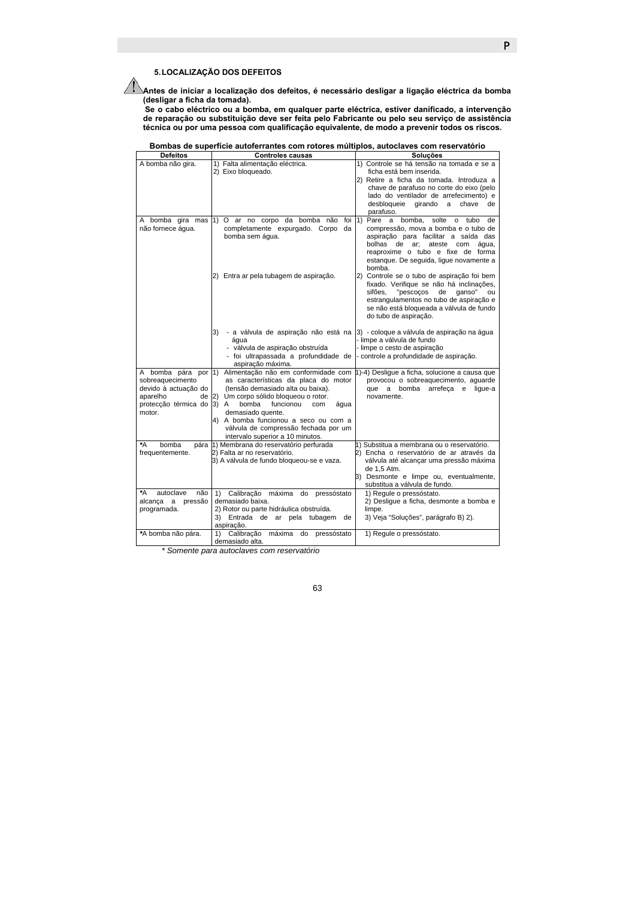## 5. LOCALIZAÇÃO DOS DEFEITOS

**Antes de iniciar a localização dos defeitos, é necessário desligar a ligação eléctrica da bomba (desligar a ficha da tomada).**

**Se o cabo eléctrico ou a bomba, em qualquer parte eléctrica, estiver danificado, a intervenção de reparação ou substituição deve ser feita pelo Fabricante ou pelo seu serviço de assistência técnica ou por uma pessoa com qualificação equivalente, de modo a prevenir todos os riscos.**

**Bombas de superfície autoferrantes com rotores múltiplos, autoclaves com reservatório**

| Defeitos | Controles causas | Soluções |
|---|---|---|
| A bomba não gira. | 1) Falta alimentação eléctrica.<br>2) Eixo bloqueado. | 1) Controle se há tensão na tomada e se a ficha está bem inserida.<br>2) Retire a ficha da tomada. Introduza a chave de parafuso no corte do eixo (pelo lado do ventilador de arrefecimento) e desbloqueie girando a chave de parafuso. |
| A bomba gira mas não fornece água. | 1) O ar no corpo da bomba não foi completamente expurgado. Corpo da bomba sem água.<br>2) Entra ar pela tubagem de aspiração.<br>3) - a válvula de aspiração não está na água<br>- válvula de aspiração obstruída<br>- foi ultrapassada a profundidade de aspiração máxima. | 1) Pare a bomba, solte o tubo de compressão, mova a bomba e o tubo de aspiração para facilitar a saída das bolhas de ar; ateste com água, reaproxime o tubo e fixe de forma estanque. De seguida, ligue novamente a bomba.<br>2) Controle se o tubo de aspiração foi bem fixado. Verifique se não há inclinações, sifões, "pescoços de ganso" ou estrangulamentos no tubo de aspiração e se não está bloqueada a válvula de fundo do tubo de aspiração.<br>3) - coloque a válvula de aspiração na água<br>- limpe a válvula de fundo<br>- limpe o cesto de aspiração<br>- controle a profundidade de aspiração. |
| A bomba pára por sobreaquecimento devido à actuação do aparelho de protecção térmica do motor. | 1) Alimentação não em conformidade com as características da placa do motor (tensão demasiado alta ou baixa).<br>2) Um corpo sólido bloqueou o rotor.<br>3) A bomba funcionou com água demasiado quente.<br>4) A bomba funcionou a seco ou com a válvula de compressão fechada por um intervalo superior a 10 minutos. | 1)-4) Desligue a ficha, solucione a causa que provocou o sobreaquecimento, aguarde que a bomba arrefeça e ligue-a novamente. |
| *A bomba pára frequentemente. | 1) Membrana do reservatório perfurada<br>2) Falta ar no reservatório.<br>3) A válvula de fundo bloqueou-se e vaza. | 1) Substitua a membrana ou o reservatório.<br>2) Encha o reservatório de ar através da válvula até alcançar uma pressão máxima de 1,5 Atm.<br>3) Desmonte e limpe ou, eventualmente, substitua a válvula de fundo. |
| *A autoclave não alcança a pressão programada. | 1) Calibração máxima do pressóstato demasiado baixa.<br>2) Rotor ou parte hidráulica obstruída.<br>3) Entrada de ar pela tubagem de aspiração. | 1) Regule o pressóstato.<br>2) Desligue a ficha, desmonte a bomba e limpe.<br>3) Veja "Soluções", parágrafo B) 2). |
| *A bomba não pára. | 1) Calibração máxima do pressóstato demasiado alta. | 1) Regule o pressóstato. |

*\* Somente para autoclaves com reservatório*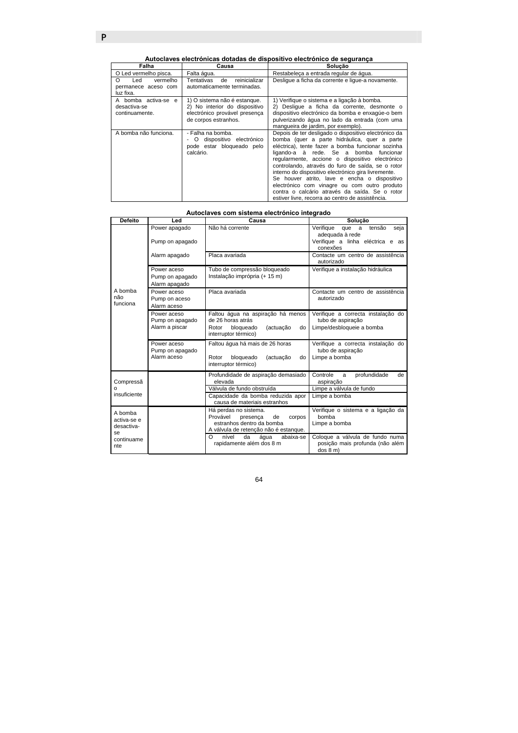### Autoclaves electrónicas dotadas de dispositivo electrónico de segurança

| Falha | Causa | Solução |
|---|---|---|
| O Led vermelho pisca. | Falta água. | Restabeleça a entrada regular de água. |
| O Led vermelho permanece aceso com luz fixa. | Tentativas de reinicializar automaticamente terminadas. | Desligue a ficha da corrente e ligue-a novamente. |
| A bomba activa-se e desactiva-se continuamente. | 1) O sistema não é estanque.<br>2) No interior do dispositivo electrónico provável presença de corpos estranhos. | 1) Verifique o sistema e a ligação à bomba.<br>2) Desligue a ficha da corrente, desmonte o dispositivo electrónico da bomba e enxagúe-o bem pulverizando água no lado da entrada (com uma mangueira de jardim, por exemplo). |
| A bomba não funciona. | - Falha na bomba.<br>- O dispositivo electrónico pode estar bloqueado pelo calcário. | Depois de ter desligado o dispositivo electrónico da bomba (quer a parte hidráulica, quer a parte eléctrica), tente fazer a bomba funcionar sozinha ligando-a à rede. Se a bomba funcionar regularmente, accione o dispositivo electrónico controlando, através do furo de saída, se o rotor interno do dispositivo electrónico gira livremente.<br>Se houver atrito, lave e encha o dispositivo electrónico com vinagre ou com outro produto contra o calcário através da saída. Se o rotor estiver livre, recorra ao centro de assistência. |

### Autoclaves com sistema electrónico integrado

| Defeito | Led | Causa | Solução |
|---|---|---|---|
| A bomba não funciona | Power apagado<br>Pump on apagado | Não há corrente | Verifique que a tensão seja adequada à rede<br>Verifique a linha eléctrica e as conexões |
| | Alarm apagado | Placa avariada | Contacte um centro de assistência autorizado |
| | Power aceso<br>Pump on apagado<br>Alarm apagado | Tubo de compressão bloqueado<br>Instalação imprópria (+ 15 m) | Verifique a instalação hidráulica |
| | Power aceso<br>Pump on aceso<br>Alarm aceso | Placa avariada | Contacte um centro de assistência autorizado |
| | Power aceso<br>Pump on apagado<br>Alarm a piscar | Faltou água na aspiração há menos de 26 horas atrás<br>Rotor bloqueado (actuação do interruptor térmico) | Verifique a correcta instalação do tubo de aspiração<br>Limpe/desbloqueie a bomba |
| | Power aceso<br>Pump on apagado<br>Alarm aceso | Faltou água há mais de 26 horas<br>Rotor bloqueado (actuação do interruptor térmico) | Verifique a correcta instalação do tubo de aspiração<br>Limpe a bomba |
| Compressão insuficiente | | Profundidade de aspiração demasiado elevada | Controle a profundidade de aspiração |
| | | Válvula de fundo obstruída | Limpe a válvula de fundo |
| | | Capacidade da bomba reduzida apor causa de materiais estranhos | Limpe a bomba |
| A bomba activa-se e desactiva-se continuamente | | Há perdas no sistema.<br>Provável presença de corpos estranhos dentro da bomba<br>A válvula de retenção não é estanque. | Verifique o sistema e a ligação da bomba<br>Limpe a bomba |
| | | O nível da água abaixa-se rapidamente além dos 8 m | Coloque a válvula de fundo numa posição mais profunda (não além dos 8 m) |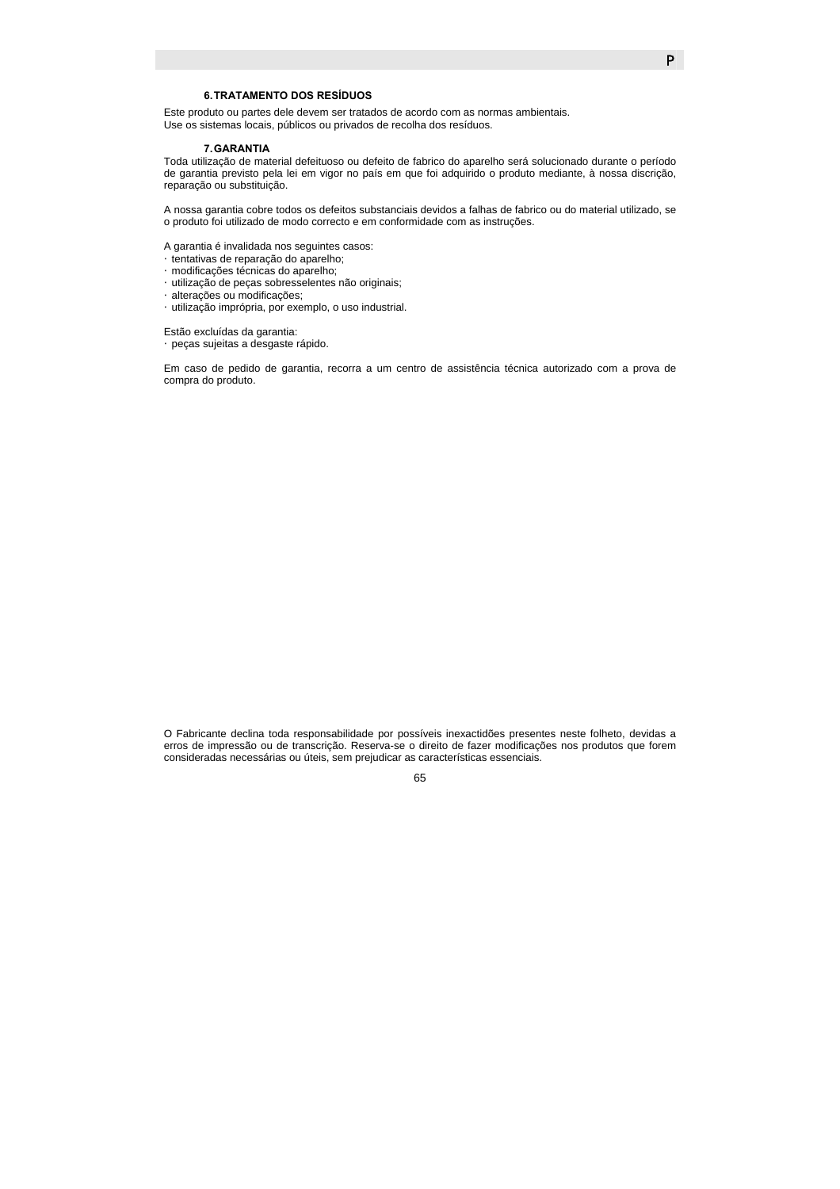## 6. TRATAMENTO DOS RESÍDUOS

Este produto ou partes dele devem ser tratados de acordo com as normas ambientais.
Use os sistemas locais, públicos ou privados de recolha dos resíduos.

## 7. GARANTIA

Toda utilização de material defeituoso ou defeito de fabrico do aparelho será solucionado durante o período de garantia previsto pela lei em vigor no país em que foi adquirido o produto mediante, à nossa discrição, reparação ou substituição.

A nossa garantia cobre todos os defeitos substanciais devidos a falhas de fabrico ou do material utilizado, se o produto foi utilizado de modo correcto e em conformidade com as instruções.

A garantia é invalidada nos seguintes casos:

- tentativas de reparação do aparelho;
- modificações técnicas do aparelho;
- utilização de peças sobresselentes não originais;
- alterações ou modificações;
- utilização imprópria, por exemplo, o uso industrial.

Estão excluídas da garantia:

- peças sujeitas a desgaste rápido.

Em caso de pedido de garantia, recorra a um centro de assistência técnica autorizado com a prova de compra do produto.

O Fabricante declina toda responsabilidade por possíveis inexactidões presentes neste folheto, devidas a erros de impressão ou de transcrição. Reserva-se o direito de fazer modificações nos produtos que forem consideradas necessárias ou úteis, sem prejudicar as características essenciais.